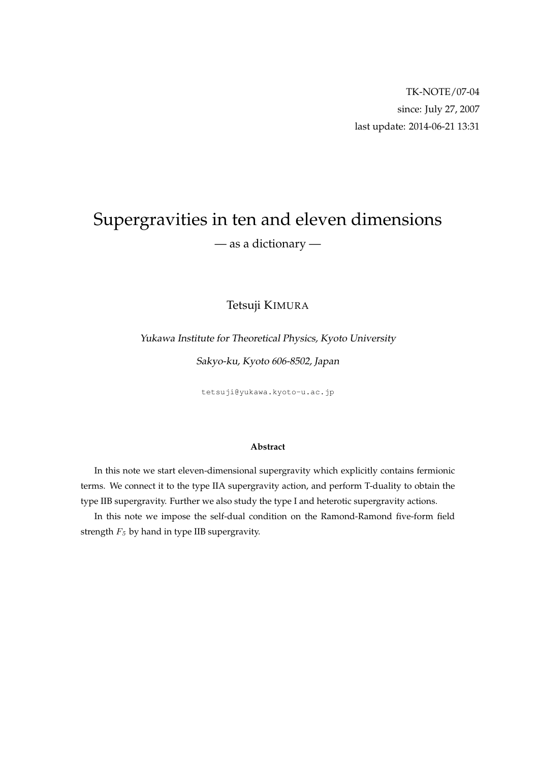TK-NOTE/07-04

since: July 27, 2007

last update: 2014-06-21 13:31

# Supergravities in ten and eleven dimensions

— as a dictionary —

Tetsuji KIMURA

*Yukawa Institute for Theoretical Physics, Kyoto University*

*Sakyo-ku, Kyoto 606-8502, Japan*

tetsuji@yukawa.kyoto-u.ac.jp

**Abstract**

In this note we start eleven-dimensional supergravity which explicitly contains fermionic terms. We connect it to the type IIA supergravity action, and perform T-duality to obtain the type IIB supergravity. Further we also study the type I and heterotic supergravity actions.

In this note we impose the self-dual condition on the Ramond-Ramond five-form field strength $F_5$ by hand in type IIB supergravity.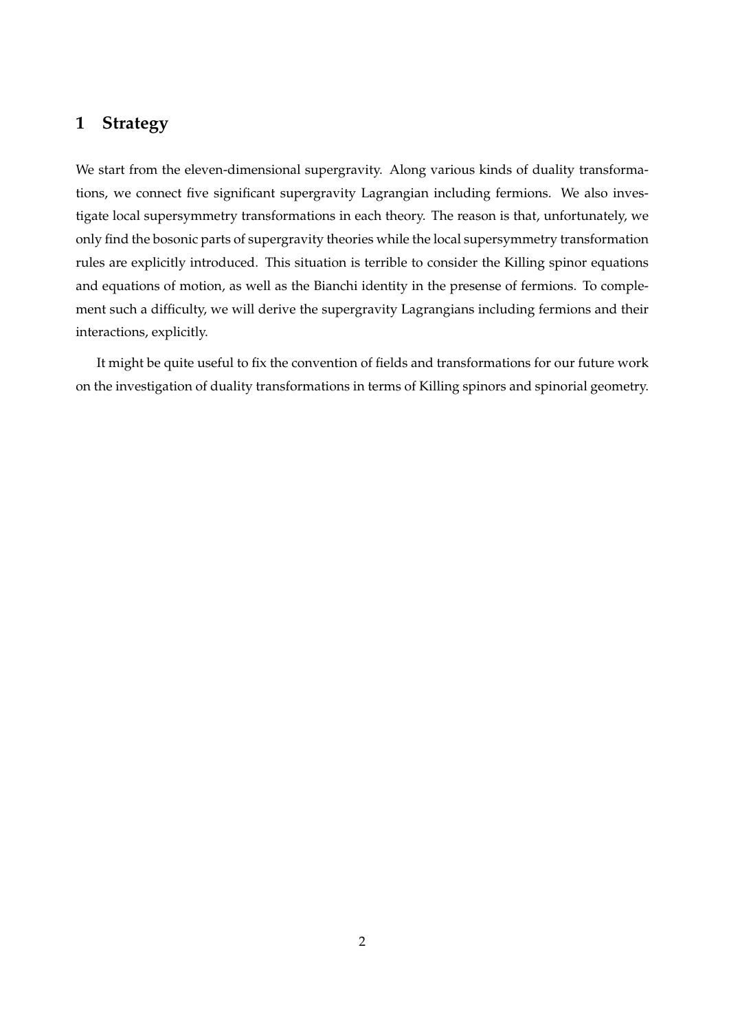# 1 Strategy

We start from the eleven-dimensional supergravity. Along various kinds of duality transformations, we connect five significant supergravity Lagrangian including fermions. We also investigate local supersymmetry transformations in each theory. The reason is that, unfortunately, we only find the bosonic parts of supergravity theories while the local supersymmetry transformation rules are explicitly introduced. This situation is terrible to consider the Killing spinor equations and equations of motion, as well as the Bianchi identity in the presense of fermions. To complement such a difficulty, we will derive the supergravity Lagrangians including fermions and their interactions, explicitly.

It might be quite useful to fix the convention of fields and transformations for our future work on the investigation of duality transformations in terms of Killing spinors and spinorial geometry.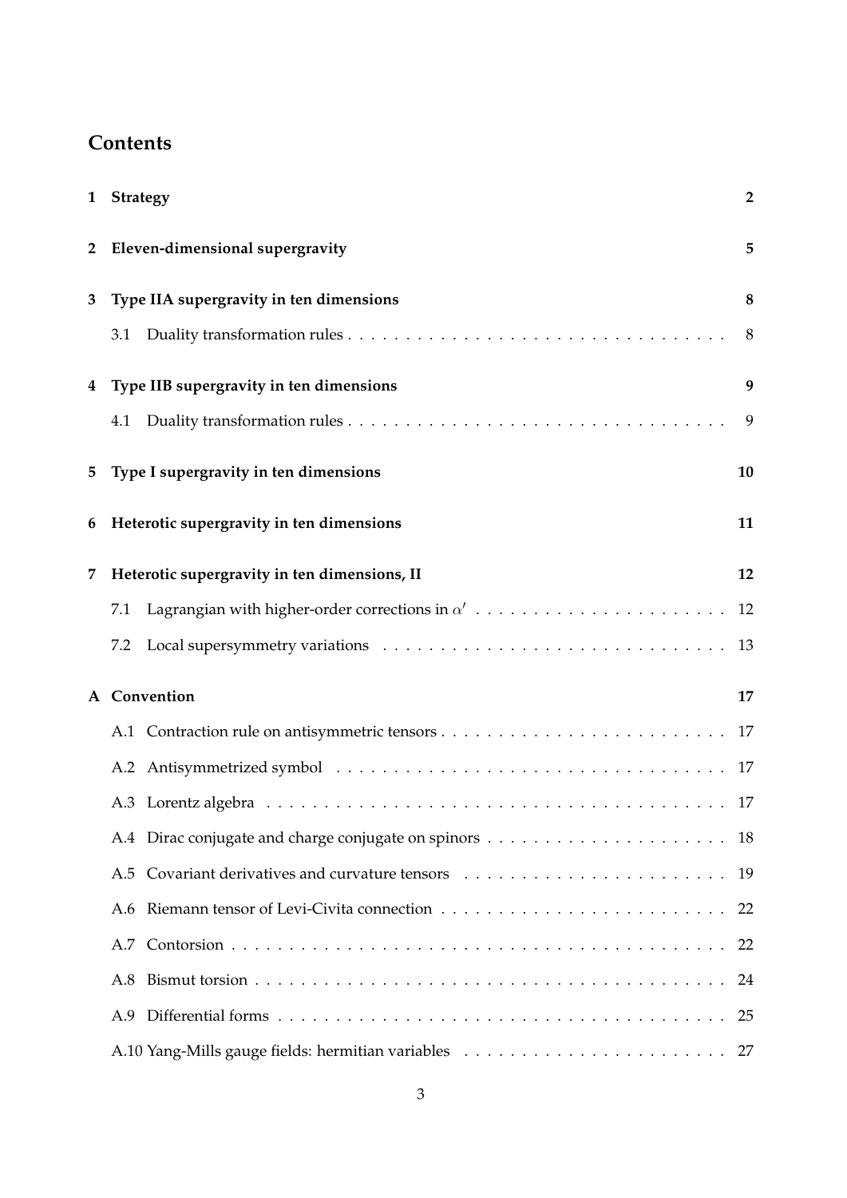## Contents

1 **Strategy** 2

2 **Eleven-dimensional supergravity** 5

3 **Type IIA supergravity in ten dimensions** 8

- 3.1 Duality transformation rules 8

4 **Type IIB supergravity in ten dimensions** 9

- 4.1 Duality transformation rules 9

5 **Type I supergravity in ten dimensions** 10

6 **Heterotic supergravity in ten dimensions** 11

7 **Heterotic supergravity in ten dimensions, II** 12

- 7.1 Lagrangian with higher-order corrections in $\alpha'$ 12
- 7.2 Local supersymmetry variations 13

A **Convention** 17

- A.1 Contraction rule on antisymmetric tensors 17
- A.2 Antisymmetrized symbol 17
- A.3 Lorentz algebra 17
- A.4 Dirac conjugate and charge conjugate on spinors 18
- A.5 Covariant derivatives and curvature tensors 19
- A.6 Riemann tensor of Levi-Civita connection 22
- A.7 Contorsion 22
- A.8 Bismut torsion 24
- A.9 Differential forms 25
- A.10 Yang-Mills gauge fields: hermitian variables 27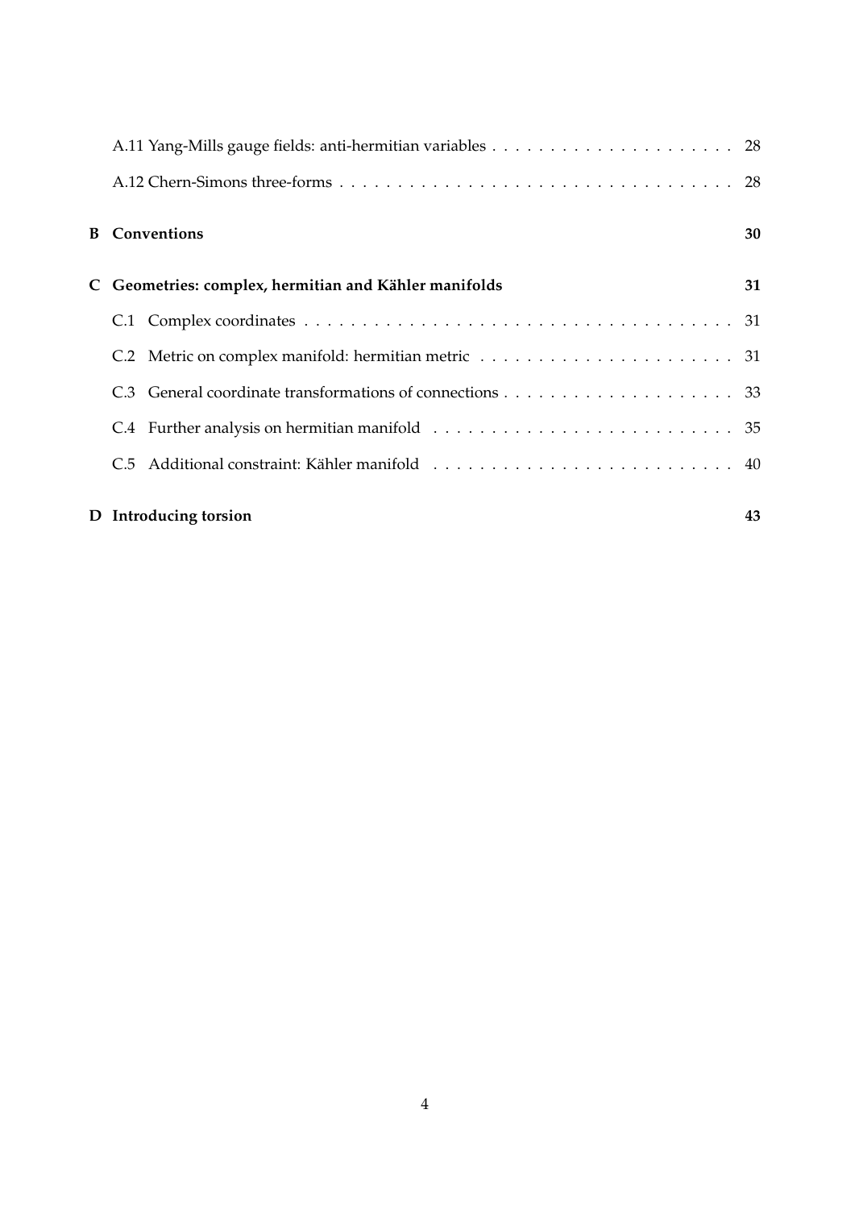A.11 Yang-Mills gauge fields: anti-hermitian variables . . . . . . . . . . . . . . . . . . . . . . 28

A.12 Chern-Simons three-forms . . . . . . . . . . . . . . . . . . . . . . . . . . . . . . . . . . 28

**B Conventions** **30**

**C Geometries: complex, hermitian and Kähler manifolds** **31**

C.1 Complex coordinates . . . . . . . . . . . . . . . . . . . . . . . . . . . . . . . . . . . . . 31

C.2 Metric on complex manifold: hermitian metric . . . . . . . . . . . . . . . . . . . . . . . 31

C.3 General coordinate transformations of connections . . . . . . . . . . . . . . . . . . . . . 33

C.4 Further analysis on hermitian manifold . . . . . . . . . . . . . . . . . . . . . . . . . . 35

C.5 Additional constraint: Kähler manifold . . . . . . . . . . . . . . . . . . . . . . . . . . 40

**D Introducing torsion** **43**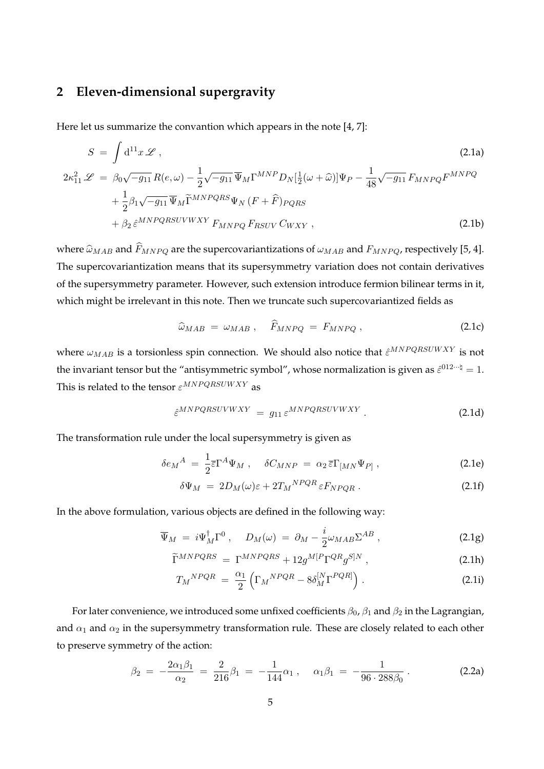## 2 Eleven-dimensional supergravity

Here let us summarize the convantion which appears in the note [4, 7]:

$$
S \;=\; \int \mathrm{d}^{11} x \, \mathscr{L} \; , \tag{2.1a}
$$

$$
\begin{aligned}
2\kappa_{11}^2 \, \mathscr{L} \;=&\; \beta_0 \sqrt{-g_{11}} \, R(e,\omega) - \frac{1}{2} \sqrt{-g_{11}} \, \overline{\Psi}_M \Gamma^{MNP} D_N [\tfrac{1}{2}(\omega + \widehat{\omega})] \Psi_P - \frac{1}{48} \sqrt{-g_{11}} \, F_{MNPQ} F^{MNPQ} \\
&+ \frac{1}{2} \beta_1 \sqrt{-g_{11}} \, \overline{\Psi}_M \widetilde{\Gamma}^{MNPQRS} \Psi_N \, (F + \widehat{F})_{PQRS} \\
&+ \beta_2 \, \hat{\varepsilon}^{MNPQRSUVWXY} \, F_{MNPQ} \, F_{RSUV} \, C_{WXY} \; ,
\end{aligned} \tag{2.1b}
$$

where $\widehat{\omega}_{MAB}$ and $\widehat{F}_{MNPQ}$ are the supercovariantizations of $\omega_{MAB}$ and $F_{MNPQ}$, respectively [5, 4]. The supercovariantization means that its supersymmetry variation does not contain derivatives of the supersymmetry parameter. However, such extension introduce fermion bilinear terms in it, which might be irrelevant in this note. Then we truncate such supercovariantized fields as

$$
\widehat{\omega}_{MAB} \;=\; \omega_{MAB} \; , \quad \widehat{F}_{MNPQ} \;=\; F_{MNPQ} \; , \tag{2.1c}
$$

where $\omega_{MAB}$ is a torsionless spin connection. We should also notice that $\hat{\varepsilon}^{MNPQRSUWXY}$ is not the invariant tensor but the "antisymmetric symbol", whose normalization is given as $\hat{\varepsilon}^{012\cdots\natural} = 1$. This is related to the tensor $\varepsilon^{MNPQRSUVWXY}$ as

$$
\hat{\varepsilon}^{MNPQRSUVWXY} \;=\; g_{11} \, \varepsilon^{MNPQRSUVWXY} \; . \tag{2.1d}
$$

The transformation rule under the local supersymmetry is given as

$$
\delta e_M{}^A \;=\; \frac{1}{2} \overline{\varepsilon} \Gamma^A \Psi_M \; , \quad \delta C_{MNP} \;=\; \alpha_2 \, \overline{\varepsilon} \Gamma_{[MN} \Psi_{P]} \; , \tag{2.1e}
$$

$$
\delta \Psi_M \;=\; 2 D_M(\omega) \varepsilon + 2 T_M{}^{NPQR} \varepsilon F_{NPQR} \; . \tag{2.1f}
$$

In the above formulation, various objects are defined in the following way:

$$
\overline{\Psi}_M \;=\; i \Psi_M^{\dagger} \Gamma^0 \; , \quad D_M(\omega) \;=\; \partial_M - \frac{i}{2} \omega_{MAB} \Sigma^{AB} \; , \tag{2.1g}
$$

$$
\widetilde{\Gamma}^{MNPQRS} \;=\; \Gamma^{MNPQRS} + 12 g^{M[P} \Gamma^{QR} g^{S]N} \; , \tag{2.1h}
$$

$$
T_M{}^{NPQR} \;=\; \frac{\alpha_1}{2} \Big( \Gamma_M{}^{NPQR} - 8 \delta_M^{[N} \Gamma^{PQR]} \Big) \; . \tag{2.1i}
$$

For later convenience, we introduced some unfixed coefficients $\beta_0$, $\beta_1$ and $\beta_2$ in the Lagrangian, and $\alpha_1$ and $\alpha_2$ in the supersymmetry transformation rule. These are closely related to each other to preserve symmetry of the action:

$$
\beta_2 \;=\; -\frac{2\alpha_1 \beta_1}{\alpha_2} \;=\; \frac{2}{216} \beta_1 \;=\; -\frac{1}{144} \alpha_1 \; , \quad \alpha_1 \beta_1 \;=\; -\frac{1}{96 \cdot 288 \beta_0} \; . \tag{2.2a}
$$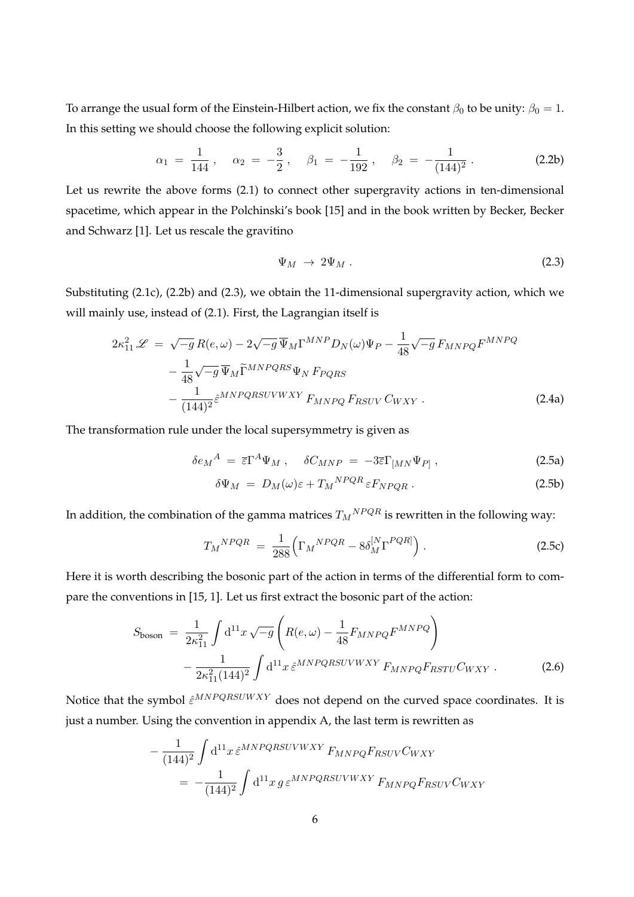To arrange the usual form of the Einstein-Hilbert action, we fix the constant $\beta_0$ to be unity: $\beta_0 = 1$. In this setting we should choose the following explicit solution:

$$
\alpha_1 \ = \ \frac{1}{144} \, , \quad \alpha_2 \ = \ -\frac{3}{2} \, , \quad \beta_1 \ = \ -\frac{1}{192} \, , \quad \beta_2 \ = \ -\frac{1}{(144)^2} \, . \tag{2.2b}
$$

Let us rewrite the above forms (2.1) to connect other supergravity actions in ten-dimensional spacetime, which appear in the Polchinski's book [15] and in the book written by Becker, Becker and Schwarz [1]. Let us rescale the gravitino

$$
\Psi_M \ \to \ 2\Psi_M \, . \tag{2.3}
$$

Substituting (2.1c), (2.2b) and (2.3), we obtain the 11-dimensional supergravity action, which we will mainly use, instead of (2.1). First, the Lagrangian itself is

$$
\begin{aligned}
2\kappa_{11}^2 \, \mathscr{L} \ &= \ \sqrt{-g} \, R(e,\omega) - 2\sqrt{-g} \, \overline{\Psi}_M \Gamma^{MNP} D_N(\omega) \Psi_P - \frac{1}{48} \sqrt{-g} \, F_{MNPQ} F^{MNPQ} \\
&\quad - \frac{1}{48} \sqrt{-g} \, \overline{\Psi}_M \widetilde{\Gamma}^{MNPQRS} \Psi_N \, F_{PQRS} \\
&\quad - \frac{1}{(144)^2} \hat{\varepsilon}^{MNPQRSUVWXY} \, F_{MNPQ} \, F_{RSUV} \, C_{WXY} \, .
\end{aligned} \tag{2.4a}
$$

The transformation rule under the local supersymmetry is given as

$$
\delta e_M{}^A \ = \ \overline{\varepsilon} \Gamma^A \Psi_M \, , \quad \delta C_{MNP} \ = \ -3 \overline{\varepsilon} \Gamma_{[MN} \Psi_{P]} \, , \tag{2.5a}
$$

$$
\delta \Psi_M \ = \ D_M(\omega) \varepsilon + T_M{}^{NPQR} \, \varepsilon F_{NPQR} \, . \tag{2.5b}
$$

In addition, the combination of the gamma matrices $T_M{}^{NPQR}$ is rewritten in the following way:

$$
T_M{}^{NPQR} \ = \ \frac{1}{288} \Big( \Gamma_M{}^{NPQR} - 8 \delta_M^{[N} \Gamma^{PQR]} \Big) \, . \tag{2.5c}
$$

Here it is worth describing the bosonic part of the action in terms of the differential form to compare the conventions in [15, 1]. Let us first extract the bosonic part of the action:

$$
\begin{aligned}
S_{\text{boson}} \ &= \ \frac{1}{2\kappa_{11}^2} \int \mathrm{d}^{11} x \, \sqrt{-g} \left( R(e,\omega) - \frac{1}{48} F_{MNPQ} F^{MNPQ} \right) \\
&\quad - \frac{1}{2\kappa_{11}^2 (144)^2} \int \mathrm{d}^{11} x \, \hat{\varepsilon}^{MNPQRSUVWXY} \, F_{MNPQ} F_{RSTU} C_{WXY} \, .
\end{aligned} \tag{2.6}
$$

Notice that the symbol $\hat{\varepsilon}^{MNPQRSUWXY}$ does not depend on the curved space coordinates. It is just a number. Using the convention in appendix A, the last term is rewritten as

$$
\begin{aligned}
&- \frac{1}{(144)^2} \int \mathrm{d}^{11} x \, \hat{\varepsilon}^{MNPQRSUVWXY} \, F_{MNPQ} F_{RSUV} C_{WXY} \\
&\quad = \ -\frac{1}{(144)^2} \int \mathrm{d}^{11} x \, g \, \varepsilon^{MNPQRSUVWXY} \, F_{MNPQ} F_{RSUV} C_{WXY}
\end{aligned}
$$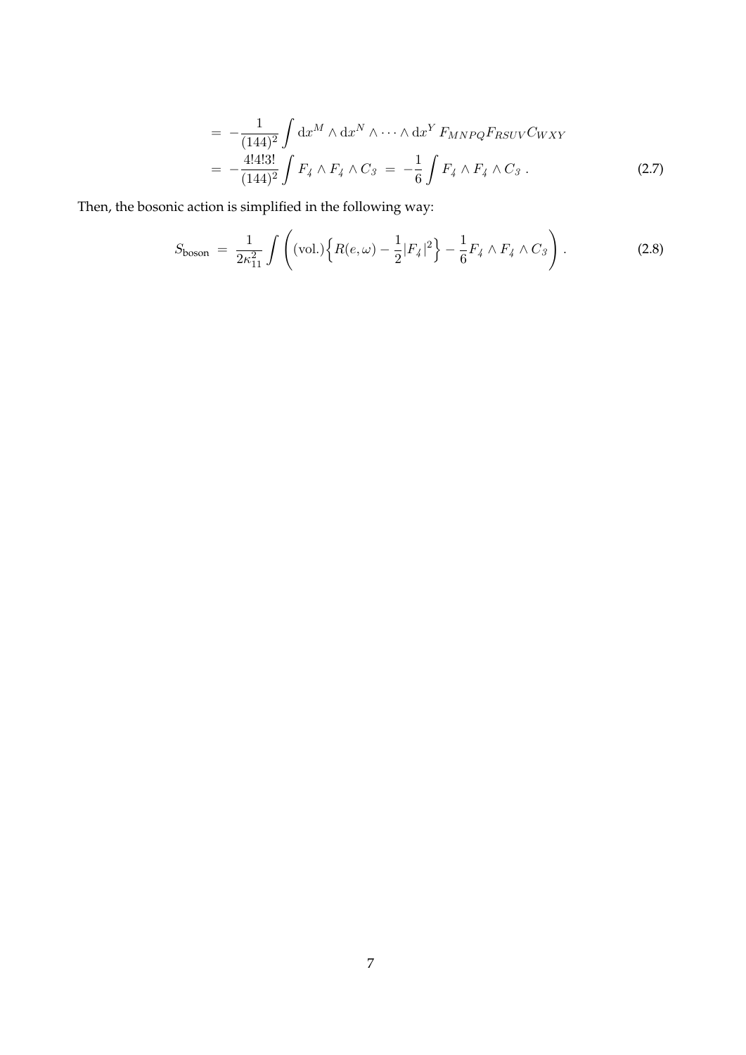$$
\begin{aligned}
&= -\frac{1}{(144)^2} \int \mathrm{d}x^M \wedge \mathrm{d}x^N \wedge \cdots \wedge \mathrm{d}x^Y \, F_{MNPQ} F_{RSUV} C_{WXY} \\
&= -\frac{4!4!3!}{(144)^2} \int F_4 \wedge F_4 \wedge C_3 \;=\; -\frac{1}{6} \int F_4 \wedge F_4 \wedge C_3 \; .
\end{aligned}
\tag{2.7}
$$

Then, the bosonic action is simplified in the following way:

$$
S_{\text{boson}} \;=\; \frac{1}{2\kappa_{11}^2} \int \left( (\text{vol.}) \Big\{ R(e, \omega) - \frac{1}{2} |F_4|^2 \Big\} - \frac{1}{6} F_4 \wedge F_4 \wedge C_3 \right) . \tag{2.8}
$$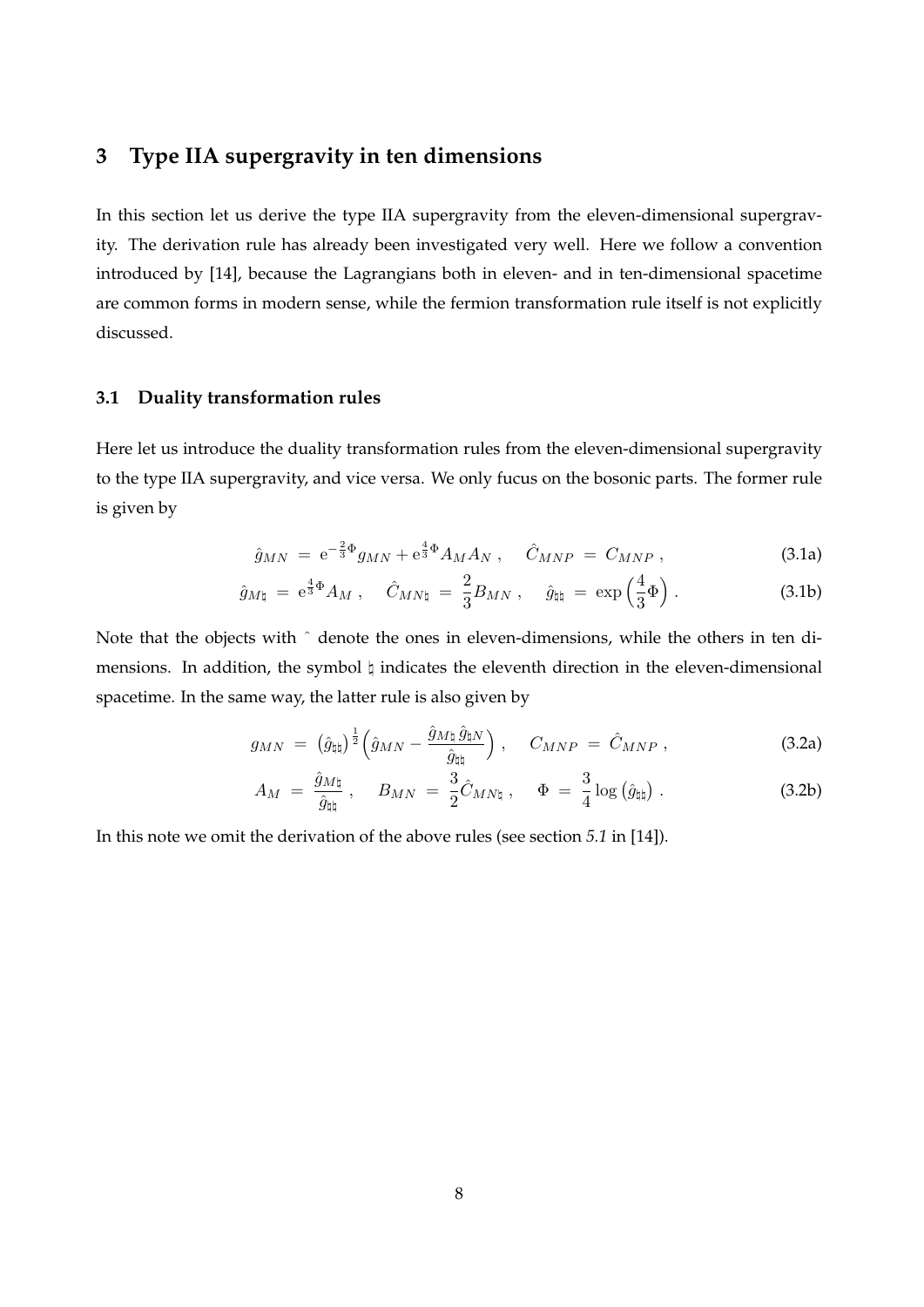## 3 Type IIA supergravity in ten dimensions

In this section let us derive the type IIA supergravity from the eleven-dimensional supergravity. The derivation rule has already been investigated very well. Here we follow a convention introduced by [14], because the Lagrangians both in eleven- and in ten-dimensional spacetime are common forms in modern sense, while the fermion transformation rule itself is not explicitly discussed.

### 3.1 Duality transformation rules

Here let us introduce the duality transformation rules from the eleven-dimensional supergravity to the type IIA supergravity, and vice versa. We only fucus on the bosonic parts. The former rule is given by

$$\hat{g}_{MN} \ = \ \mathrm{e}^{-\frac{2}{3}\Phi} g_{MN} + \mathrm{e}^{\frac{4}{3}\Phi} A_M A_N \ , \quad \hat{C}_{MNP} \ = \ C_{MNP} \ , \tag{3.1a}$$

$$\hat{g}_{M\natural} \ = \ \mathrm{e}^{\frac{4}{3}\Phi} A_M \ , \quad \hat{C}_{MN\natural} \ = \ \frac{2}{3} B_{MN} \ , \quad \hat{g}_{\natural\natural} \ = \ \exp\Big(\frac{4}{3}\Phi\Big) \ . \tag{3.1b}$$

Note that the objects with $\hat{}$ denote the ones in eleven-dimensions, while the others in ten dimensions. In addition, the symbol $\natural$ indicates the eleventh direction in the eleven-dimensional spacetime. In the same way, the latter rule is also given by

$$g_{MN} \ = \ \big(\hat{g}_{\natural\natural}\big)^{\frac{1}{2}} \Big(\hat{g}_{MN} - \frac{\hat{g}_{M\natural}\, \hat{g}_{\natural N}}{\hat{g}_{\natural\natural}}\Big) \ , \quad C_{MNP} \ = \ \hat{C}_{MNP} \ , \tag{3.2a}$$

$$A_M \ = \ \frac{\hat{g}_{M\natural}}{\hat{g}_{\natural\natural}} \ , \quad B_{MN} \ = \ \frac{3}{2} \hat{C}_{MN\natural} \ , \quad \Phi \ = \ \frac{3}{4} \log\big(\hat{g}_{\natural\natural}\big) \ . \tag{3.2b}$$

In this note we omit the derivation of the above rules (see section *5.1* in [14]).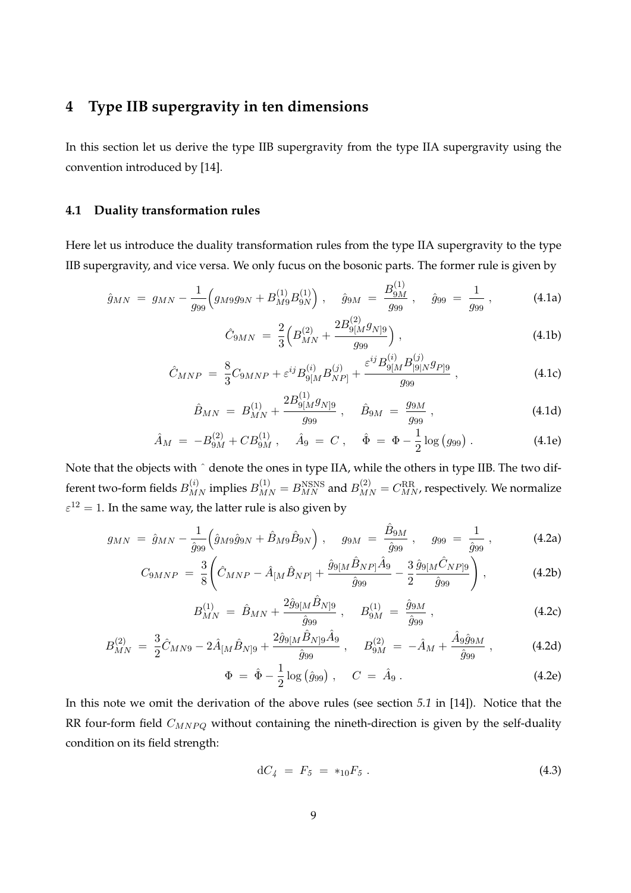# 4 Type IIB supergravity in ten dimensions

In this section let us derive the type IIB supergravity from the type IIA supergravity using the convention introduced by [14].

## 4.1 Duality transformation rules

Here let us introduce the duality transformation rules from the type IIA supergravity to the type IIB supergravity, and vice versa. We only fucus on the bosonic parts. The former rule is given by

$$\hat{g}_{MN} \; = \; g_{MN} - \frac{1}{g_{99}} \Big( g_{M9} g_{9N} + B^{(1)}_{M9} B^{(1)}_{9N} \Big) \, , \quad \hat{g}_{9M} \; = \; \frac{B^{(1)}_{9M}}{g_{99}} \, , \quad \hat{g}_{99} \; = \; \frac{1}{g_{99}} \, , \tag{4.1a}$$

$$\hat{C}_{9MN} \; = \; \frac{2}{3} \Big( B^{(2)}_{MN} + \frac{2 B^{(2)}_{9[M} g_{N]9}}{g_{99}} \Big) \, , \tag{4.1b}$$

$$\hat{C}_{MNP} \; = \; \frac{8}{3} C_{9MNP} + \varepsilon^{ij} B^{(i)}_{9[M} B^{(j)}_{NP]} + \frac{\varepsilon^{ij} B^{(i)}_{9[M} B^{(j)}_{|9|N} g_{P]9}}{g_{99}} \, , \tag{4.1c}$$

$$\hat{B}_{MN} \; = \; B^{(1)}_{MN} + \frac{2 B^{(1)}_{9[M} g_{N]9}}{g_{99}} \, , \quad \hat{B}_{9M} \; = \; \frac{g_{9M}}{g_{99}} \, , \tag{4.1d}$$

$$\hat{A}_M \; = \; - B^{(2)}_{9M} + C B^{(1)}_{9M} \, , \quad \hat{A}_9 \; = \; C \, , \quad \hat{\Phi} \; = \; \Phi - \frac{1}{2} \log \big( g_{99} \big) \, . \tag{4.1e}$$

Note that the objects with $\hat{}$ denote the ones in type IIA, while the others in type IIB. The two different two-form fields $B^{(i)}_{MN}$ implies $B^{(1)}_{MN} = B^{\rm NSNS}_{MN}$ and $B^{(2)}_{MN} = C^{\rm RR}_{MN}$, respectively. We normalize $\varepsilon^{12} = 1$. In the same way, the latter rule is also given by

$$g_{MN} \; = \; \hat{g}_{MN} - \frac{1}{\hat{g}_{99}} \Big( \hat{g}_{M9} \hat{g}_{9N} + \hat{B}_{M9} \hat{B}_{9N} \Big) \, , \quad g_{9M} \; = \; \frac{\hat{B}_{9M}}{\hat{g}_{99}} \, , \quad g_{99} \; = \; \frac{1}{\hat{g}_{99}} \, , \tag{4.2a}$$

$$C_{9MNP} \; = \; \frac{3}{8} \left( \hat{C}_{MNP} - \hat{A}_{[M} \hat{B}_{NP]} + \frac{\hat{g}_{9[M} \hat{B}_{NP]} \hat{A}_9}{\hat{g}_{99}} - \frac{3}{2} \frac{\hat{g}_{9[M} \hat{C}_{NP]9}}{\hat{g}_{99}} \right) \, , \tag{4.2b}$$

$$B^{(1)}_{MN} \; = \; \hat{B}_{MN} + \frac{2 \hat{g}_{9[M} \hat{B}_{N]9}}{\hat{g}_{99}} \, , \quad B^{(1)}_{9M} \; = \; \frac{\hat{g}_{9M}}{\hat{g}_{99}} \, , \tag{4.2c}$$

$$B^{(2)}_{MN} \; = \; \frac{3}{2} \hat{C}_{MN9} - 2 \hat{A}_{[M} \hat{B}_{N]9} + \frac{2 \hat{g}_{9[M} \hat{B}_{N]9} \hat{A}_9}{\hat{g}_{99}} \, , \quad B^{(2)}_{9M} \; = \; - \hat{A}_M + \frac{\hat{A}_9 \hat{g}_{9M}}{\hat{g}_{99}} \, , \tag{4.2d}$$

$$\Phi \; = \; \hat{\Phi} - \frac{1}{2} \log \big( \hat{g}_{99} \big) \, , \quad C \; = \; \hat{A}_9 \, . \tag{4.2e}$$

In this note we omit the derivation of the above rules (see section *5.1* in [14]). Notice that the RR four-form field $C_{MNPQ}$ without containing the nineth-direction is given by the self-duality condition on its field strength:

$$\mathrm{d} C_4 \; = \; F_5 \; = \; *_{10} F_5 \, . \tag{4.3}$$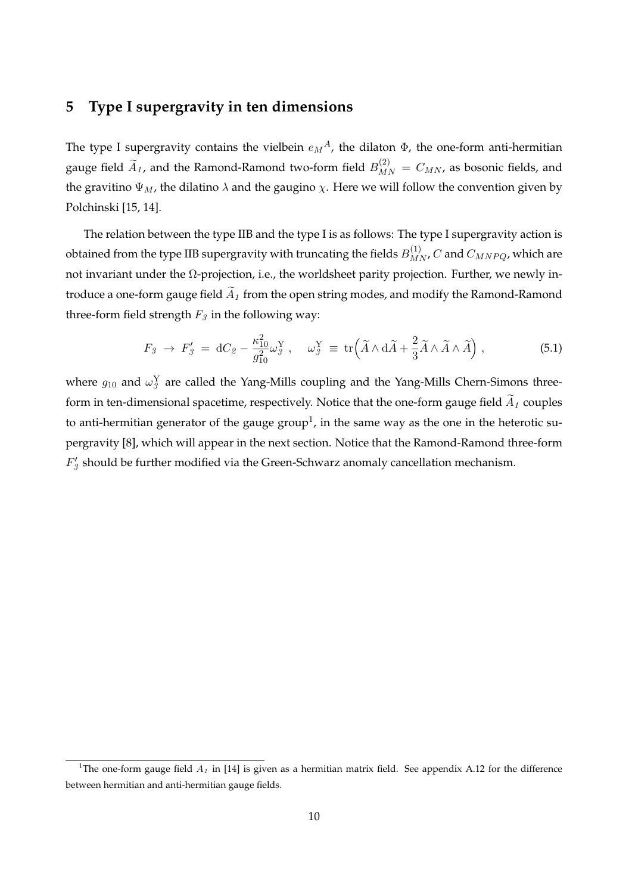## 5 Type I supergravity in ten dimensions

The type I supergravity contains the vielbein $e_M{}^A$, the dilaton $\Phi$, the one-form anti-hermitian gauge field $\widetilde{A}_{\mathit{1}}$, and the Ramond-Ramond two-form field $B^{(2)}_{MN} = C_{MN}$, as bosonic fields, and the gravitino $\Psi_M$, the dilatino $\lambda$ and the gaugino $\chi$. Here we will follow the convention given by Polchinski [15, 14].

The relation between the type IIB and the type I is as follows: The type I supergravity action is obtained from the type IIB supergravity with truncating the fields $B^{(1)}_{MN}$, $C$ and $C_{MNPQ}$, which are not invariant under the $\Omega$-projection, i.e., the worldsheet parity projection. Further, we newly introduce a one-form gauge field $\widetilde{A}_{\mathit{1}}$ from the open string modes, and modify the Ramond-Ramond three-form field strength $F_{\mathit{3}}$ in the following way:

$$F_{\mathit{3}} \ \to \ F'_{\mathit{3}} \ = \ \mathrm{d}C_{\mathit{2}} - \frac{\kappa_{10}^2}{g_{10}^2} \omega_{\mathit{3}}^{\mathrm{Y}} \ , \quad \omega_{\mathit{3}}^{\mathrm{Y}} \ \equiv \ \mathrm{tr}\Big( \widetilde{A} \wedge \mathrm{d}\widetilde{A} + \frac{2}{3} \widetilde{A} \wedge \widetilde{A} \wedge \widetilde{A} \Big) \ , \tag{5.1}$$

where $g_{10}$ and $\omega_{\mathit{3}}^{\mathrm{Y}}$ are called the Yang-Mills coupling and the Yang-Mills Chern-Simons three-form in ten-dimensional spacetime, respectively. Notice that the one-form gauge field $\widetilde{A}_{\mathit{1}}$ couples to anti-hermitian generator of the gauge group[1], in the same way as the one in the heterotic supergravity [8], which will appear in the next section. Notice that the Ramond-Ramond three-form $F'_{\mathit{3}}$ should be further modified via the Green-Schwarz anomaly cancellation mechanism.

[1] The one-form gauge field $A_{\mathit{1}}$ in [14] is given as a hermitian matrix field. See appendix A.12 for the difference between hermitian and anti-hermitian gauge fields.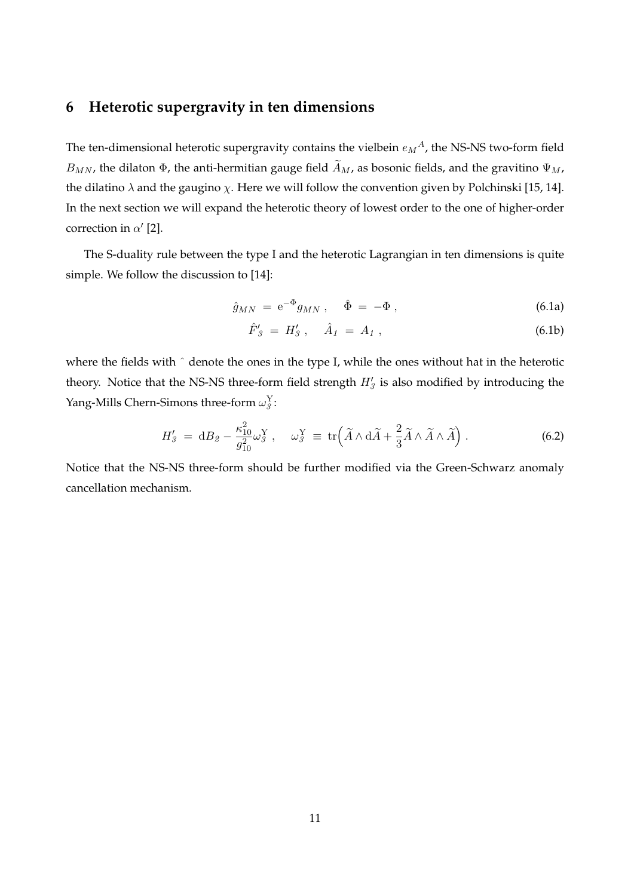## 6 Heterotic supergravity in ten dimensions

The ten-dimensional heterotic supergravity contains the vielbein $e_M{}^A$, the NS-NS two-form field $B_{MN}$, the dilaton $\Phi$, the anti-hermitian gauge field $\widetilde{A}_M$, as bosonic fields, and the gravitino $\Psi_M$, the dilatino $\lambda$ and the gaugino $\chi$. Here we will follow the convention given by Polchinski [15, 14]. In the next section we will expand the heterotic theory of lowest order to the one of higher-order correction in $\alpha'$ [2].

The S-duality rule between the type I and the heterotic Lagrangian in ten dimensions is quite simple. We follow the discussion to [14]:

$$\hat{g}_{MN} \ = \ \mathrm{e}^{-\Phi} g_{MN} \, , \quad \hat{\Phi} \ = \ -\Phi \, , \tag{6.1a}$$

$$\hat{F}'_{3} \ = \ H'_{3} \, , \quad \hat{A}_{1} \ = \ A_{1} \, , \tag{6.1b}$$

where the fields with $\hat{}$ denote the ones in the type I, while the ones without hat in the heterotic theory. Notice that the NS-NS three-form field strength $H'_3$ is also modified by introducing the Yang-Mills Chern-Simons three-form $\omega_3^{\mathrm{Y}}$:

$$H'_3 \ = \ \mathrm{d}B_2 - \frac{\kappa_{10}^2}{g_{10}^2} \omega_3^{\mathrm{Y}} \, , \quad \omega_3^{\mathrm{Y}} \ \equiv \ \mathrm{tr}\Big( \widetilde{A} \wedge \mathrm{d}\widetilde{A} + \frac{2}{3} \widetilde{A} \wedge \widetilde{A} \wedge \widetilde{A} \Big) \, . \tag{6.2}$$

Notice that the NS-NS three-form should be further modified via the Green-Schwarz anomaly cancellation mechanism.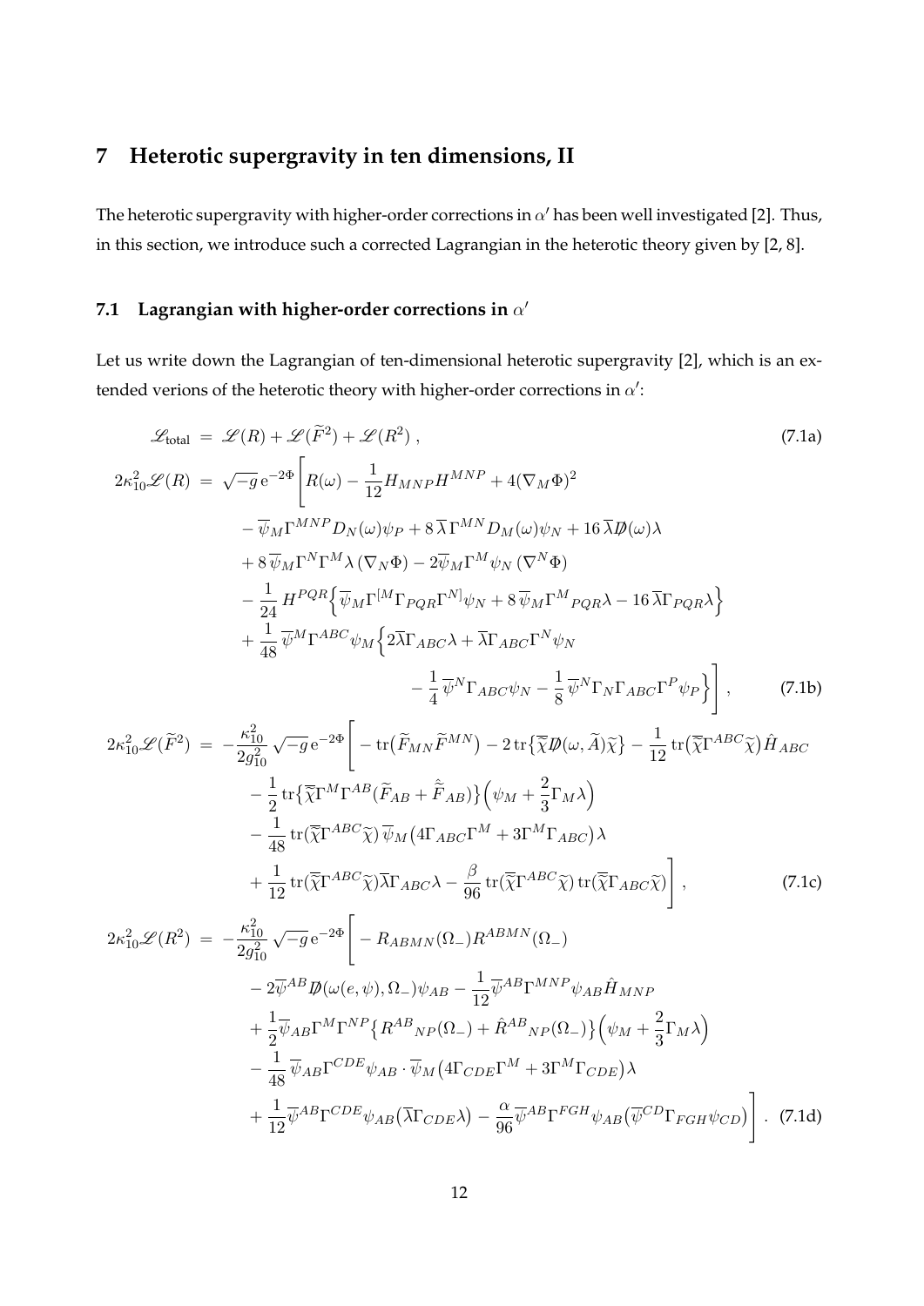# 7 Heterotic supergravity in ten dimensions, II

The heterotic supergravity with higher-order corrections in $\alpha'$ has been well investigated [2]. Thus, in this section, we introduce such a corrected Lagrangian in the heterotic theory given by [2, 8].

## 7.1 Lagrangian with higher-order corrections in $\alpha'$

Let us write down the Lagrangian of ten-dimensional heterotic supergravity [2], which is an extended verions of the heterotic theory with higher-order corrections in $\alpha'$:

$$
\mathscr{L}_{\text{total}} = \mathscr{L}(R) + \mathscr{L}(\widetilde{F}^2) + \mathscr{L}(R^2) \,, \tag{7.1a}
$$

$$
\begin{aligned}
2\kappa_{10}^2 \mathscr{L}(R) &= \sqrt{-g}\, \mathrm{e}^{-2\Phi} \bigg[ R(\omega) - \frac{1}{12} H_{MNP} H^{MNP} + 4(\nabla_M \Phi)^2 \\
&\quad - \overline{\psi}_M \Gamma^{MNP} D_N(\omega) \psi_P + 8\, \overline{\lambda}\, \Gamma^{MN} D_M(\omega) \psi_N + 16\, \overline{\lambda} \not{D}(\omega) \lambda \\
&\quad + 8\, \overline{\psi}_M \Gamma^N \Gamma^M \lambda\, (\nabla_N \Phi) - 2 \overline{\psi}_M \Gamma^M \psi_N\, (\nabla^N \Phi) \\
&\quad - \frac{1}{24}\, H^{PQR} \Big\{ \overline{\psi}_M \Gamma^{[M} \Gamma_{PQR} \Gamma^{N]} \psi_N + 8\, \overline{\psi}_M \Gamma^M{}_{PQR} \lambda - 16\, \overline{\lambda} \Gamma_{PQR} \lambda \Big\} \\
&\quad + \frac{1}{48}\, \overline{\psi}^M \Gamma^{ABC} \psi_M \Big\{ 2 \overline{\lambda} \Gamma_{ABC} \lambda + \overline{\lambda} \Gamma_{ABC} \Gamma^N \psi_N \\
&\qquad\qquad - \frac{1}{4}\, \overline{\psi}^N \Gamma_{ABC} \psi_N - \frac{1}{8}\, \overline{\psi}^N \Gamma_N \Gamma_{ABC} \Gamma^P \psi_P \Big\} \bigg] \,,
\end{aligned} \tag{7.1b}
$$

$$
\begin{aligned}
2\kappa_{10}^2 \mathscr{L}(\widetilde{F}^2) &= - \frac{\kappa_{10}^2}{2 g_{10}^2} \sqrt{-g}\, \mathrm{e}^{-2\Phi} \bigg[ - \mathrm{tr}\big( \widetilde{F}_{MN} \widetilde{F}^{MN} \big) - 2\, \mathrm{tr}\big\{ \overline{\widetilde{\chi}} \not{D}(\omega, \widetilde{A}) \widetilde{\chi} \big\} - \frac{1}{12}\, \mathrm{tr}\big( \overline{\widetilde{\chi}} \Gamma^{ABC} \widetilde{\chi} \big) \hat{H}_{ABC} \\
&\quad - \frac{1}{2}\, \mathrm{tr}\big\{ \overline{\widetilde{\chi}} \Gamma^M \Gamma^{AB} (\widetilde{F}_{AB} + \hat{\widetilde{F}}_{AB}) \big\} \Big( \psi_M + \frac{2}{3} \Gamma_M \lambda \Big) \\
&\quad - \frac{1}{48}\, \mathrm{tr}(\overline{\widetilde{\chi}} \Gamma^{ABC} \widetilde{\chi})\, \overline{\psi}_M \big( 4 \Gamma_{ABC} \Gamma^M + 3 \Gamma^M \Gamma_{ABC} \big) \lambda \\
&\quad + \frac{1}{12}\, \mathrm{tr}(\overline{\widetilde{\chi}} \Gamma^{ABC} \widetilde{\chi}) \overline{\lambda} \Gamma_{ABC} \lambda - \frac{\beta}{96}\, \mathrm{tr}(\overline{\widetilde{\chi}} \Gamma^{ABC} \widetilde{\chi})\, \mathrm{tr}(\overline{\widetilde{\chi}} \Gamma_{ABC} \widetilde{\chi}) \bigg] \,,
\end{aligned} \tag{7.1c}
$$

$$
\begin{aligned}
2\kappa_{10}^2 \mathscr{L}(R^2) &= - \frac{\kappa_{10}^2}{2 g_{10}^2} \sqrt{-g}\, \mathrm{e}^{-2\Phi} \bigg[ - R_{ABMN}(\Omega_-) R^{ABMN}(\Omega_-) \\
&\quad - 2 \overline{\psi}^{AB} \not{D}(\omega(e, \psi), \Omega_-) \psi_{AB} - \frac{1}{12} \overline{\psi}^{AB} \Gamma^{MNP} \psi_{AB} \hat{H}_{MNP} \\
&\quad + \frac{1}{2} \overline{\psi}_{AB} \Gamma^M \Gamma^{NP} \big\{ R^{AB}{}_{NP}(\Omega_-) + \hat{R}^{AB}{}_{NP}(\Omega_-) \big\} \Big( \psi_M + \frac{2}{3} \Gamma_M \lambda \Big) \\
&\quad - \frac{1}{48}\, \overline{\psi}_{AB} \Gamma^{CDE} \psi_{AB} \cdot \overline{\psi}_M \big( 4 \Gamma_{CDE} \Gamma^M + 3 \Gamma^M \Gamma_{CDE} \big) \lambda \\
&\quad + \frac{1}{12} \overline{\psi}^{AB} \Gamma^{CDE} \psi_{AB} \big( \overline{\lambda} \Gamma_{CDE} \lambda \big) - \frac{\alpha}{96} \overline{\psi}^{AB} \Gamma^{FGH} \psi_{AB} \big( \overline{\psi}^{CD} \Gamma_{FGH} \psi_{CD} \big) \bigg] \,.
\end{aligned} \tag{7.1d}
$$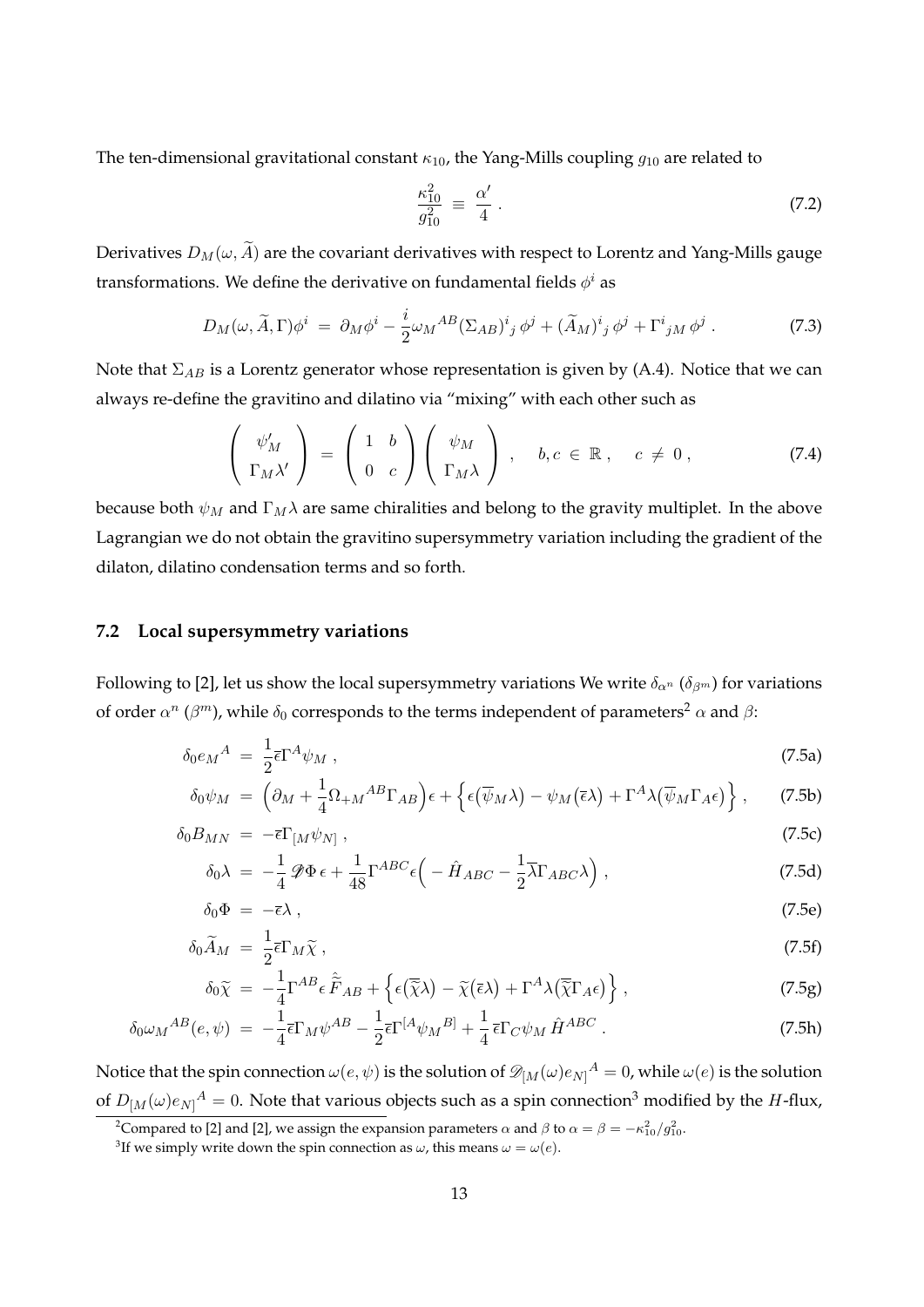The ten-dimensional gravitational constant $\kappa_{10}$, the Yang-Mills coupling $g_{10}$ are related to

$$\frac{\kappa_{10}^2}{g_{10}^2} \equiv \frac{\alpha'}{4} . \tag{7.2}$$

Derivatives $D_M(\omega, \widetilde{A})$ are the covariant derivatives with respect to Lorentz and Yang-Mills gauge transformations. We define the derivative on fundamental fields $\phi^i$ as

$$D_M(\omega, \widetilde{A}, \Gamma)\phi^i = \partial_M \phi^i - \frac{i}{2}\omega_M{}^{AB}(\Sigma_{AB})^i{}_j\, \phi^j + (\widetilde{A}_M)^i{}_j\, \phi^j + \Gamma^i{}_{jM}\, \phi^j . \tag{7.3}$$

Note that $\Sigma_{AB}$ is a Lorentz generator whose representation is given by (A.4). Notice that we can always re-define the gravitino and dilatino via "mixing" with each other such as

$$\begin{pmatrix} \psi'_M \\ \Gamma_M \lambda' \end{pmatrix} = \begin{pmatrix} 1 & b \\ 0 & c \end{pmatrix} \begin{pmatrix} \psi_M \\ \Gamma_M \lambda \end{pmatrix} , \quad b, c \in \mathbb{R} , \quad c \neq 0 , \tag{7.4}$$

because both $\psi_M$ and $\Gamma_M \lambda$ are same chiralities and belong to the gravity multiplet. In the above Lagrangian we do not obtain the gravitino supersymmetry variation including the gradient of the dilaton, dilatino condensation terms and so forth.

### 7.2 Local supersymmetry variations

Following to [2], let us show the local supersymmetry variations We write $\delta_{\alpha^n}$ ($\delta_{\beta^m}$) for variations of order $\alpha^n$ ($\beta^m$), while $\delta_0$ corresponds to the terms independent of parameters[2] $\alpha$ and $\beta$:

$$\delta_0 e_M{}^A = \frac{1}{2}\overline{\epsilon}\Gamma^A \psi_M , \tag{7.5a}$$

$$\delta_0 \psi_M = \Big(\partial_M + \frac{1}{4}\Omega_{+M}{}^{AB}\Gamma_{AB}\Big)\epsilon + \Big\{ \epsilon\big(\overline{\psi}_M \lambda\big) - \psi_M\big(\overline{\epsilon}\lambda\big) + \Gamma^A \lambda\big(\overline{\psi}_M \Gamma_A \epsilon\big)\Big\} , \tag{7.5b}$$

$$\delta_0 B_{MN} = -\overline{\epsilon}\Gamma_{[M}\psi_{N]} , \tag{7.5c}$$

$$\delta_0 \lambda = -\frac{1}{4}\,\mathscr{D}\Phi\,\epsilon + \frac{1}{48}\Gamma^{ABC}\epsilon\Big( - \hat{H}_{ABC} - \frac{1}{2}\overline{\lambda}\Gamma_{ABC}\lambda\Big) , \tag{7.5d}$$

$$\delta_0 \Phi = -\overline{\epsilon}\lambda , \tag{7.5e}$$

$$\delta_0 \widetilde{A}_M = \frac{1}{2}\overline{\epsilon}\Gamma_M \widetilde{\chi} , \tag{7.5f}$$

$$\delta_0 \widetilde{\chi} = -\frac{1}{4}\Gamma^{AB}\epsilon\, \hat{\widetilde{F}}_{AB} + \Big\{ \epsilon\big(\overline{\widetilde{\chi}}\lambda\big) - \widetilde{\chi}\big(\overline{\epsilon}\lambda\big) + \Gamma^A \lambda\big(\overline{\widetilde{\chi}}\Gamma_A \epsilon\big)\Big\} , \tag{7.5g}$$

$$\delta_0 \omega_M{}^{AB}(e,\psi) = -\frac{1}{4}\overline{\epsilon}\Gamma_M \psi^{AB} - \frac{1}{2}\overline{\epsilon}\Gamma^{[A}\psi_M{}^{B]} + \frac{1}{4}\,\overline{\epsilon}\Gamma_C \psi_M\, \hat{H}^{ABC} . \tag{7.5h}$$

Notice that the spin connection $\omega(e,\psi)$ is the solution of $\mathscr{D}_{[M}(\omega)e_{N]}{}^A = 0$, while $\omega(e)$ is the solution of $D_{[M}(\omega)e_{N]}{}^A = 0$. Note that various objects such as a spin connection[3] modified by the $H$-flux,

---

[2] Compared to [2] and [2], we assign the expansion parameters $\alpha$ and $\beta$ to $\alpha = \beta = -\kappa_{10}^2/g_{10}^2$.

[3] If we simply write down the spin connection as $\omega$, this means $\omega = \omega(e)$.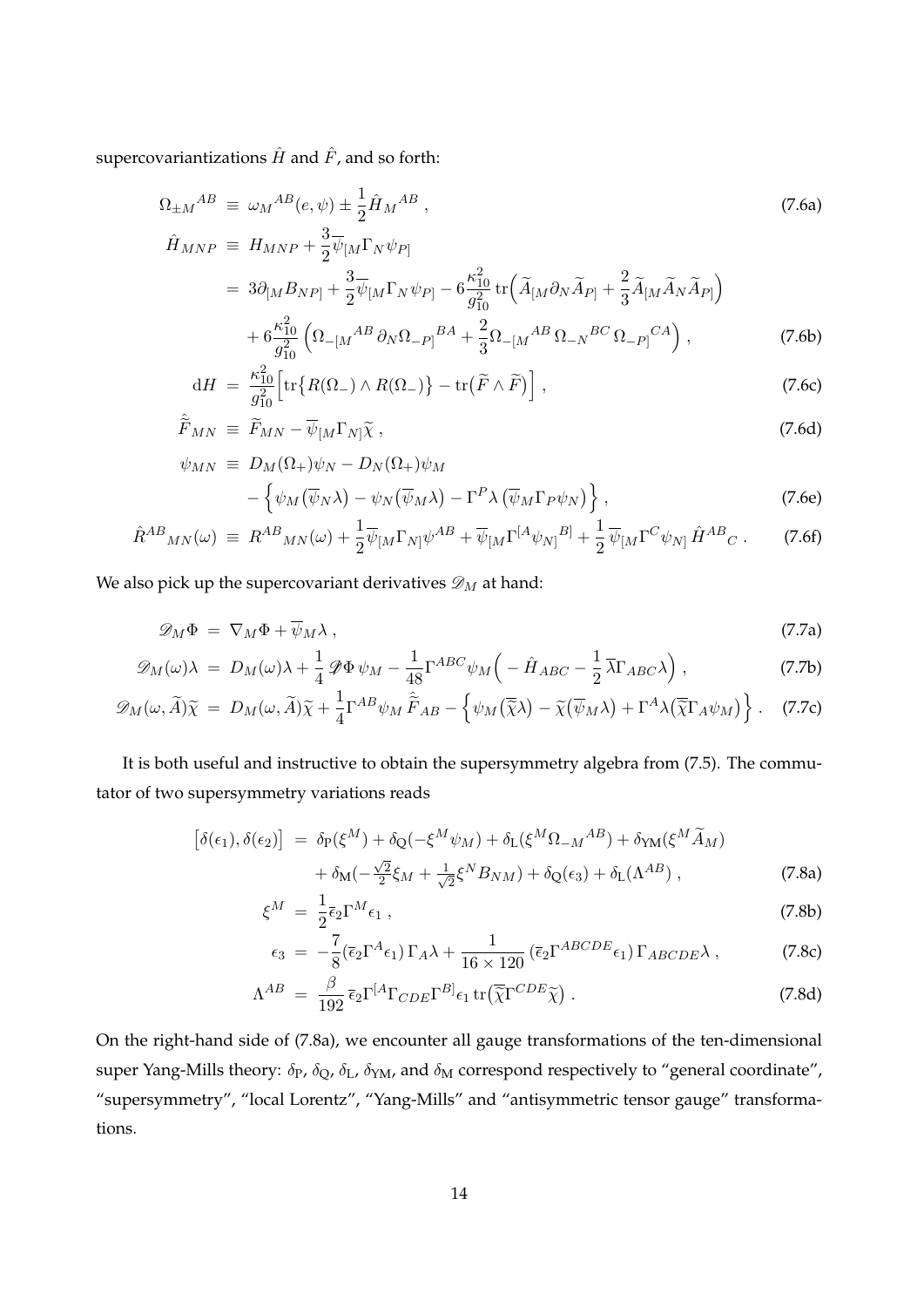supercovariantizations $\hat{H}$ and $\hat{F}$, and so forth:

$$
\begin{aligned}
\Omega_{\pm M}{}^{AB} &\equiv \omega_M{}^{AB}(e,\psi) \pm \frac{1}{2}\hat{H}_M{}^{AB} \, , &\text{(7.6a)}\\
\hat{H}_{MNP} &\equiv H_{MNP} + \frac{3}{2}\overline{\psi}_{[M}\Gamma_N\psi_{P]} \\
&= 3\partial_{[M}B_{NP]} + \frac{3}{2}\overline{\psi}_{[M}\Gamma_N\psi_{P]} - 6\frac{\kappa_{10}^2}{g_{10}^2}\,\mathrm{tr}\Big(\widetilde{A}_{[M}\partial_N\widetilde{A}_{P]} + \frac{2}{3}\widetilde{A}_{[M}\widetilde{A}_N\widetilde{A}_{P]}\Big) \\
&\quad + 6\frac{\kappa_{10}^2}{g_{10}^2}\Big(\Omega_{-[M}{}^{AB}\,\partial_N\Omega_{-P]}{}^{BA} + \frac{2}{3}\Omega_{-[M}{}^{AB}\,\Omega_{-N}{}^{BC}\,\Omega_{-P]}{}^{CA}\Big) \, , &\text{(7.6b)}\\
\mathrm{d}H &= \frac{\kappa_{10}^2}{g_{10}^2}\Big[\mathrm{tr}\big\{R(\Omega_-)\wedge R(\Omega_-)\big\} - \mathrm{tr}\big(\widetilde{F}\wedge\widetilde{F}\big)\Big] \, , &\text{(7.6c)}\\
\hat{\widetilde{F}}_{MN} &\equiv \widetilde{F}_{MN} - \overline{\psi}_{[M}\Gamma_{N]}\widetilde{\chi} \, , &\text{(7.6d)}\\
\psi_{MN} &\equiv D_M(\Omega_+)\psi_N - D_N(\Omega_+)\psi_M \\
&\quad - \Big\{\psi_M\big(\overline{\psi}_N\lambda\big) - \psi_N\big(\overline{\psi}_M\lambda\big) - \Gamma^P\lambda\,\big(\overline{\psi}_M\Gamma_P\psi_N\big)\Big\} \, , &\text{(7.6e)}\\
\hat{R}^{AB}{}_{MN}(\omega) &\equiv R^{AB}{}_{MN}(\omega) + \frac{1}{2}\overline{\psi}_{[M}\Gamma_{N]}\psi^{AB} + \overline{\psi}_{[M}\Gamma^{[A}\psi_{N]}{}^{B]} + \frac{1}{2}\,\overline{\psi}_{[M}\Gamma^C\psi_{N]}\,\hat{H}^{AB}{}_C \, . &\text{(7.6f)}
\end{aligned}
$$

We also pick up the supercovariant derivatives $\mathscr{D}_M$ at hand:

$$
\begin{aligned}
\mathscr{D}_M\Phi &= \nabla_M\Phi + \overline{\psi}_M\lambda \, , &\text{(7.7a)}\\
\mathscr{D}_M(\omega)\lambda &= D_M(\omega)\lambda + \frac{1}{4}\,\mathscr{D}\!\!\!/\,\Phi\,\psi_M - \frac{1}{48}\Gamma^{ABC}\psi_M\Big(-\hat{H}_{ABC} - \frac{1}{2}\,\overline{\lambda}\Gamma_{ABC}\lambda\Big) \, , &\text{(7.7b)}\\
\mathscr{D}_M(\omega,\widetilde{A})\widetilde{\chi} &= D_M(\omega,\widetilde{A})\widetilde{\chi} + \frac{1}{4}\Gamma^{AB}\psi_M\,\hat{\widetilde{F}}_{AB} - \Big\{\psi_M\big(\overline{\widetilde{\chi}}\lambda\big) - \widetilde{\chi}\big(\overline{\psi}_M\lambda\big) + \Gamma^A\lambda\big(\overline{\widetilde{\chi}}\Gamma_A\psi_M\big)\Big\} \, . &\text{(7.7c)}
\end{aligned}
$$

It is both useful and instructive to obtain the supersymmetry algebra from (7.5). The commutator of two supersymmetry variations reads

$$
\begin{aligned}
\big[\delta(\epsilon_1),\delta(\epsilon_2)\big] &= \delta_{\rm P}(\xi^M) + \delta_{\rm Q}(-\xi^M\psi_M) + \delta_{\rm L}(\xi^M\Omega_{-M}{}^{AB}) + \delta_{\rm YM}(\xi^M\widetilde{A}_M) \\
&\quad + \delta_{\rm M}(-\tfrac{\sqrt{2}}{2}\xi_M + \tfrac{1}{\sqrt{2}}\xi^N B_{NM}) + \delta_{\rm Q}(\epsilon_3) + \delta_{\rm L}(\Lambda^{AB}) \, , &\text{(7.8a)}\\
\xi^M &= \frac{1}{2}\overline{\epsilon}_2\Gamma^M\epsilon_1 \, , &\text{(7.8b)}\\
\epsilon_3 &= -\frac{7}{8}(\overline{\epsilon}_2\Gamma^A\epsilon_1)\,\Gamma_A\lambda + \frac{1}{16\times 120}\,(\overline{\epsilon}_2\Gamma^{ABCDE}\epsilon_1)\,\Gamma_{ABCDE}\lambda \, , &\text{(7.8c)}\\
\Lambda^{AB} &= \frac{\beta}{192}\,\overline{\epsilon}_2\Gamma^{[A}\Gamma_{CDE}\Gamma^{B]}\epsilon_1\,\mathrm{tr}\big(\overline{\widetilde{\chi}}\Gamma^{CDE}\widetilde{\chi}\big) \, . &\text{(7.8d)}
\end{aligned}
$$

On the right-hand side of (7.8a), we encounter all gauge transformations of the ten-dimensional super Yang-Mills theory: $\delta_{\rm P}$, $\delta_{\rm Q}$, $\delta_{\rm L}$, $\delta_{\rm YM}$, and $\delta_{\rm M}$ correspond respectively to "general coordinate", "supersymmetry", "local Lorentz", "Yang-Mills" and "antisymmetric tensor gauge" transformations.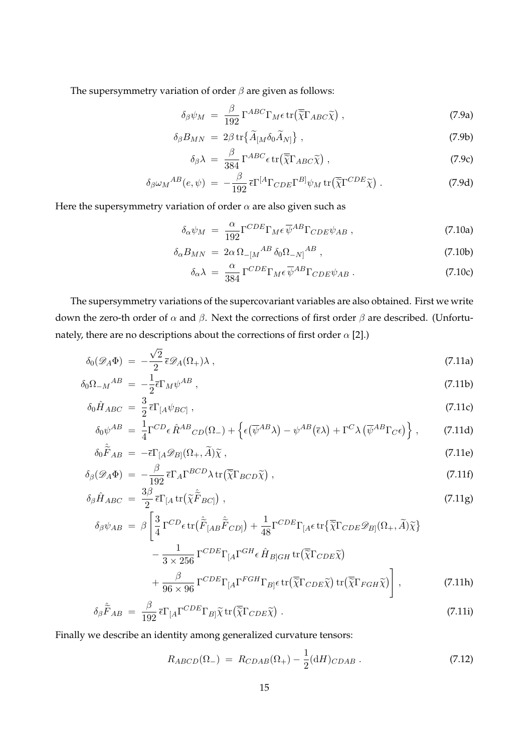The supersymmetry variation of order $\beta$ are given as follows:

$$\delta_\beta \psi_M \;=\; \frac{\beta}{192}\,\Gamma^{ABC}\Gamma_M \epsilon\, \mathrm{tr}\big(\overline{\widetilde{\chi}}\Gamma_{ABC}\widetilde{\chi}\big) \,, \tag{7.9a}$$

$$\delta_\beta B_{MN} \;=\; 2\beta\, \mathrm{tr}\big\{\widetilde{A}_{[M}\delta_0 \widetilde{A}_{N]}\big\} \,, \tag{7.9b}$$

$$\delta_\beta \lambda \;=\; \frac{\beta}{384}\,\Gamma^{ABC}\epsilon\, \mathrm{tr}\big(\overline{\widetilde{\chi}}\Gamma_{ABC}\widetilde{\chi}\big) \,, \tag{7.9c}$$

$$\delta_\beta \omega_M{}^{AB}(e,\psi) \;=\; -\frac{\beta}{192}\,\overline{\epsilon}\Gamma^{[A}\Gamma_{CDE}\Gamma^{B]}\psi_M\, \mathrm{tr}\big(\overline{\widetilde{\chi}}\Gamma^{CDE}\widetilde{\chi}\big) \,. \tag{7.9d}$$

Here the supersymmetry variation of order $\alpha$ are also given such as

$$\delta_\alpha \psi_M \;=\; \frac{\alpha}{192}\Gamma^{CDE}\Gamma_M \epsilon\, \overline{\psi}^{AB}\Gamma_{CDE}\psi_{AB} \,, \tag{7.10a}$$

$$\delta_\alpha B_{MN} \;=\; 2\alpha\, \Omega_{-[M}{}^{AB}\,\delta_0 \Omega_{-N]}{}^{AB} \,, \tag{7.10b}$$

$$\delta_\alpha \lambda \;=\; \frac{\alpha}{384}\,\Gamma^{CDE}\Gamma_M \epsilon\, \overline{\psi}^{AB}\Gamma_{CDE}\psi_{AB} \,. \tag{7.10c}$$

The supersymmetry variations of the supercovariant variables are also obtained. First we write down the zero-th order of $\alpha$ and $\beta$. Next the corrections of first order $\beta$ are described. (Unfortunately, there are no descriptions about the corrections of first order $\alpha$ [2].)

$$\delta_0(\mathscr{D}_A\Phi) \;=\; -\frac{\sqrt{2}}{2}\,\overline{\epsilon}\mathscr{D}_A(\Omega_+)\lambda \,, \tag{7.11a}$$

$$\delta_0 \Omega_{-M}{}^{AB} \;=\; -\frac{1}{2}\overline{\epsilon}\Gamma_M \psi^{AB} \,, \tag{7.11b}$$

$$\delta_0 \hat{H}_{ABC} \;=\; \frac{3}{2}\,\overline{\epsilon}\Gamma_{[A}\psi_{BC]} \,, \tag{7.11c}$$

$$\delta_0 \psi^{AB} \;=\; \frac{1}{4}\Gamma^{CD}\epsilon\, \hat{R}^{AB}{}_{CD}(\Omega_-) + \Big\{\epsilon\big(\overline{\psi}^{AB}\lambda\big) - \psi^{AB}\big(\overline{\epsilon}\lambda\big) + \Gamma^C\lambda\,\big(\overline{\psi}^{AB}\Gamma_C\epsilon\big)\Big\} \,, \tag{7.11d}$$

$$\delta_0 \hat{\widetilde{F}}_{AB} \;=\; -\overline{\epsilon}\Gamma_{[A}\mathscr{D}_{B]}(\Omega_+,\widetilde{A})\widetilde{\chi} \,, \tag{7.11e}$$

$$\delta_\beta(\mathscr{D}_A\Phi) \;=\; -\frac{\beta}{192}\,\overline{\epsilon}\Gamma_A\Gamma^{BCD}\lambda\, \mathrm{tr}\big(\overline{\widetilde{\chi}}\Gamma_{BCD}\widetilde{\chi}\big) \,, \tag{7.11f}$$

$$\delta_\beta \hat{H}_{ABC} \;=\; \frac{3\beta}{2}\,\overline{\epsilon}\Gamma_{[A}\, \mathrm{tr}\big(\widetilde{\chi}\hat{\widetilde{F}}_{BC]}\big) \,, \tag{7.11g}$$

$$\begin{aligned}
\delta_\beta \psi_{AB} \;=\; \beta\bigg[&\frac{3}{4}\,\Gamma^{CD}\epsilon\, \mathrm{tr}\big(\hat{\widetilde{F}}_{[AB}\hat{\widetilde{F}}_{CD]}\big) + \frac{1}{48}\Gamma^{CDE}\Gamma_{[A}\epsilon\, \mathrm{tr}\big\{\overline{\widetilde{\chi}}\Gamma_{CDE}\mathscr{D}_{B]}(\Omega_+,\widetilde{A})\widetilde{\chi}\big\} \\
&- \frac{1}{3\times 256}\,\Gamma^{CDE}\Gamma_{[A}\Gamma^{GH}\epsilon\, \hat{H}_{B]GH}\, \mathrm{tr}\big(\overline{\widetilde{\chi}}\Gamma_{CDE}\widetilde{\chi}\big) \\
&+ \frac{\beta}{96\times 96}\,\Gamma^{CDE}\Gamma_{[A}\Gamma^{FGH}\Gamma_{B]}\epsilon\, \mathrm{tr}\big(\overline{\widetilde{\chi}}\Gamma_{CDE}\widetilde{\chi}\big)\, \mathrm{tr}\big(\overline{\widetilde{\chi}}\Gamma_{FGH}\widetilde{\chi}\big)\bigg] \,,
\end{aligned} \tag{7.11h}$$

$$\delta_\beta \hat{\widetilde{F}}_{AB} \;=\; \frac{\beta}{192}\,\overline{\epsilon}\Gamma_{[A}\Gamma^{CDE}\Gamma_{B]}\widetilde{\chi}\, \mathrm{tr}\big(\overline{\widetilde{\chi}}\Gamma_{CDE}\widetilde{\chi}\big) \,. \tag{7.11i}$$

Finally we describe an identity among generalized curvature tensors:

$$R_{ABCD}(\Omega_-) \;=\; R_{CDAB}(\Omega_+) - \frac{1}{2}(\mathrm{d}H)_{CDAB} \,. \tag{7.12}$$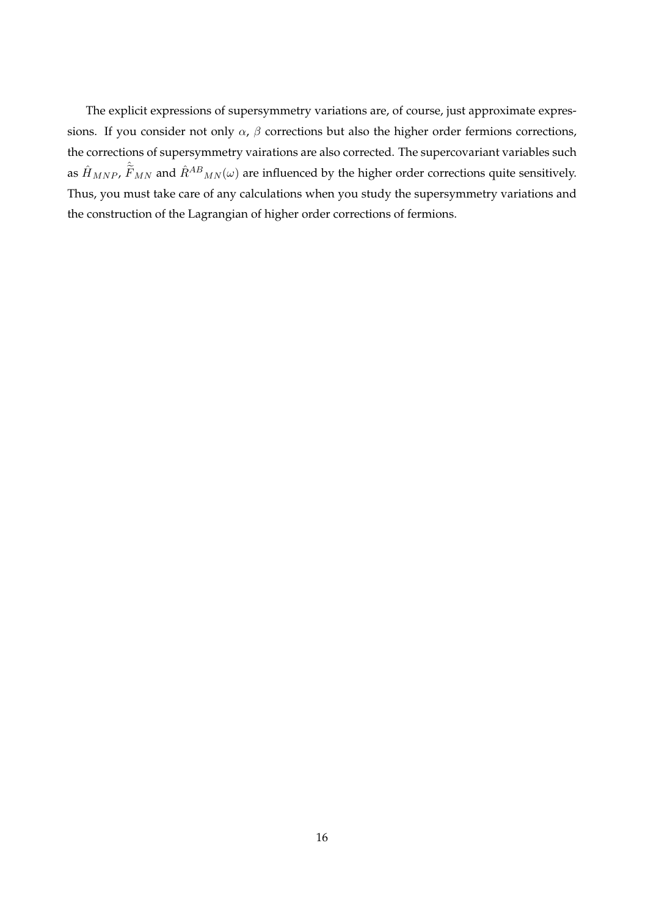The explicit expressions of supersymmetry variations are, of course, just approximate expressions. If you consider not only $\alpha$, $\beta$ corrections but also the higher order fermions corrections, the corrections of supersymmetry vairations are also corrected. The supercovariant variables such as $\hat{H}_{MNP}$, $\hat{\tilde{F}}_{MN}$ and $\hat{R}^{AB}{}_{MN}(\omega)$ are influenced by the higher order corrections quite sensitively. Thus, you must take care of any calculations when you study the supersymmetry variations and the construction of the Lagrangian of higher order corrections of fermions.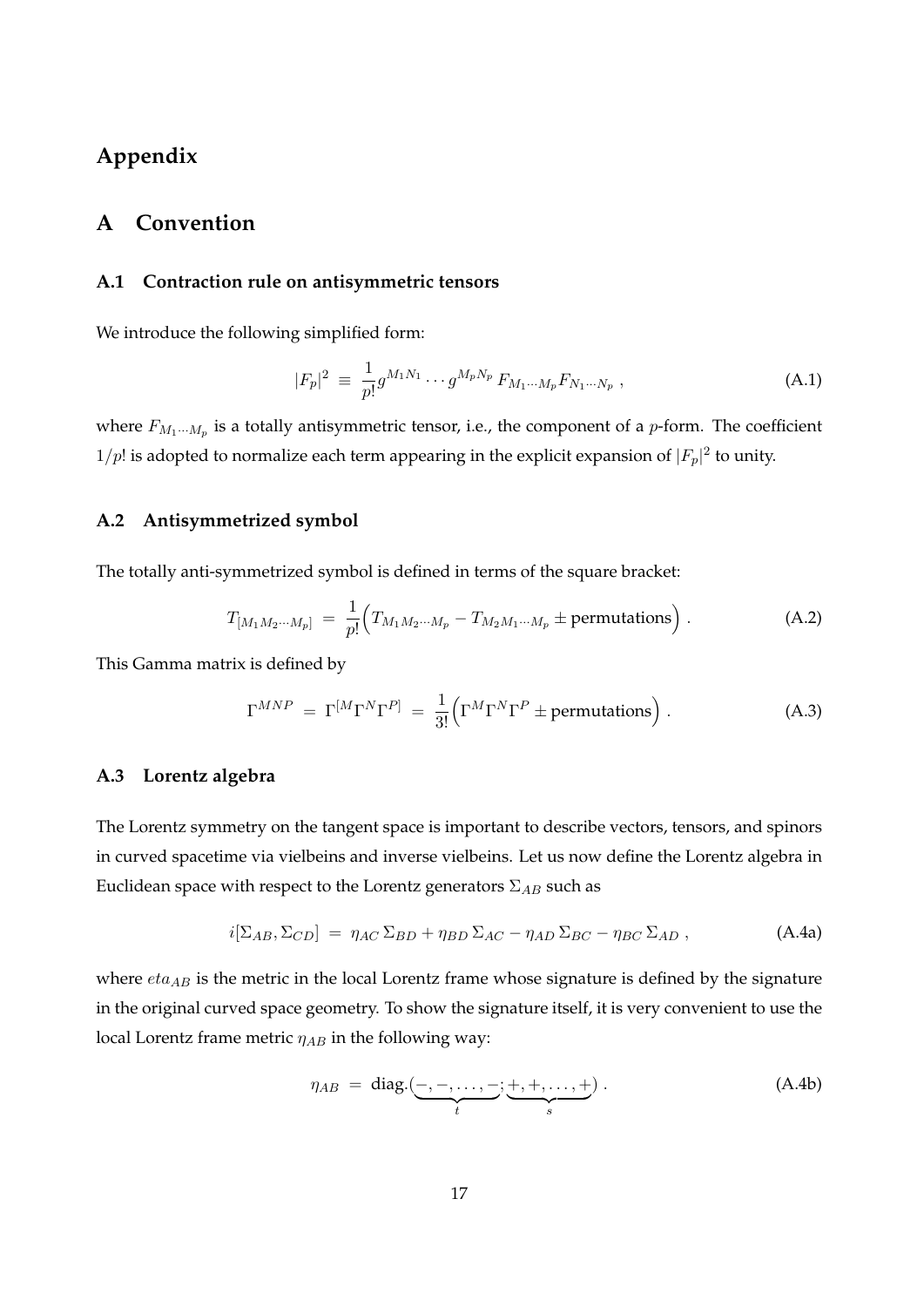# Appendix

# A Convention

## A.1 Contraction rule on antisymmetric tensors

We introduce the following simplified form:

$$|F_p|^2 \equiv \frac{1}{p!} g^{M_1 N_1} \cdots g^{M_p N_p} F_{M_1 \cdots M_p} F_{N_1 \cdots N_p} , \tag{A.1}$$

where $F_{M_1 \cdots M_p}$ is a totally antisymmetric tensor, i.e., the component of a $p$-form. The coefficient $1/p!$ is adopted to normalize each term appearing in the explicit expansion of $|F_p|^2$ to unity.

## A.2 Antisymmetrized symbol

The totally anti-symmetrized symbol is defined in terms of the square bracket:

$$T_{[M_1 M_2 \cdots M_p]} = \frac{1}{p!} \Big( T_{M_1 M_2 \cdots M_p} - T_{M_2 M_1 \cdots M_p} \pm \text{permutations} \Big) . \tag{A.2}$$

This Gamma matrix is defined by

$$\Gamma^{MNP} = \Gamma^{[M} \Gamma^{N} \Gamma^{P]} = \frac{1}{3!} \Big( \Gamma^M \Gamma^N \Gamma^P \pm \text{permutations} \Big) . \tag{A.3}$$

## A.3 Lorentz algebra

The Lorentz symmetry on the tangent space is important to describe vectors, tensors, and spinors in curved spacetime via vielbeins and inverse vielbeins. Let us now define the Lorentz algebra in Euclidean space with respect to the Lorentz generators $\Sigma_{AB}$ such as

$$i[\Sigma_{AB}, \Sigma_{CD}] = \eta_{AC} \, \Sigma_{BD} + \eta_{BD} \, \Sigma_{AC} - \eta_{AD} \, \Sigma_{BC} - \eta_{BC} \, \Sigma_{AD} , \tag{A.4a}$$

where $eta_{AB}$ is the metric in the local Lorentz frame whose signature is defined by the signature in the original curved space geometry. To show the signature itself, it is very convenient to use the local Lorentz frame metric $\eta_{AB}$ in the following way:

$$\eta_{AB} = \text{diag.}(\underbrace{-, -, \ldots, -}_{t}; \underbrace{+, +, \ldots, +}_{s}) . \tag{A.4b}$$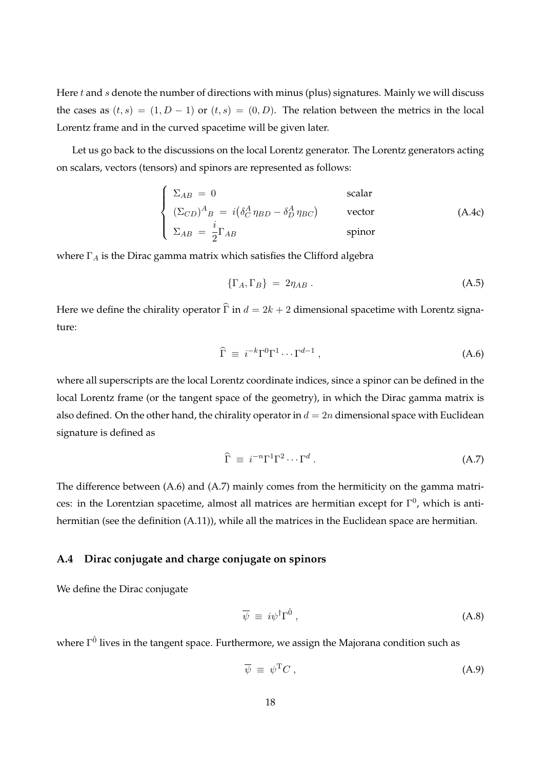Here $t$ and $s$ denote the number of directions with minus (plus) signatures. Mainly we will discuss the cases as $(t,s) = (1, D-1)$ or $(t,s) = (0, D)$. The relation between the metrics in the local Lorentz frame and in the curved spacetime will be given later.

Let us go back to the discussions on the local Lorentz generator. The Lorentz generators acting on scalars, vectors (tensors) and spinors are represented as follows:

$$
\begin{cases}
\Sigma_{AB} \;=\; 0 & \text{scalar} \\
(\Sigma_{CD})^A{}_B \;=\; i\big(\delta^A_C\,\eta_{BD} - \delta^A_D\,\eta_{BC}\big) & \text{vector} \\
\Sigma_{AB} \;=\; \dfrac{i}{2}\Gamma_{AB} & \text{spinor}
\end{cases}
\tag{A.4c}
$$

where $\Gamma_A$ is the Dirac gamma matrix which satisfies the Clifford algebra

$$
\{\Gamma_A, \Gamma_B\} \;=\; 2\eta_{AB} \,. \tag{A.5}
$$

Here we define the chirality operator $\widehat{\Gamma}$ in $d = 2k+2$ dimensional spacetime with Lorentz signature:

$$
\widehat{\Gamma} \;\equiv\; i^{-k}\Gamma^0\Gamma^1\cdots\Gamma^{d-1} \,, \tag{A.6}
$$

where all superscripts are the local Lorentz coordinate indices, since a spinor can be defined in the local Lorentz frame (or the tangent space of the geometry), in which the Dirac gamma matrix is also defined. On the other hand, the chirality operator in $d = 2n$ dimensional space with Euclidean signature is defined as

$$
\widehat{\Gamma} \;\equiv\; i^{-n}\Gamma^1\Gamma^2\cdots\Gamma^{d} \,. \tag{A.7}
$$

The difference between (A.6) and (A.7) mainly comes from the hermiticity on the gamma matrices: in the Lorentzian spacetime, almost all matrices are hermitian except for $\Gamma^0$, which is anti-hermitian (see the definition (A.11)), while all the matrices in the Euclidean space are hermitian.

### A.4 Dirac conjugate and charge conjugate on spinors

We define the Dirac conjugate

$$
\overline{\psi} \;\equiv\; i\psi^{\dagger}\Gamma^{\hat{0}} \,, \tag{A.8}
$$

where $\Gamma^{\hat{0}}$ lives in the tangent space. Furthermore, we assign the Majorana condition such as

$$
\overline{\psi} \;\equiv\; \psi^{\rm T} C \,, \tag{A.9}
$$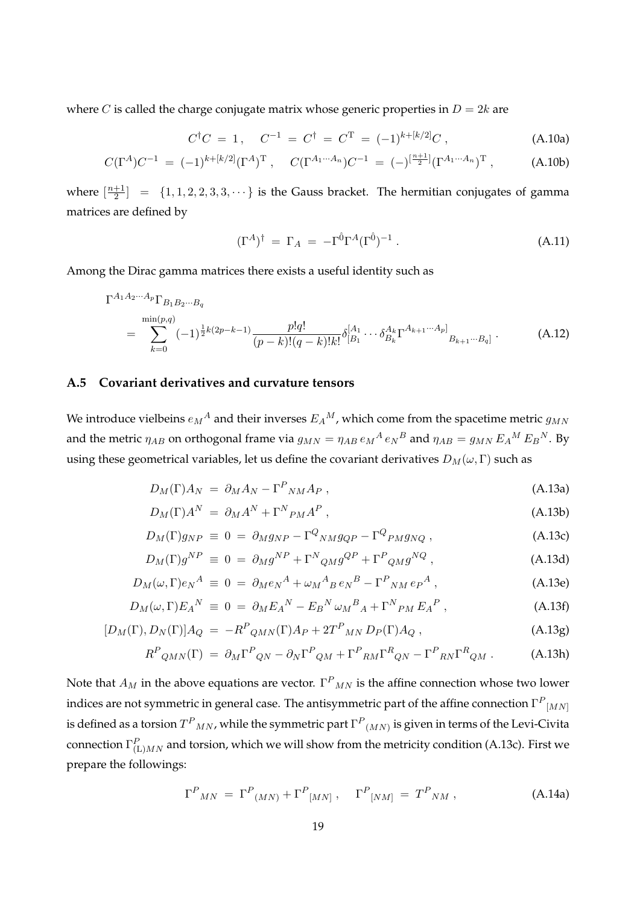where $C$ is called the charge conjugate matrix whose generic properties in $D = 2k$ are

$$C^{\dagger} C \;=\; 1 \,, \quad C^{-1} \;=\; C^{\dagger} \;=\; C^{\mathrm{T}} \;=\; (-1)^{k+[k/2]} C \,, \tag{A.10a}$$

$$C(\Gamma^A) C^{-1} \;=\; (-1)^{k+[k/2]} (\Gamma^A)^{\mathrm{T}} \,, \quad C(\Gamma^{A_1 \cdots A_n}) C^{-1} \;=\; (-)^{[\frac{n+1}{2}]} (\Gamma^{A_1 \cdots A_n})^{\mathrm{T}} \,, \tag{A.10b}$$

where $[\frac{n+1}{2}] \;=\; \{1, 1, 2, 2, 3, 3, \cdots\}$ is the Gauss bracket. The hermitian conjugates of gamma matrices are defined by

$$(\Gamma^A)^{\dagger} \;=\; \Gamma_A \;=\; -\Gamma^{\hat{0}} \Gamma^A (\Gamma^{\hat{0}})^{-1} \,. \tag{A.11}$$

Among the Dirac gamma matrices there exists a useful identity such as

$$\begin{aligned}
&\Gamma^{A_1 A_2 \cdots A_p} \Gamma_{B_1 B_2 \cdots B_q} \\
&\quad = \sum_{k=0}^{\min(p,q)} (-1)^{\frac{1}{2}k(2p-k-1)} \frac{p! q!}{(p-k)!(q-k)!k!} \delta^{[A_1}_{[B_1} \cdots \delta^{A_k}_{B_k} \Gamma^{A_{k+1} \cdots A_p]}{}_{B_{k+1} \cdots B_q]} \,.
\end{aligned} \tag{A.12}$$

### A.5 Covariant derivatives and curvature tensors

We introduce vielbeins $e_M{}^A$ and their inverses $E_A{}^M$, which come from the spacetime metric $g_{MN}$ and the metric $\eta_{AB}$ on orthogonal frame via $g_{MN} = \eta_{AB} \, e_M{}^A \, e_N{}^B$ and $\eta_{AB} = g_{MN} \, E_A{}^M \, E_B{}^N$. By using these geometrical variables, let us define the covariant derivatives $D_M(\omega, \Gamma)$ such as

$$D_M(\Gamma) A_N \;=\; \partial_M A_N - \Gamma^P{}_{NM} A_P \,, \tag{A.13a}$$

$$D_M(\Gamma) A^N \;=\; \partial_M A^N + \Gamma^N{}_{PM} A^P \,, \tag{A.13b}$$

$$D_M(\Gamma) g_{NP} \;\equiv\; 0 \;=\; \partial_M g_{NP} - \Gamma^Q{}_{NM} g_{QP} - \Gamma^Q{}_{PM} g_{NQ} \,, \tag{A.13c}$$

$$D_M(\Gamma) g^{NP} \;\equiv\; 0 \;=\; \partial_M g^{NP} + \Gamma^N{}_{QM} g^{QP} + \Gamma^P{}_{QM} g^{NQ} \,, \tag{A.13d}$$

$$D_M(\omega, \Gamma) e_N{}^A \;\equiv\; 0 \;=\; \partial_M e_N{}^A + \omega_M{}^A{}_B \, e_N{}^B - \Gamma^P{}_{NM} \, e_P{}^A \,, \tag{A.13e}$$

$$D_M(\omega, \Gamma) E_A{}^N \;\equiv\; 0 \;=\; \partial_M E_A{}^N - E_B{}^N \, \omega_M{}^B{}_A + \Gamma^N{}_{PM} \, E_A{}^P \,, \tag{A.13f}$$

$$[D_M(\Gamma), D_N(\Gamma)] A_Q \;=\; -R^P{}_{QMN}(\Gamma) A_P + 2 T^P{}_{MN} \, D_P(\Gamma) A_Q \,, \tag{A.13g}$$

$$R^P{}_{QMN}(\Gamma) \;=\; \partial_M \Gamma^P{}_{QN} - \partial_N \Gamma^P{}_{QM} + \Gamma^P{}_{RM} \Gamma^R{}_{QN} - \Gamma^P{}_{RN} \Gamma^R{}_{QM} \,. \tag{A.13h}$$

Note that $A_M$ in the above equations are vector. $\Gamma^P{}_{MN}$ is the affine connection whose two lower indices are not symmetric in general case. The antisymmetric part of the affine connection $\Gamma^P{}_{[MN]}$ is defined as a torsion $T^P{}_{MN}$, while the symmetric part $\Gamma^P{}_{(MN)}$ is given in terms of the Levi-Civita connection $\Gamma^P_{(\mathrm{L})MN}$ and torsion, which we will show from the metricity condition (A.13c). First we prepare the followings:

$$\Gamma^P{}_{MN} \;=\; \Gamma^P{}_{(MN)} + \Gamma^P{}_{[MN]} \,, \quad \Gamma^P{}_{[NM]} \;=\; T^P{}_{NM} \,, \tag{A.14a}$$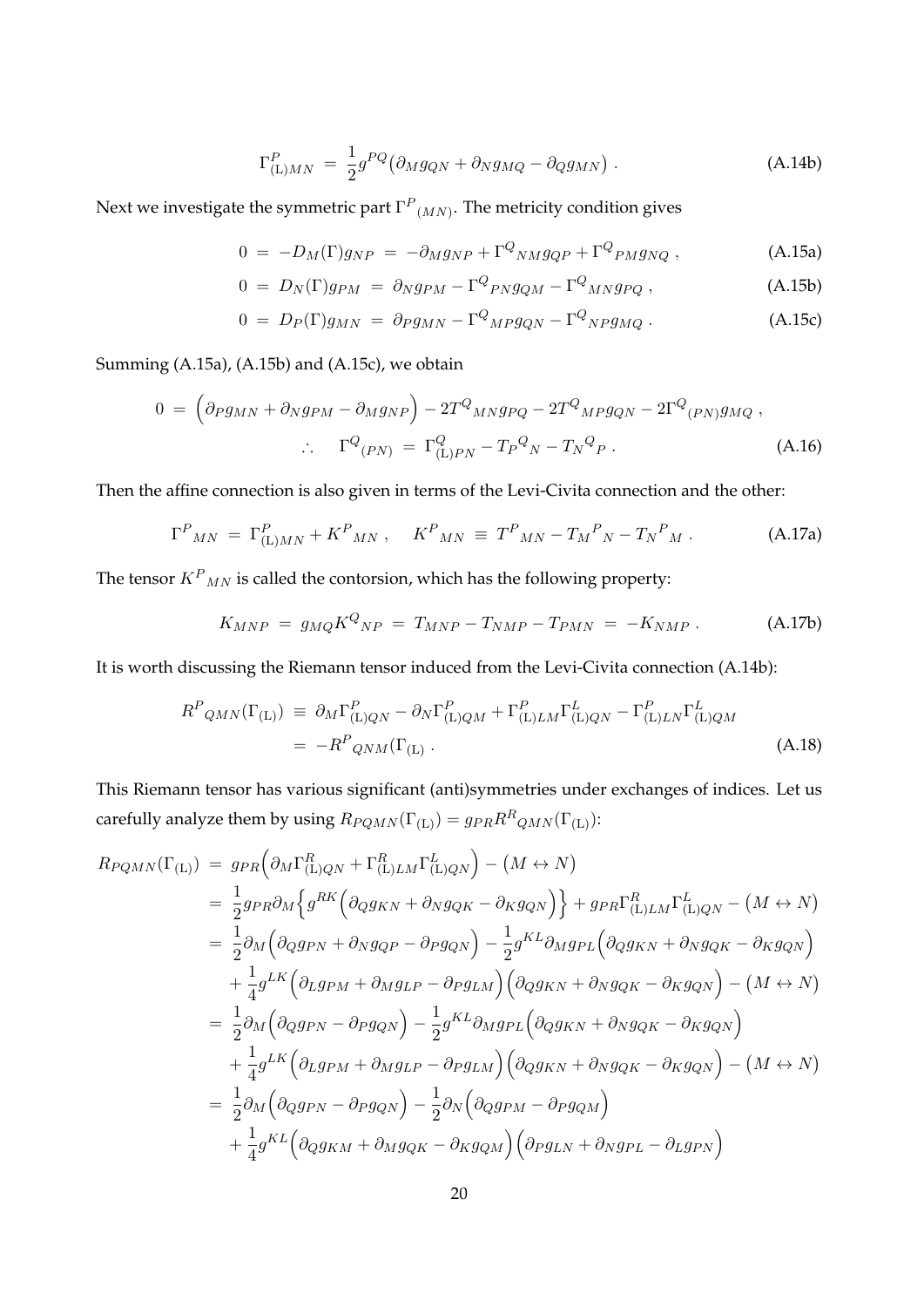$$
\Gamma^P_{(\mathrm{L})MN} \;=\; \frac{1}{2} g^{PQ} \big( \partial_M g_{QN} + \partial_N g_{MQ} - \partial_Q g_{MN} \big) \; . \tag{A.14b}
$$

Next we investigate the symmetric part $\Gamma^P{}_{(MN)}$. The metricity condition gives

$$
0 \;=\; -D_M(\Gamma) g_{NP} \;=\; -\partial_M g_{NP} + \Gamma^Q{}_{NM} g_{QP} + \Gamma^Q{}_{PM} g_{NQ} \; , \tag{A.15a}
$$

$$
0 \;=\; D_N(\Gamma) g_{PM} \;=\; \partial_N g_{PM} - \Gamma^Q{}_{PN} g_{QM} - \Gamma^Q{}_{MN} g_{PQ} \; , \tag{A.15b}
$$

$$
0 \;=\; D_P(\Gamma) g_{MN} \;=\; \partial_P g_{MN} - \Gamma^Q{}_{MP} g_{QN} - \Gamma^Q{}_{NP} g_{MQ} \; . \tag{A.15c}
$$

Summing (A.15a), (A.15b) and (A.15c), we obtain

$$
\begin{aligned}
0 \;=\; \Big( \partial_P g_{MN} + \partial_N g_{PM} - \partial_M g_{NP} \Big) - 2 T^Q{}_{MN} g_{PQ} - 2 T^Q{}_{MP} g_{QN} - 2 \Gamma^Q{}_{(PN)} g_{MQ} \; , \\
\therefore \quad \Gamma^Q{}_{(PN)} \;=\; \Gamma^Q_{(\mathrm{L})PN} - T_P{}^Q{}_N - T_N{}^Q{}_P \; .
\end{aligned} \tag{A.16}
$$

Then the affine connection is also given in terms of the Levi-Civita connection and the other:

$$
\Gamma^P{}_{MN} \;=\; \Gamma^P_{(\mathrm{L})MN} + K^P{}_{MN} \; , \quad K^P{}_{MN} \;\equiv\; T^P{}_{MN} - T_M{}^P{}_N - T_N{}^P{}_M \; . \tag{A.17a}
$$

The tensor $K^P{}_{MN}$ is called the contorsion, which has the following property:

$$
K_{MNP} \;=\; g_{MQ} K^Q{}_{NP} \;=\; T_{MNP} - T_{NMP} - T_{PMN} \;=\; -K_{NMP} \; . \tag{A.17b}
$$

It is worth discussing the Riemann tensor induced from the Levi-Civita connection (A.14b):

$$
\begin{aligned}
R^P{}_{QMN}(\Gamma_{(\mathrm{L})}) \;&\equiv\; \partial_M \Gamma^P_{(\mathrm{L})QN} - \partial_N \Gamma^P_{(\mathrm{L})QM} + \Gamma^P_{(\mathrm{L})LM} \Gamma^L_{(\mathrm{L})QN} - \Gamma^P_{(\mathrm{L})LN} \Gamma^L_{(\mathrm{L})QM} \\
&=\; -R^P{}_{QNM}(\Gamma_{(\mathrm{L})} \; .
\end{aligned} \tag{A.18}
$$

This Riemann tensor has various significant (anti)symmetries under exchanges of indices. Let us carefully analyze them by using $R_{PQMN}(\Gamma_{(\mathrm{L})}) = g_{PR} R^R{}_{QMN}(\Gamma_{(\mathrm{L})})$:

$$
\begin{aligned}
R_{PQMN}(\Gamma_{(\mathrm{L})}) \;&=\; g_{PR} \Big( \partial_M \Gamma^R_{(\mathrm{L})QN} + \Gamma^R_{(\mathrm{L})LM} \Gamma^L_{(\mathrm{L})QN} \Big) - \big( M \leftrightarrow N \big) \\
&=\; \frac{1}{2} g_{PR} \partial_M \Big\{ g^{RK} \Big( \partial_Q g_{KN} + \partial_N g_{QK} - \partial_K g_{QN} \Big) \Big\} + g_{PR} \Gamma^R_{(\mathrm{L})LM} \Gamma^L_{(\mathrm{L})QN} - \big( M \leftrightarrow N \big) \\
&=\; \frac{1}{2} \partial_M \Big( \partial_Q g_{PN} + \partial_N g_{QP} - \partial_P g_{QN} \Big) - \frac{1}{2} g^{KL} \partial_M g_{PL} \Big( \partial_Q g_{KN} + \partial_N g_{QK} - \partial_K g_{QN} \Big) \\
&\quad\; + \frac{1}{4} g^{LK} \Big( \partial_L g_{PM} + \partial_M g_{LP} - \partial_P g_{LM} \Big) \Big( \partial_Q g_{KN} + \partial_N g_{QK} - \partial_K g_{QN} \Big) - \big( M \leftrightarrow N \big) \\
&=\; \frac{1}{2} \partial_M \Big( \partial_Q g_{PN} - \partial_P g_{QN} \Big) - \frac{1}{2} g^{KL} \partial_M g_{PL} \Big( \partial_Q g_{KN} + \partial_N g_{QK} - \partial_K g_{QN} \Big) \\
&\quad\; + \frac{1}{4} g^{LK} \Big( \partial_L g_{PM} + \partial_M g_{LP} - \partial_P g_{LM} \Big) \Big( \partial_Q g_{KN} + \partial_N g_{QK} - \partial_K g_{QN} \Big) - \big( M \leftrightarrow N \big) \\
&=\; \frac{1}{2} \partial_M \Big( \partial_Q g_{PN} - \partial_P g_{QN} \Big) - \frac{1}{2} \partial_N \Big( \partial_Q g_{PM} - \partial_P g_{QM} \Big) \\
&\quad\; + \frac{1}{4} g^{KL} \Big( \partial_Q g_{KM} + \partial_M g_{QK} - \partial_K g_{QM} \Big) \Big( \partial_P g_{LN} + \partial_N g_{PL} - \partial_L g_{PN} \Big)
\end{aligned}
$$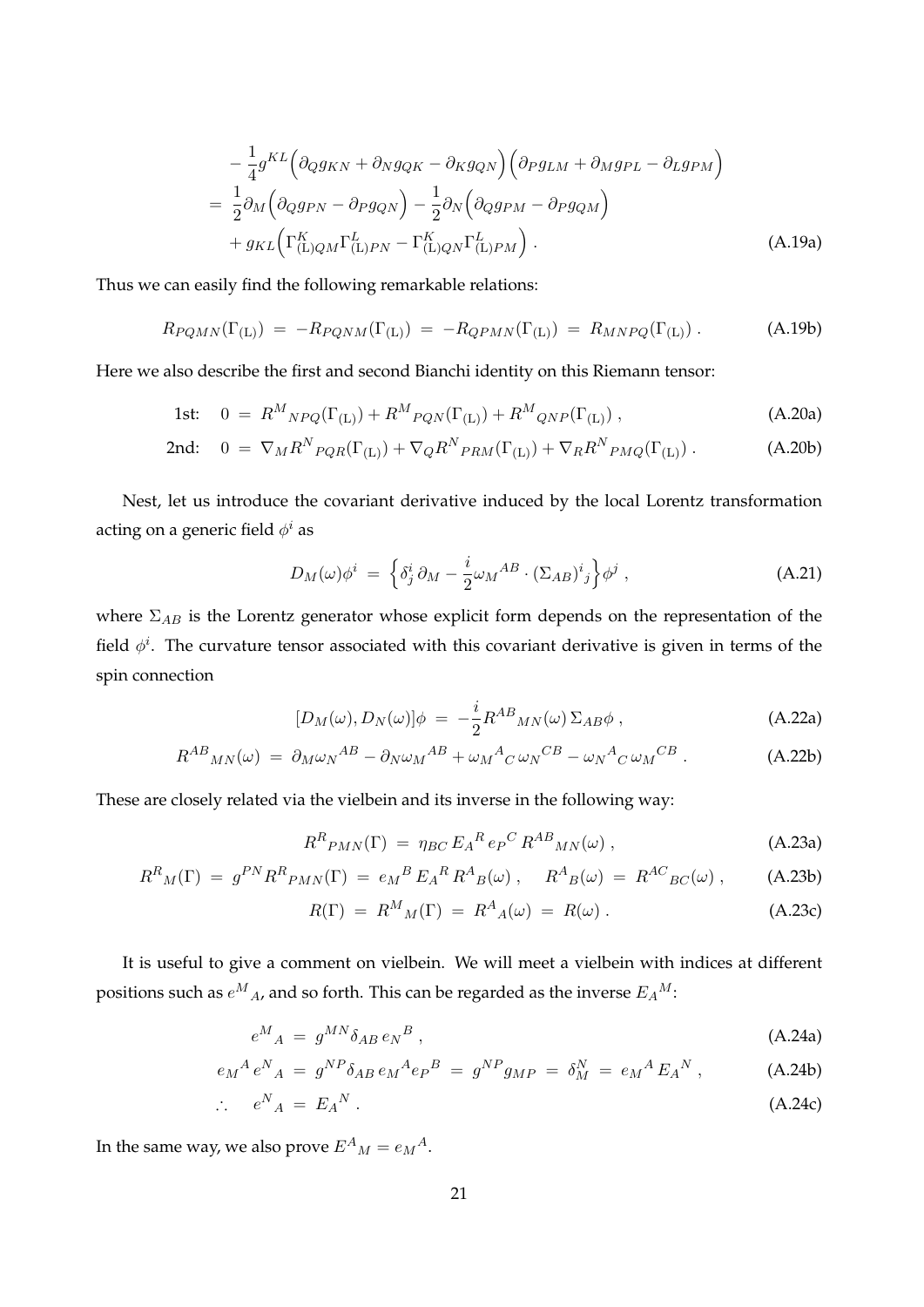$$
\begin{aligned}
&- \frac{1}{4} g^{KL} \Big( \partial_Q g_{KN} + \partial_N g_{QK} - \partial_K g_{QN} \Big) \Big( \partial_P g_{LM} + \partial_M g_{PL} - \partial_L g_{PM} \Big) \\
&= \frac{1}{2} \partial_M \Big( \partial_Q g_{PN} - \partial_P g_{QN} \Big) - \frac{1}{2} \partial_N \Big( \partial_Q g_{PM} - \partial_P g_{QM} \Big) \\
&\quad + g_{KL} \Big( \Gamma^K_{(\mathrm{L})QM} \Gamma^L_{(\mathrm{L})PN} - \Gamma^K_{(\mathrm{L})QN} \Gamma^L_{(\mathrm{L})PM} \Big) \, .
\end{aligned}
\tag{A.19a}
$$

Thus we can easily find the following remarkable relations:

$$
R_{PQMN}(\Gamma_{(\mathrm{L})}) \ = \ - R_{PQNM}(\Gamma_{(\mathrm{L})}) \ = \ - R_{QPMN}(\Gamma_{(\mathrm{L})}) \ = \ R_{MNPQ}(\Gamma_{(\mathrm{L})}) \, . \tag{A.19b}
$$

Here we also describe the first and second Bianchi identity on this Riemann tensor:

$$
\text{1st:} \quad 0 \ = \ R^M{}_{NPQ}(\Gamma_{(\mathrm{L})}) + R^M{}_{PQN}(\Gamma_{(\mathrm{L})}) + R^M{}_{QNP}(\Gamma_{(\mathrm{L})}) \, , \tag{A.20a}
$$

$$
\text{2nd:} \quad 0 \ = \ \nabla_M R^N{}_{PQR}(\Gamma_{(\mathrm{L})}) + \nabla_Q R^N{}_{PRM}(\Gamma_{(\mathrm{L})}) + \nabla_R R^N{}_{PMQ}(\Gamma_{(\mathrm{L})}) \, . \tag{A.20b}
$$

Nest, let us introduce the covariant derivative induced by the local Lorentz transformation acting on a generic field $\phi^i$ as

$$
D_M(\omega) \phi^i \ = \ \Big\{ \delta^i_j \, \partial_M - \frac{i}{2} \omega_M{}^{AB} \cdot (\Sigma_{AB})^i{}_j \Big\} \phi^j \, , \tag{A.21}
$$

where $\Sigma_{AB}$ is the Lorentz generator whose explicit form depends on the representation of the field $\phi^i$. The curvature tensor associated with this covariant derivative is given in terms of the spin connection

$$
[D_M(\omega), D_N(\omega)] \phi \ = \ - \frac{i}{2} R^{AB}{}_{MN}(\omega) \, \Sigma_{AB} \phi \, , \tag{A.22a}
$$

$$
R^{AB}{}_{MN}(\omega) \ = \ \partial_M \omega_N{}^{AB} - \partial_N \omega_M{}^{AB} + \omega_M{}^A{}_C \, \omega_N{}^{CB} - \omega_N{}^A{}_C \, \omega_M{}^{CB} \, . \tag{A.22b}
$$

These are closely related via the vielbein and its inverse in the following way:

$$
R^R{}_{PMN}(\Gamma) \ = \ \eta_{BC} \, E_A{}^R \, e_P{}^C \, R^{AB}{}_{MN}(\omega) \, , \tag{A.23a}
$$

$$
R^R{}_M(\Gamma) \ = \ g^{PN} R^R{}_{PMN}(\Gamma) \ = \ e_M{}^B \, E_A{}^R \, R^A{}_B(\omega) \, , \quad R^A{}_B(\omega) \ = \ R^{AC}{}_{BC}(\omega) \, , \tag{A.23b}
$$

$$
R(\Gamma) \ = \ R^M{}_M(\Gamma) \ = \ R^A{}_A(\omega) \ = \ R(\omega) \, . \tag{A.23c}
$$

It is useful to give a comment on vielbein. We will meet a vielbein with indices at different positions such as $e^M{}_A$, and so forth. This can be regarded as the inverse $E_A{}^M$:

$$
e^M{}_A \ = \ g^{MN} \delta_{AB} \, e_N{}^B \, , \tag{A.24a}
$$

$$
e_M{}^A \, e^N{}_A \ = \ g^{NP} \delta_{AB} \, e_M{}^A e_P{}^B \ = \ g^{NP} g_{MP} \ = \ \delta^N_M \ = \ e_M{}^A \, E_A{}^N \, , \tag{A.24b}
$$

$$
\therefore \quad e^N{}_A \ = \ E_A{}^N \, . \tag{A.24c}
$$

In the same way, we also prove $E^A{}_M = e_M{}^A$.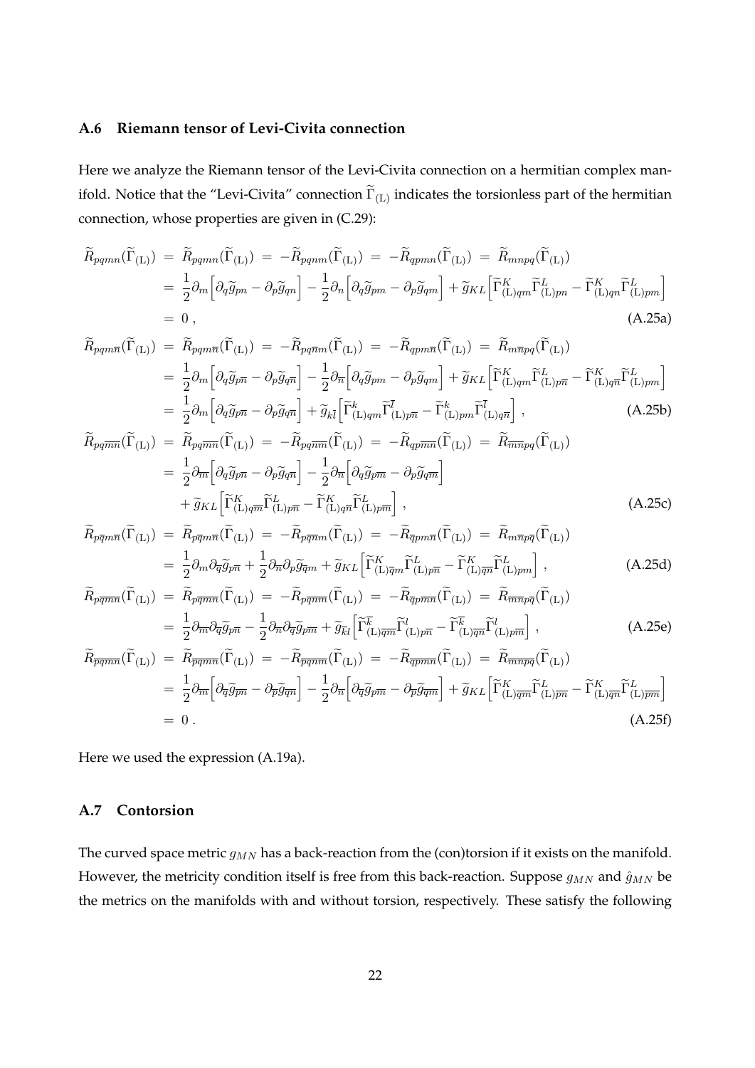### A.6 Riemann tensor of Levi-Civita connection

Here we analyze the Riemann tensor of the Levi-Civita connection on a hermitian complex manifold. Notice that the "Levi-Civita" connection $\widetilde{\Gamma}_{(\mathrm{L})}$ indicates the torsionless part of the hermitian connection, whose properties are given in (C.29):

$$
\begin{aligned}
\widetilde{R}_{pqmn}(\widetilde{\Gamma}_{(\mathrm{L})}) \ &= \ \widetilde{R}_{pqmn}(\widetilde{\Gamma}_{(\mathrm{L})}) \ = \ -\widetilde{R}_{pqnm}(\widetilde{\Gamma}_{(\mathrm{L})}) \ = \ -\widetilde{R}_{qpmn}(\widetilde{\Gamma}_{(\mathrm{L})}) \ = \ \widetilde{R}_{mnpq}(\widetilde{\Gamma}_{(\mathrm{L})}) \\
&= \ \frac{1}{2}\partial_m \Big[ \partial_q \widetilde{g}_{pn} - \partial_p \widetilde{g}_{qn} \Big] - \frac{1}{2}\partial_n \Big[ \partial_q \widetilde{g}_{pm} - \partial_p \widetilde{g}_{qm} \Big] + \widetilde{g}_{KL} \Big[ \widetilde{\Gamma}^K_{(\mathrm{L})qm} \widetilde{\Gamma}^L_{(\mathrm{L})pn} - \widetilde{\Gamma}^K_{(\mathrm{L})qn} \widetilde{\Gamma}^L_{(\mathrm{L})pm} \Big] \\
&= \ 0 \, , 
\end{aligned} \tag{A.25a}
$$

$$
\begin{aligned}
\widetilde{R}_{pqm\overline{n}}(\widetilde{\Gamma}_{(\mathrm{L})}) \ &= \ \widetilde{R}_{pqm\overline{n}}(\widetilde{\Gamma}_{(\mathrm{L})}) \ = \ -\widetilde{R}_{pq\overline{n}m}(\widetilde{\Gamma}_{(\mathrm{L})}) \ = \ -\widetilde{R}_{qpm\overline{n}}(\widetilde{\Gamma}_{(\mathrm{L})}) \ = \ \widetilde{R}_{m\overline{n}pq}(\widetilde{\Gamma}_{(\mathrm{L})}) \\
&= \ \frac{1}{2}\partial_m \Big[ \partial_q \widetilde{g}_{p\overline{n}} - \partial_p \widetilde{g}_{q\overline{n}} \Big] - \frac{1}{2}\partial_{\overline{n}} \Big[ \partial_q \widetilde{g}_{pm} - \partial_p \widetilde{g}_{qm} \Big] + \widetilde{g}_{KL} \Big[ \widetilde{\Gamma}^K_{(\mathrm{L})qm} \widetilde{\Gamma}^L_{(\mathrm{L})p\overline{n}} - \widetilde{\Gamma}^K_{(\mathrm{L})q\overline{n}} \widetilde{\Gamma}^L_{(\mathrm{L})pm} \Big] \\
&= \ \frac{1}{2}\partial_m \Big[ \partial_q \widetilde{g}_{p\overline{n}} - \partial_p \widetilde{g}_{q\overline{n}} \Big] + \widetilde{g}_{k\overline{l}} \Big[ \widetilde{\Gamma}^k_{(\mathrm{L})qm} \widetilde{\Gamma}^{\overline{l}}_{(\mathrm{L})p\overline{n}} - \widetilde{\Gamma}^k_{(\mathrm{L})pm} \widetilde{\Gamma}^{\overline{l}}_{(\mathrm{L})q\overline{n}} \Big] \, , 
\end{aligned} \tag{A.25b}
$$

$$
\begin{aligned}
\widetilde{R}_{pq\overline{m}\overline{n}}(\widetilde{\Gamma}_{(\mathrm{L})}) \ &= \ \widetilde{R}_{pq\overline{m}\overline{n}}(\widetilde{\Gamma}_{(\mathrm{L})}) \ = \ -\widetilde{R}_{pq\overline{n}\overline{m}}(\widetilde{\Gamma}_{(\mathrm{L})}) \ = \ -\widetilde{R}_{qp\overline{m}\overline{n}}(\widetilde{\Gamma}_{(\mathrm{L})}) \ = \ \widetilde{R}_{\overline{m}\overline{n}pq}(\widetilde{\Gamma}_{(\mathrm{L})}) \\
&= \ \frac{1}{2}\partial_{\overline{m}} \Big[ \partial_q \widetilde{g}_{p\overline{n}} - \partial_p \widetilde{g}_{q\overline{n}} \Big] - \frac{1}{2}\partial_{\overline{n}} \Big[ \partial_q \widetilde{g}_{p\overline{m}} - \partial_p \widetilde{g}_{q\overline{m}} \Big] \\
&\ \ \ \ + \widetilde{g}_{KL} \Big[ \widetilde{\Gamma}^K_{(\mathrm{L})q\overline{m}} \widetilde{\Gamma}^L_{(\mathrm{L})p\overline{n}} - \widetilde{\Gamma}^K_{(\mathrm{L})q\overline{n}} \widetilde{\Gamma}^L_{(\mathrm{L})p\overline{m}} \Big] \, , 
\end{aligned} \tag{A.25c}
$$

$$
\begin{aligned}
\widetilde{R}_{p\overline{q}m\overline{n}}(\widetilde{\Gamma}_{(\mathrm{L})}) \ &= \ \widetilde{R}_{p\overline{q}m\overline{n}}(\widetilde{\Gamma}_{(\mathrm{L})}) \ = \ -\widetilde{R}_{p\overline{q}\overline{n}m}(\widetilde{\Gamma}_{(\mathrm{L})}) \ = \ -\widetilde{R}_{\overline{q}pm\overline{n}}(\widetilde{\Gamma}_{(\mathrm{L})}) \ = \ \widetilde{R}_{m\overline{n}p\overline{q}}(\widetilde{\Gamma}_{(\mathrm{L})}) \\
&= \ \frac{1}{2}\partial_m \partial_{\overline{q}} \widetilde{g}_{p\overline{n}} + \frac{1}{2}\partial_{\overline{n}} \partial_p \widetilde{g}_{\overline{q}m} + \widetilde{g}_{KL} \Big[ \widetilde{\Gamma}^K_{(\mathrm{L})\overline{q}m} \widetilde{\Gamma}^L_{(\mathrm{L})p\overline{n}} - \widetilde{\Gamma}^K_{(\mathrm{L})\overline{q}\overline{n}} \widetilde{\Gamma}^L_{(\mathrm{L})pm} \Big] \, , 
\end{aligned} \tag{A.25d}
$$

$$
\begin{aligned}
\widetilde{R}_{p\overline{q}\overline{m}\overline{n}}(\widetilde{\Gamma}_{(\mathrm{L})}) \ &= \ \widetilde{R}_{p\overline{q}\overline{m}\overline{n}}(\widetilde{\Gamma}_{(\mathrm{L})}) \ = \ -\widetilde{R}_{p\overline{q}\overline{n}\overline{m}}(\widetilde{\Gamma}_{(\mathrm{L})}) \ = \ -\widetilde{R}_{\overline{q}p\overline{m}\overline{n}}(\widetilde{\Gamma}_{(\mathrm{L})}) \ = \ \widetilde{R}_{\overline{m}\overline{n}p\overline{q}}(\widetilde{\Gamma}_{(\mathrm{L})}) \\
&= \ \frac{1}{2}\partial_{\overline{m}} \partial_{\overline{q}} \widetilde{g}_{p\overline{n}} - \frac{1}{2}\partial_{\overline{n}} \partial_{\overline{q}} \widetilde{g}_{p\overline{m}} + \widetilde{g}_{\overline{k}l} \Big[ \widetilde{\Gamma}^{\overline{k}}_{(\mathrm{L})\overline{q}\overline{m}} \widetilde{\Gamma}^l_{(\mathrm{L})p\overline{n}} - \widetilde{\Gamma}^{\overline{k}}_{(\mathrm{L})\overline{q}\overline{n}} \widetilde{\Gamma}^l_{(\mathrm{L})p\overline{m}} \Big] \, , 
\end{aligned} \tag{A.25e}
$$

$$
\begin{aligned}
\widetilde{R}_{\overline{p}\overline{q}\overline{m}\overline{n}}(\widetilde{\Gamma}_{(\mathrm{L})}) \ &= \ \widetilde{R}_{\overline{p}\overline{q}\overline{m}\overline{n}}(\widetilde{\Gamma}_{(\mathrm{L})}) \ = \ -\widetilde{R}_{\overline{p}\overline{q}\overline{n}\overline{m}}(\widetilde{\Gamma}_{(\mathrm{L})}) \ = \ -\widetilde{R}_{\overline{q}\overline{p}\overline{m}\overline{n}}(\widetilde{\Gamma}_{(\mathrm{L})}) \ = \ \widetilde{R}_{\overline{m}\overline{n}\overline{p}\overline{q}}(\widetilde{\Gamma}_{(\mathrm{L})}) \\
&= \ \frac{1}{2}\partial_{\overline{m}} \Big[ \partial_{\overline{q}} \widetilde{g}_{\overline{p}\overline{n}} - \partial_{\overline{p}} \widetilde{g}_{\overline{q}\overline{n}} \Big] - \frac{1}{2}\partial_{\overline{n}} \Big[ \partial_{\overline{q}} \widetilde{g}_{\overline{p}\overline{m}} - \partial_{\overline{p}} \widetilde{g}_{\overline{q}\overline{m}} \Big] + \widetilde{g}_{KL} \Big[ \widetilde{\Gamma}^K_{(\mathrm{L})\overline{q}\overline{m}} \widetilde{\Gamma}^L_{(\mathrm{L})\overline{p}\overline{n}} - \widetilde{\Gamma}^K_{(\mathrm{L})\overline{q}\overline{n}} \widetilde{\Gamma}^L_{(\mathrm{L})\overline{p}\overline{m}} \Big] \\
&= \ 0 \, . 
\end{aligned} \tag{A.25f}
$$

Here we used the expression (A.19a).

### A.7 Contorsion

The curved space metric $g_{MN}$ has a back-reaction from the (con)torsion if it exists on the manifold. However, the metricity condition itself is free from this back-reaction. Suppose $g_{MN}$ and $\hat{g}_{MN}$ be the metrics on the manifolds with and without torsion, respectively. These satisfy the following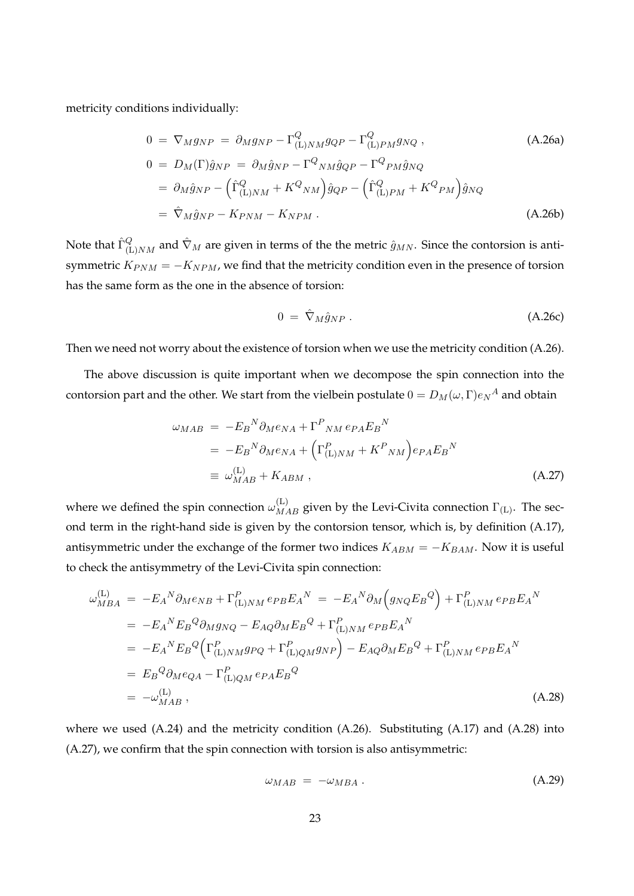metricity conditions individually:

$$
\begin{aligned}
0 \;&=\; \nabla_M g_{NP} \;=\; \partial_M g_{NP} - \Gamma^Q_{(\mathrm{L})NM} g_{QP} - \Gamma^Q_{(\mathrm{L})PM} g_{NQ} \, , && \text{(A.26a)} \\
0 \;&=\; D_M(\Gamma) \hat{g}_{NP} \;=\; \partial_M \hat{g}_{NP} - \Gamma^Q{}_{NM} \hat{g}_{QP} - \Gamma^Q{}_{PM} \hat{g}_{NQ} \\
&=\; \partial_M \hat{g}_{NP} - \Big( \hat{\Gamma}^Q_{(\mathrm{L})NM} + K^Q{}_{NM} \Big) \hat{g}_{QP} - \Big( \hat{\Gamma}^Q_{(\mathrm{L})PM} + K^Q{}_{PM} \Big) \hat{g}_{NQ} \\
&=\; \hat{\nabla}_M \hat{g}_{NP} - K_{PNM} - K_{NPM} \, . && \text{(A.26b)}
\end{aligned}
$$

Note that $\hat{\Gamma}^Q_{(\mathrm{L})NM}$ and $\hat{\nabla}_M$ are given in terms of the the metric $\hat{g}_{MN}$. Since the contorsion is antisymmetric $K_{PNM} = -K_{NPM}$, we find that the metricity condition even in the presence of torsion has the same form as the one in the absence of torsion:

$$
0 \;=\; \hat{\nabla}_M \hat{g}_{NP} \, . \tag{A.26c}
$$

Then we need not worry about the existence of torsion when we use the metricity condition (A.26).

The above discussion is quite important when we decompose the spin connection into the contorsion part and the other. We start from the vielbein postulate $0 = D_M(\omega, \Gamma) e_N{}^A$ and obtain

$$
\begin{aligned}
\omega_{MAB} \;&=\; -E_B{}^N \partial_M e_{NA} + \Gamma^P{}_{NM} \, e_{PA} E_B{}^N \\
&=\; -E_B{}^N \partial_M e_{NA} + \Big( \Gamma^P_{(\mathrm{L})NM} + K^P{}_{NM} \Big) e_{PA} E_B{}^N \\
&\equiv\; \omega^{(\mathrm{L})}_{MAB} + K_{ABM} \, ,
\end{aligned} \tag{A.27}
$$

where we defined the spin connection $\omega^{(\mathrm{L})}_{MAB}$ given by the Levi-Civita connection $\Gamma_{(\mathrm{L})}$. The second term in the right-hand side is given by the contorsion tensor, which is, by definition (A.17), antisymmetric under the exchange of the former two indices $K_{ABM} = -K_{BAM}$. Now it is useful to check the antisymmetry of the Levi-Civita spin connection:

$$
\begin{aligned}
\omega^{(\mathrm{L})}_{MBA} \;&=\; -E_A{}^N \partial_M e_{NB} + \Gamma^P_{(\mathrm{L})NM} \, e_{PB} E_A{}^N \;=\; -E_A{}^N \partial_M \Big( g_{NQ} E_B{}^Q \Big) + \Gamma^P_{(\mathrm{L})NM} \, e_{PB} E_A{}^N \\
&=\; -E_A{}^N E_B{}^Q \partial_M g_{NQ} - E_{AQ} \partial_M E_B{}^Q + \Gamma^P_{(\mathrm{L})NM} \, e_{PB} E_A{}^N \\
&=\; -E_A{}^N E_B{}^Q \Big( \Gamma^P_{(\mathrm{L})NM} g_{PQ} + \Gamma^P_{(\mathrm{L})QM} g_{NP} \Big) - E_{AQ} \partial_M E_B{}^Q + \Gamma^P_{(\mathrm{L})NM} \, e_{PB} E_A{}^N \\
&=\; E_B{}^Q \partial_M e_{QA} - \Gamma^P_{(\mathrm{L})QM} \, e_{PA} E_B{}^Q \\
&=\; -\omega^{(\mathrm{L})}_{MAB} \, ,
\end{aligned} \tag{A.28}
$$

where we used (A.24) and the metricity condition (A.26). Substituting (A.17) and (A.28) into (A.27), we confirm that the spin connection with torsion is also antisymmetric:

$$
\omega_{MAB} \;=\; -\omega_{MBA} \, . \tag{A.29}
$$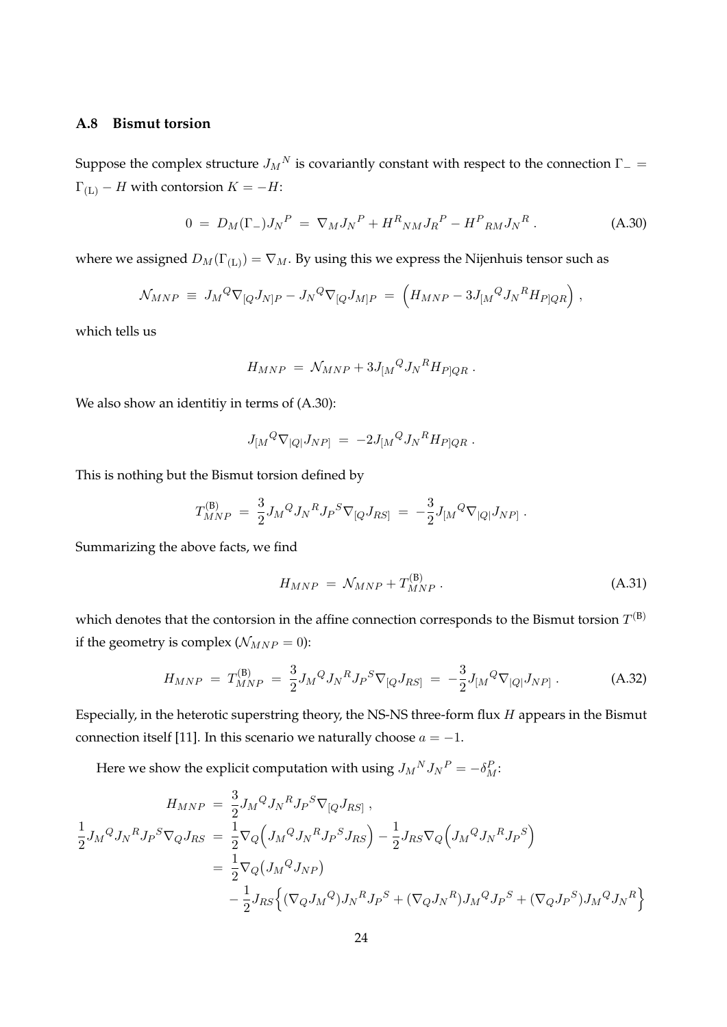### A.8 Bismut torsion

Suppose the complex structure $J_M{}^N$ is covariantly constant with respect to the connection $\Gamma_- = \Gamma_{(\mathrm{L})} - H$ with contorsion $K = -H$:

$$0 \;=\; D_M(\Gamma_-) J_N{}^P \;=\; \nabla_M J_N{}^P + H^R{}_{NM} J_R{}^P - H^P{}_{RM} J_N{}^R \, . \tag{A.30}$$

where we assigned $D_M(\Gamma_{(\mathrm{L})}) = \nabla_M$. By using this we express the Nijenhuis tensor such as

$$\mathcal{N}_{MNP} \;\equiv\; J_M{}^Q \nabla_{[Q} J_{N]P} - J_N{}^Q \nabla_{[Q} J_{M]P} \;=\; \Big( H_{MNP} - 3 J_{[M}{}^Q J_N{}^R H_{P]QR} \Big) \, ,$$

which tells us

$$H_{MNP} \;=\; \mathcal{N}_{MNP} + 3 J_{[M}{}^Q J_N{}^R H_{P]QR} \, .$$

We also show an identitiy in terms of (A.30):

$$J_{[M}{}^Q \nabla_{|Q|} J_{NP]} \;=\; -2 J_{[M}{}^Q J_N{}^R H_{P]QR} \, .$$

This is nothing but the Bismut torsion defined by

$$T^{(\mathrm{B})}_{MNP} \;=\; \frac{3}{2} J_M{}^Q J_N{}^R J_P{}^S \nabla_{[Q} J_{RS]} \;=\; -\frac{3}{2} J_{[M}{}^Q \nabla_{|Q|} J_{NP]} \, .$$

Summarizing the above facts, we find

$$H_{MNP} \;=\; \mathcal{N}_{MNP} + T^{(\mathrm{B})}_{MNP} \, . \tag{A.31}$$

which denotes that the contorsion in the affine connection corresponds to the Bismut torsion $T^{(\mathrm{B})}$ if the geometry is complex ($\mathcal{N}_{MNP} = 0$):

$$H_{MNP} \;=\; T^{(\mathrm{B})}_{MNP} \;=\; \frac{3}{2} J_M{}^Q J_N{}^R J_P{}^S \nabla_{[Q} J_{RS]} \;=\; -\frac{3}{2} J_{[M}{}^Q \nabla_{|Q|} J_{NP]} \, . \tag{A.32}$$

Especially, in the heterotic superstring theory, the NS-NS three-form flux $H$ appears in the Bismut connection itself [11]. In this scenario we naturally choose $a = -1$.

Here we show the explicit computation with using $J_M{}^N J_N{}^P = -\delta_M^P$:

$$\begin{aligned}
H_{MNP} \;&=\; \frac{3}{2} J_M{}^Q J_N{}^R J_P{}^S \nabla_{[Q} J_{RS]} \, , \\
\frac{1}{2} J_M{}^Q J_N{}^R J_P{}^S \nabla_Q J_{RS} \;&=\; \frac{1}{2} \nabla_Q \Big( J_M{}^Q J_N{}^R J_P{}^S J_{RS} \Big) - \frac{1}{2} J_{RS} \nabla_Q \Big( J_M{}^Q J_N{}^R J_P{}^S \Big) \\
&=\; \frac{1}{2} \nabla_Q \big( J_M{}^Q J_{NP} \big) \\
&\quad\; - \frac{1}{2} J_{RS} \Big\{ (\nabla_Q J_M{}^Q) J_N{}^R J_P{}^S + (\nabla_Q J_N{}^R) J_M{}^Q J_P{}^S + (\nabla_Q J_P{}^S) J_M{}^Q J_N{}^R \Big\}
\end{aligned}$$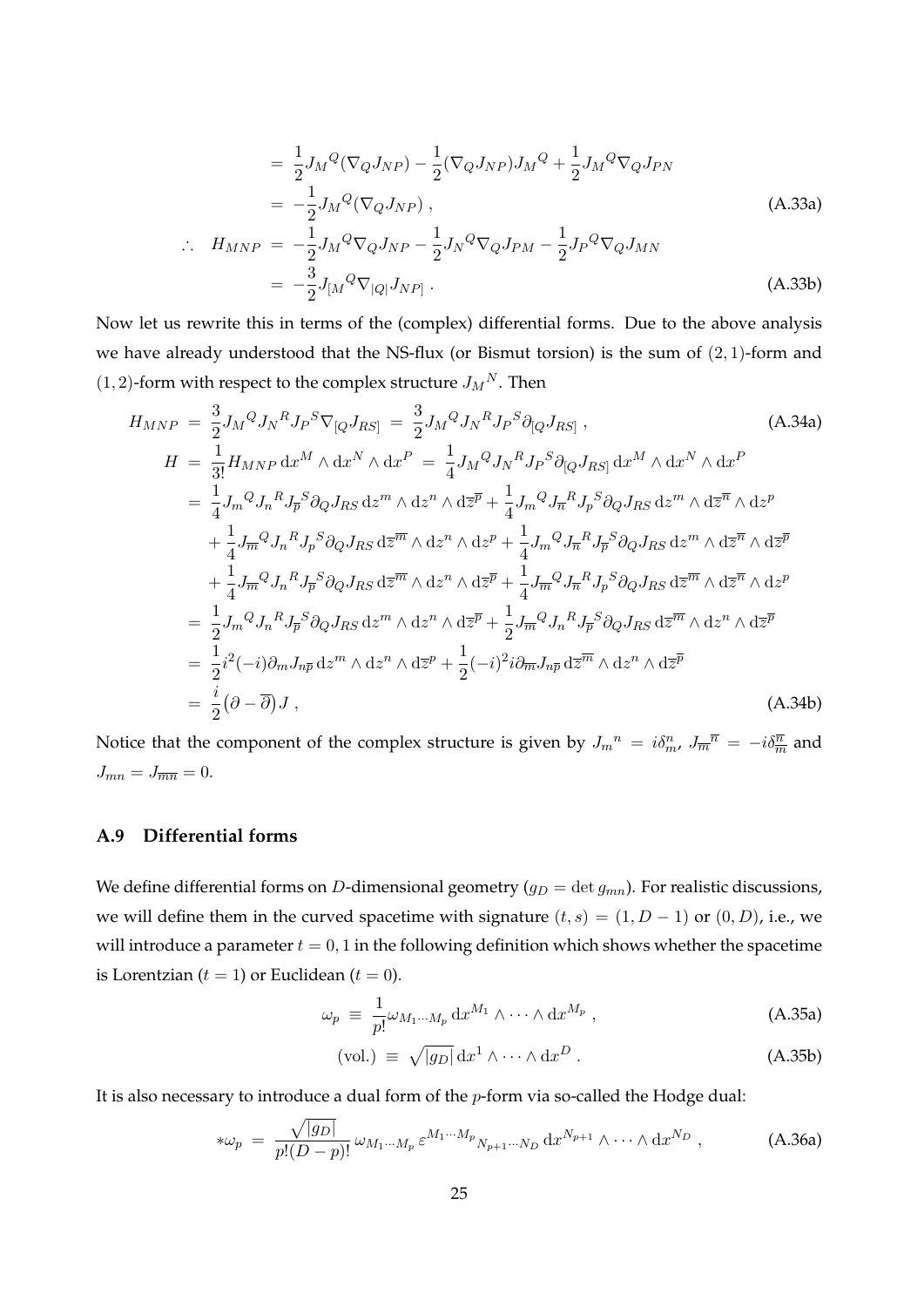$$
\begin{aligned}
&= \frac{1}{2} J_M{}^Q (\nabla_Q J_{NP}) - \frac{1}{2} (\nabla_Q J_{NP}) J_M{}^Q + \frac{1}{2} J_M{}^Q \nabla_Q J_{PN} \\
&= -\frac{1}{2} J_M{}^Q (\nabla_Q J_{NP}) \, , \qquad \text{(A.33a)} \\
\therefore \quad H_{MNP} &= -\frac{1}{2} J_M{}^Q \nabla_Q J_{NP} - \frac{1}{2} J_N{}^Q \nabla_Q J_{PM} - \frac{1}{2} J_P{}^Q \nabla_Q J_{MN} \\
&= -\frac{3}{2} J_{[M}{}^Q \nabla_{|Q|} J_{NP]} \, . \qquad \text{(A.33b)}
\end{aligned}
$$

Now let us rewrite this in terms of the (complex) differential forms. Due to the above analysis we have already understood that the NS-flux (or Bismut torsion) is the sum of $(2,1)$-form and $(1,2)$-form with respect to the complex structure $J_M{}^N$. Then

$$
H_{MNP} = \frac{3}{2} J_M{}^Q J_N{}^R J_P{}^S \nabla_{[Q} J_{RS]} = \frac{3}{2} J_M{}^Q J_N{}^R J_P{}^S \partial_{[Q} J_{RS]} \, , \qquad \text{(A.34a)}
$$

$$
\begin{aligned}
H &= \frac{1}{3!} H_{MNP} \, \mathrm{d}x^M \wedge \mathrm{d}x^N \wedge \mathrm{d}x^P = \frac{1}{4} J_M{}^Q J_N{}^R J_P{}^S \partial_{[Q} J_{RS]} \, \mathrm{d}x^M \wedge \mathrm{d}x^N \wedge \mathrm{d}x^P \\
&= \frac{1}{4} J_m{}^Q J_n{}^R J_{\overline{p}}{}^S \partial_Q J_{RS} \, \mathrm{d}z^m \wedge \mathrm{d}z^n \wedge \mathrm{d}\overline{z}^{\overline{p}} + \frac{1}{4} J_m{}^Q J_{\overline{n}}{}^R J_p{}^S \partial_Q J_{RS} \, \mathrm{d}z^m \wedge \mathrm{d}\overline{z}^{\overline{n}} \wedge \mathrm{d}z^p \\
&\quad + \frac{1}{4} J_{\overline{m}}{}^Q J_n{}^R J_p{}^S \partial_Q J_{RS} \, \mathrm{d}\overline{z}^{\overline{m}} \wedge \mathrm{d}z^n \wedge \mathrm{d}z^p + \frac{1}{4} J_m{}^Q J_{\overline{n}}{}^R J_{\overline{p}}{}^S \partial_Q J_{RS} \, \mathrm{d}z^m \wedge \mathrm{d}\overline{z}^{\overline{n}} \wedge \mathrm{d}\overline{z}^{\overline{p}} \\
&\quad + \frac{1}{4} J_{\overline{m}}{}^Q J_n{}^R J_{\overline{p}}{}^S \partial_Q J_{RS} \, \mathrm{d}\overline{z}^{\overline{m}} \wedge \mathrm{d}z^n \wedge \mathrm{d}\overline{z}^{\overline{p}} + \frac{1}{4} J_{\overline{m}}{}^Q J_{\overline{n}}{}^R J_p{}^S \partial_Q J_{RS} \, \mathrm{d}\overline{z}^{\overline{m}} \wedge \mathrm{d}\overline{z}^{\overline{n}} \wedge \mathrm{d}z^p \\
&= \frac{1}{2} J_m{}^Q J_n{}^R J_{\overline{p}}{}^S \partial_Q J_{RS} \, \mathrm{d}z^m \wedge \mathrm{d}z^n \wedge \mathrm{d}\overline{z}^{\overline{p}} + \frac{1}{2} J_{\overline{m}}{}^Q J_n{}^R J_{\overline{p}}{}^S \partial_Q J_{RS} \, \mathrm{d}\overline{z}^{\overline{m}} \wedge \mathrm{d}z^n \wedge \mathrm{d}\overline{z}^{\overline{p}} \\
&= \frac{1}{2} i^2 (-i) \partial_m J_{n\overline{p}} \, \mathrm{d}z^m \wedge \mathrm{d}z^n \wedge \mathrm{d}\overline{z}^p + \frac{1}{2} (-i)^2 i \partial_{\overline{m}} J_{n\overline{p}} \, \mathrm{d}\overline{z}^{\overline{m}} \wedge \mathrm{d}z^n \wedge \mathrm{d}\overline{z}^{\overline{p}} \\
&= \frac{i}{2} \big( \partial - \overline{\partial} \big) J \, , \qquad \text{(A.34b)}
\end{aligned}
$$

Notice that the component of the complex structure is given by $J_m{}^n = i\delta_m^n$, $J_{\overline{m}}{}^{\overline{n}} = -i\delta_{\overline{m}}^{\overline{n}}$ and $J_{mn} = J_{\overline{mn}} = 0$.

### A.9 Differential forms

We define differential forms on $D$-dimensional geometry ($g_D = \det g_{mn}$). For realistic discussions, we will define them in the curved spacetime with signature $(t,s) = (1, D-1)$ or $(0, D)$, i.e., we will introduce a parameter $t = 0, 1$ in the following definition which shows whether the spacetime is Lorentzian ($t = 1$) or Euclidean ($t = 0$).

$$
\omega_p \equiv \frac{1}{p!} \omega_{M_1 \cdots M_p} \, \mathrm{d}x^{M_1} \wedge \cdots \wedge \mathrm{d}x^{M_p} \, , \qquad \text{(A.35a)}
$$

$$
(\text{vol.}) \equiv \sqrt{|g_D|} \, \mathrm{d}x^1 \wedge \cdots \wedge \mathrm{d}x^D \, . \qquad \text{(A.35b)}
$$

It is also necessary to introduce a dual form of the $p$-form via so-called the Hodge dual:

$$
* \omega_p = \frac{\sqrt{|g_D|}}{p!(D-p)!} \, \omega_{M_1 \cdots M_p} \, \varepsilon^{M_1 \cdots M_p}{}_{N_{p+1} \cdots N_D} \, \mathrm{d}x^{N_{p+1}} \wedge \cdots \wedge \mathrm{d}x^{N_D} \, , \qquad \text{(A.36a)}
$$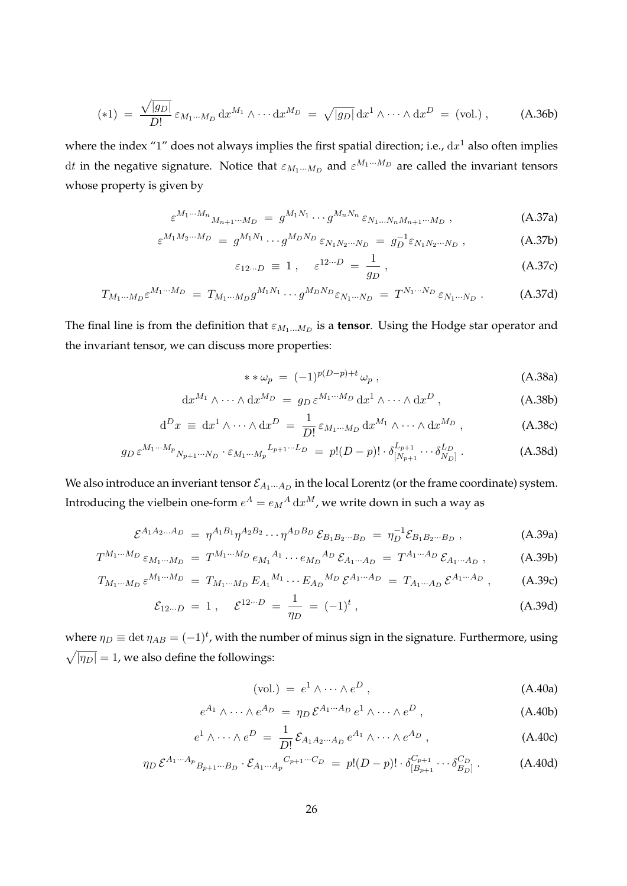$$(*1) \ = \ \frac{\sqrt{|g_D|}}{D!} \, \varepsilon_{M_1 \cdots M_D} \, \mathrm{d}x^{M_1} \wedge \cdots \mathrm{d}x^{M_D} \ = \ \sqrt{|g_D|} \, \mathrm{d}x^1 \wedge \cdots \wedge \mathrm{d}x^D \ = \ (\text{vol.}) \, , \tag{A.36b}$$

where the index "1" does not always implies the first spatial direction; i.e., $\mathrm{d}x^1$ also often implies $\mathrm{d}t$ in the negative signature. Notice that $\varepsilon_{M_1 \cdots M_D}$ and $\varepsilon^{M_1 \cdots M_D}$ are called the invariant tensors whose property is given by

$$\varepsilon^{M_1 \cdots M_n}{}_{M_{n+1} \cdots M_D} \ = \ g^{M_1 N_1} \cdots g^{M_n N_n} \, \varepsilon_{N_1 \ldots N_n M_{n+1} \cdots M_D} \, , \tag{A.37a}$$

$$\varepsilon^{M_1 M_2 \cdots M_D} \ = \ g^{M_1 N_1} \cdots g^{M_D N_D} \, \varepsilon_{N_1 N_2 \cdots N_D} \ = \ g_D^{-1} \varepsilon_{N_1 N_2 \cdots N_D} \, , \tag{A.37b}$$

$$\varepsilon_{12 \cdots D} \ \equiv \ 1 \, , \quad \varepsilon^{12 \cdots D} \ = \ \frac{1}{g_D} \, , \tag{A.37c}$$

$$T_{M_1 \cdots M_D} \varepsilon^{M_1 \cdots M_D} \ = \ T_{M_1 \cdots M_D} g^{M_1 N_1} \cdots g^{M_D N_D} \varepsilon_{N_1 \cdots N_D} \ = \ T^{N_1 \cdots N_D} \, \varepsilon_{N_1 \cdots N_D} \, . \tag{A.37d}$$

The final line is from the definition that $\varepsilon_{M_1 \ldots M_D}$ is a **tensor**. Using the Hodge star operator and the invariant tensor, we can discuss more properties:

$$* * \omega_p \ = \ (-1)^{p(D-p)+t} \, \omega_p \, , \tag{A.38a}$$

$$\mathrm{d}x^{M_1} \wedge \cdots \wedge \mathrm{d}x^{M_D} \ = \ g_D \, \varepsilon^{M_1 \cdots M_D} \, \mathrm{d}x^1 \wedge \cdots \wedge \mathrm{d}x^D \, , \tag{A.38b}$$

$$\mathrm{d}^D x \ \equiv \ \mathrm{d}x^1 \wedge \cdots \wedge \mathrm{d}x^D \ = \ \frac{1}{D!} \, \varepsilon_{M_1 \cdots M_D} \, \mathrm{d}x^{M_1} \wedge \cdots \wedge \mathrm{d}x^{M_D} \, , \tag{A.38c}$$

$$g_D \, \varepsilon^{M_1 \cdots M_p}{}_{N_{p+1} \cdots N_D} \cdot \varepsilon_{M_1 \cdots M_p}{}^{L_{p+1} \cdots L_D} \ = \ p!(D-p)! \cdot \delta^{L_{p+1}}_{[N_{p+1}} \cdots \delta^{L_D}_{N_D]} \, . \tag{A.38d}$$

We also introduce an inveriant tensor $\mathcal{E}_{A_1 \cdots A_D}$ in the local Lorentz (or the frame coordinate) system. Introducing the vielbein one-form $e^A = e_M{}^A \, \mathrm{d}x^M$, we write down in such a way as

$$\mathcal{E}^{A_1 A_2 \ldots A_D} \ = \ \eta^{A_1 B_1} \eta^{A_2 B_2} \cdots \eta^{A_D B_D} \, \mathcal{E}_{B_1 B_2 \cdots B_D} \ = \ \eta_D^{-1} \mathcal{E}_{B_1 B_2 \cdots B_D} \, , \tag{A.39a}$$

$$T^{M_1 \cdots M_D} \, \varepsilon_{M_1 \cdots M_D} \ = \ T^{M_1 \cdots M_D} \, e_{M_1}{}^{A_1} \cdots e_{M_D}{}^{A_D} \, \mathcal{E}_{A_1 \cdots A_D} \ = \ T^{A_1 \cdots A_D} \, \mathcal{E}_{A_1 \cdots A_D} \, , \tag{A.39b}$$

$$T_{M_1 \cdots M_D} \, \varepsilon^{M_1 \cdots M_D} \ = \ T_{M_1 \cdots M_D} \, E_{A_1}{}^{M_1} \cdots E_{A_D}{}^{M_D} \, \mathcal{E}^{A_1 \cdots A_D} \ = \ T_{A_1 \cdots A_D} \, \mathcal{E}^{A_1 \cdots A_D} \, , \tag{A.39c}$$

$$\mathcal{E}_{12 \cdots D} \ = \ 1 \, , \quad \mathcal{E}^{12 \cdots D} \ = \ \frac{1}{\eta_D} \ = \ (-1)^t \, , \tag{A.39d}$$

where $\eta_D \equiv \det \eta_{AB} = (-1)^t$, with the number of minus sign in the signature. Furthermore, using $\sqrt{|\eta_D|} = 1$, we also define the followings:

$$(\text{vol.}) \ = \ e^1 \wedge \cdots \wedge e^D \, , \tag{A.40a}$$

$$e^{A_1} \wedge \cdots \wedge e^{A_D} \ = \ \eta_D \, \mathcal{E}^{A_1 \cdots A_D} \, e^1 \wedge \cdots \wedge e^D \, , \tag{A.40b}$$

$$e^1 \wedge \cdots \wedge e^D \ = \ \frac{1}{D!} \, \mathcal{E}_{A_1 A_2 \cdots A_D} \, e^{A_1} \wedge \cdots \wedge e^{A_D} \, , \tag{A.40c}$$

$$\eta_D \, \mathcal{E}^{A_1 \cdots A_p}{}_{B_{p+1} \cdots B_D} \cdot \mathcal{E}_{A_1 \cdots A_p}{}^{C_{p+1} \cdots C_D} \ = \ p!(D-p)! \cdot \delta^{C_{p+1}}_{[B_{p+1}} \cdots \delta^{C_D}_{B_D]} \, . \tag{A.40d}$$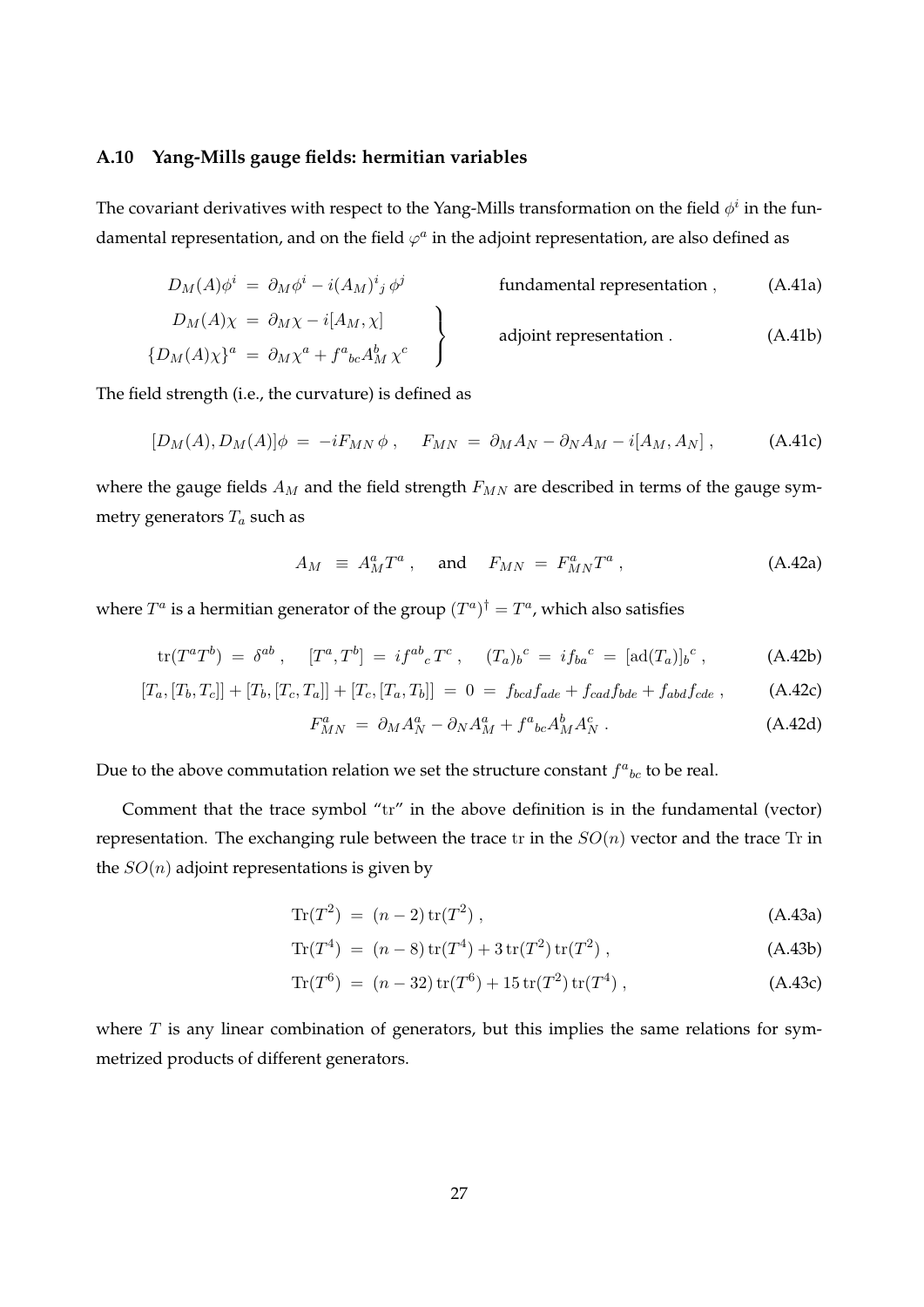### A.10 Yang-Mills gauge fields: hermitian variables

The covariant derivatives with respect to the Yang-Mills transformation on the field $\phi^i$ in the fundamental representation, and on the field $\varphi^a$ in the adjoint representation, are also defined as

$$D_M(A)\phi^i \;=\; \partial_M \phi^i - i(A_M)^i{}_j\, \phi^j \qquad \text{fundamental representation}\,, \tag{A.41a}$$

$$\left.\begin{aligned} D_M(A)\chi \;&=\; \partial_M \chi - i[A_M, \chi] \\ \{D_M(A)\chi\}^a \;&=\; \partial_M \chi^a + f^a{}_{bc} A_M^b\, \chi^c \end{aligned}\right\} \qquad \text{adjoint representation}\,. \tag{A.41b}$$

The field strength (i.e., the curvature) is defined as

$$[D_M(A), D_M(A)]\phi \;=\; -iF_{MN}\,\phi\,, \qquad F_{MN} \;=\; \partial_M A_N - \partial_N A_M - i[A_M, A_N]\,, \tag{A.41c}$$

where the gauge fields $A_M$ and the field strength $F_{MN}$ are described in terms of the gauge symmetry generators $T_a$ such as

$$A_M \;\equiv\; A_M^a T^a\,, \quad \text{and} \quad F_{MN} \;=\; F_{MN}^a T^a\,, \tag{A.42a}$$

where $T^a$ is a hermitian generator of the group $(T^a)^\dagger = T^a$, which also satisfies

$$\mathrm{tr}(T^a T^b) \;=\; \delta^{ab}\,, \quad [T^a, T^b] \;=\; if^{ab}{}_c\, T^c\,, \quad (T_a)_b{}^c \;=\; if_{ba}{}^c \;=\; [\mathrm{ad}(T_a)]_b{}^c\,, \tag{A.42b}$$

$$[T_a,[T_b,T_c]] + [T_b,[T_c,T_a]] + [T_c,[T_a,T_b]] \;=\; 0 \;=\; f_{bcd}f_{ade} + f_{cad}f_{bde} + f_{abd}f_{cde}\,, \tag{A.42c}$$

$$F_{MN}^a \;=\; \partial_M A_N^a - \partial_N A_M^a + f^a{}_{bc} A_M^b A_N^c\,. \tag{A.42d}$$

Due to the above commutation relation we set the structure constant $f^a{}_{bc}$ to be real.

Comment that the trace symbol "tr" in the above definition is in the fundamental (vector) representation. The exchanging rule between the trace $\mathrm{tr}$ in the $SO(n)$ vector and the trace $\mathrm{Tr}$ in the $SO(n)$ adjoint representations is given by

$$\mathrm{Tr}(T^2) \;=\; (n-2)\,\mathrm{tr}(T^2)\,, \tag{A.43a}$$

$$\mathrm{Tr}(T^4) \;=\; (n-8)\,\mathrm{tr}(T^4) + 3\,\mathrm{tr}(T^2)\,\mathrm{tr}(T^2)\,, \tag{A.43b}$$

$$\mathrm{Tr}(T^6) \;=\; (n-32)\,\mathrm{tr}(T^6) + 15\,\mathrm{tr}(T^2)\,\mathrm{tr}(T^4)\,, \tag{A.43c}$$

where $T$ is any linear combination of generators, but this implies the same relations for symmetrized products of different generators.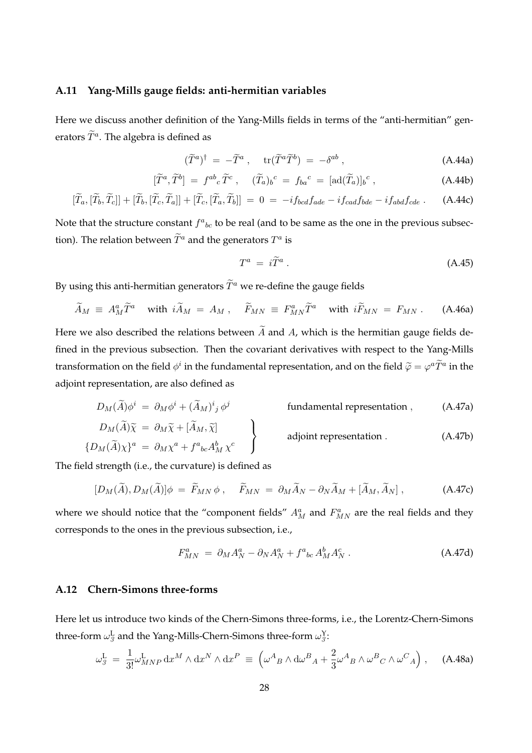### A.11 Yang-Mills gauge fields: anti-hermitian variables

Here we discuss another definition of the Yang-Mills fields in terms of the "anti-hermitian" generators $\widetilde{T}^a$. The algebra is defined as

$$(\widetilde{T}^a)^\dagger \;=\; -\widetilde{T}^a \,, \quad \mathrm{tr}(\widetilde{T}^a \widetilde{T}^b) \;=\; -\delta^{ab} \,, \tag{A.44a}$$

$$[\widetilde{T}^a, \widetilde{T}^b] \;=\; f^{ab}{}_c \, \widetilde{T}^c \,, \quad (\widetilde{T}_a)_b{}^c \;=\; f_{ba}{}^c \;=\; [\mathrm{ad}(\widetilde{T}_a)]_b{}^c \,, \tag{A.44b}$$

$$[\widetilde{T}_a, [\widetilde{T}_b, \widetilde{T}_c]] + [\widetilde{T}_b, [\widetilde{T}_c, \widetilde{T}_a]] + [\widetilde{T}_c, [\widetilde{T}_a, \widetilde{T}_b]] \;=\; 0 \;=\; -i f_{bcd} f_{ade} - i f_{cad} f_{bde} - i f_{abd} f_{cde} \,. \tag{A.44c}$$

Note that the structure constant $f^a{}_{bc}$ to be real (and to be same as the one in the previous subsection). The relation between $\widetilde{T}^a$ and the generators $T^a$ is

$$T^a \;=\; i \widetilde{T}^a \,. \tag{A.45}$$

By using this anti-hermitian generators $\widetilde{T}^a$ we re-define the gauge fields

$$\widetilde{A}_M \;\equiv\; A_M^a \widetilde{T}^a \quad \text{with } i\widetilde{A}_M \;=\; A_M \,, \quad \widetilde{F}_{MN} \;\equiv\; F_{MN}^a \widetilde{T}^a \quad \text{with } i\widetilde{F}_{MN} \;=\; F_{MN} \,. \tag{A.46a}$$

Here we also described the relations between $\widetilde{A}$ and $A$, which is the hermitian gauge fields defined in the previous subsection. Then the covariant derivatives with respect to the Yang-Mills transformation on the field $\phi^i$ in the fundamental representation, and on the field $\widetilde{\varphi} = \varphi^a \widetilde{T}^a$ in the adjoint representation, are also defined as

$$D_M(\widetilde{A})\phi^i \;=\; \partial_M \phi^i + (\widetilde{A}_M)^i{}_j \, \phi^j \qquad \text{fundamental representation} \,, \tag{A.47a}$$

$$\left.\begin{aligned} D_M(\widetilde{A})\widetilde{\chi} \;&=\; \partial_M \widetilde{\chi} + [\widetilde{A}_M, \widetilde{\chi}] \\ \{D_M(\widetilde{A})\chi\}^a \;&=\; \partial_M \chi^a + f^a{}_{bc} A_M^b \, \chi^c \end{aligned}\right\} \qquad \text{adjoint representation} \,. \tag{A.47b}$$

The field strength (i.e., the curvature) is defined as

$$[D_M(\widetilde{A}), D_M(\widetilde{A})]\phi \;=\; \widetilde{F}_{MN} \, \phi \,, \quad \widetilde{F}_{MN} \;=\; \partial_M \widetilde{A}_N - \partial_N \widetilde{A}_M + [\widetilde{A}_M, \widetilde{A}_N] \,, \tag{A.47c}$$

where we should notice that the "component fields" $A_M^a$ and $F_{MN}^a$ are the real fields and they corresponds to the ones in the previous subsection, i.e.,

$$F_{MN}^a \;=\; \partial_M A_N^a - \partial_N A_N^a + f^a{}_{bc} \, A_M^b A_N^c \,. \tag{A.47d}$$

### A.12 Chern-Simons three-forms

Here let us introduce two kinds of the Chern-Simons three-forms, i.e., the Lorentz-Chern-Simons three-form $\omega_3^{\mathrm{L}}$ and the Yang-Mills-Chern-Simons three-form $\omega_3^{\mathrm{Y}}$:

$$\omega_3^{\mathrm{L}} \;=\; \frac{1}{3!} \omega_{MNP}^{\mathrm{L}} \, \mathrm{d}x^M \wedge \mathrm{d}x^N \wedge \mathrm{d}x^P \;\equiv\; \Big( \omega^A{}_B \wedge \mathrm{d}\omega^B{}_A + \frac{2}{3} \omega^A{}_B \wedge \omega^B{}_C \wedge \omega^C{}_A \Big) \,, \tag{A.48a}$$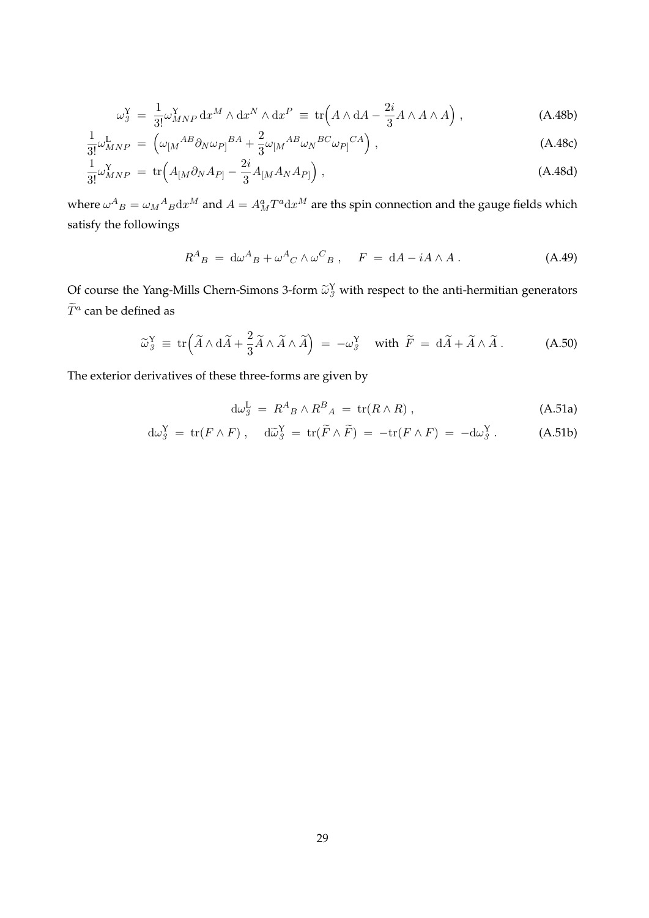$$\omega_3^{\mathrm{Y}} \;=\; \frac{1}{3!}\omega^{\mathrm{Y}}_{MNP}\,\mathrm{d}x^M \wedge \mathrm{d}x^N \wedge \mathrm{d}x^P \;\equiv\; \mathrm{tr}\Big( A \wedge \mathrm{d}A - \frac{2i}{3} A \wedge A \wedge A \Big) \,, \tag{A.48b}$$

$$\frac{1}{3!}\omega^{\mathrm{L}}_{MNP} \;=\; \Big( \omega_{[M}{}^{AB} \partial_N \omega_{P]}{}^{BA} + \frac{2}{3} \omega_{[M}{}^{AB} \omega_N{}^{BC} \omega_{P]}{}^{CA} \Big) \,, \tag{A.48c}$$

$$\frac{1}{3!}\omega^{\mathrm{Y}}_{MNP} \;=\; \mathrm{tr}\Big( A_{[M} \partial_N A_{P]} - \frac{2i}{3} A_{[M} A_N A_{P]} \Big) \,, \tag{A.48d}$$

where $\omega^A{}_B = \omega_M{}^A{}_B \mathrm{d}x^M$ and $A = A_M^a T^a \mathrm{d}x^M$ are ths spin connection and the gauge fields which satisfy the followings

$$R^A{}_B \;=\; \mathrm{d}\omega^A{}_B + \omega^A{}_C \wedge \omega^C{}_B \,, \quad F \;=\; \mathrm{d}A - iA \wedge A \,. \tag{A.49}$$

Of course the Yang-Mills Chern-Simons 3-form $\widetilde{\omega}_3^{\mathrm{Y}}$ with respect to the anti-hermitian generators $\widetilde{T}^a$ can be defined as

$$\widetilde{\omega}_3^{\mathrm{Y}} \;\equiv\; \mathrm{tr}\Big( \widetilde{A} \wedge \mathrm{d}\widetilde{A} + \frac{2}{3} \widetilde{A} \wedge \widetilde{A} \wedge \widetilde{A} \Big) \;=\; -\omega_3^{\mathrm{Y}} \quad \text{with } \widetilde{F} \;=\; \mathrm{d}\widetilde{A} + \widetilde{A} \wedge \widetilde{A} \,. \tag{A.50}$$

The exterior derivatives of these three-forms are given by

$$\mathrm{d}\omega_3^{\mathrm{L}} \;=\; R^A{}_B \wedge R^B{}_A \;=\; \mathrm{tr}(R \wedge R) \,, \tag{A.51a}$$

$$\mathrm{d}\omega_3^{\mathrm{Y}} \;=\; \mathrm{tr}(F \wedge F) \,, \quad \mathrm{d}\widetilde{\omega}_3^{\mathrm{Y}} \;=\; \mathrm{tr}(\widetilde{F} \wedge \widetilde{F}) \;=\; -\mathrm{tr}(F \wedge F) \;=\; -\mathrm{d}\omega_3^{\mathrm{Y}} \,. \tag{A.51b}$$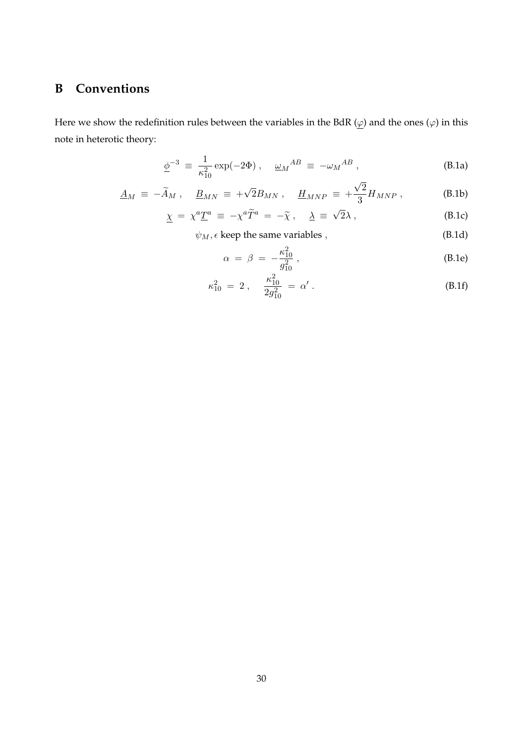## B Conventions

Here we show the redefinition rules between the variables in the BdR ($\underline{\varphi}$) and the ones ($\varphi$) in this note in heterotic theory:

$$\underline{\phi}^{-3} \equiv \frac{1}{\kappa_{10}^2} \exp(-2\Phi) , \quad \underline{\omega}_M{}^{AB} \equiv -\omega_M{}^{AB} , \tag{B.1a}$$

$$\underline{A}_M \equiv -\widetilde{A}_M , \quad \underline{B}_{MN} \equiv +\sqrt{2} B_{MN} , \quad \underline{H}_{MNP} \equiv +\frac{\sqrt{2}}{3} H_{MNP} , \tag{B.1b}$$

$$\underline{\chi} = \chi^a \underline{T}^a \equiv -\chi^a \widetilde{T}^a = -\widetilde{\chi} , \quad \underline{\lambda} \equiv \sqrt{2} \lambda , \tag{B.1c}$$

$$\psi_M, \epsilon \text{ keep the same variables} , \tag{B.1d}$$

$$\alpha = \beta = -\frac{\kappa_{10}^2}{g_{10}^2} , \tag{B.1e}$$

$$\kappa_{10}^2 = 2 , \quad \frac{\kappa_{10}^2}{2 g_{10}^2} = \alpha' . \tag{B.1f}$$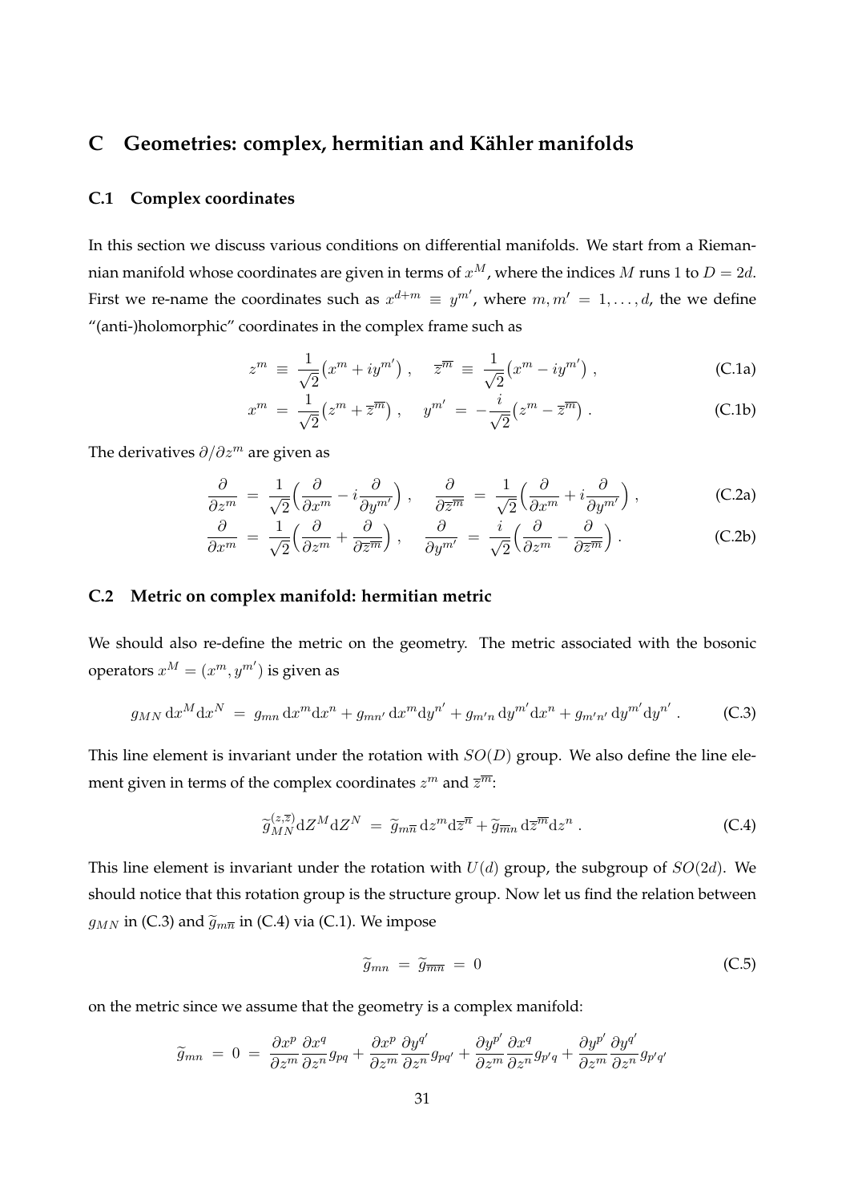# C Geometries: complex, hermitian and Kähler manifolds

## C.1 Complex coordinates

In this section we discuss various conditions on differential manifolds. We start from a Riemannian manifold whose coordinates are given in terms of $x^M$, where the indices $M$ runs 1 to $D = 2d$. First we re-name the coordinates such as $x^{d+m} \equiv y^{m'}$, where $m, m' = 1, \ldots, d$, the we define "(anti-)holomorphic" coordinates in the complex frame such as

$$
z^m \;\equiv\; \frac{1}{\sqrt{2}}\big(x^m + i y^{m'}\big) \,, \quad \overline{z}^{\overline{m}} \;\equiv\; \frac{1}{\sqrt{2}}\big(x^m - i y^{m'}\big) \,, \tag{C.1a}
$$

$$
x^m \;=\; \frac{1}{\sqrt{2}}\big(z^m + \overline{z}^{\overline{m}}\big) \,, \quad y^{m'} \;=\; -\frac{i}{\sqrt{2}}\big(z^m - \overline{z}^{\overline{m}}\big) \,. \tag{C.1b}
$$

The derivatives $\partial / \partial z^m$ are given as

$$
\frac{\partial}{\partial z^m} \;=\; \frac{1}{\sqrt{2}}\Big(\frac{\partial}{\partial x^m} - i \frac{\partial}{\partial y^{m'}}\Big) \,, \quad \frac{\partial}{\partial \overline{z}^{\overline{m}}} \;=\; \frac{1}{\sqrt{2}}\Big(\frac{\partial}{\partial x^m} + i \frac{\partial}{\partial y^{m'}}\Big) \,, \tag{C.2a}
$$

$$
\frac{\partial}{\partial x^m} \;=\; \frac{1}{\sqrt{2}}\Big(\frac{\partial}{\partial z^m} + \frac{\partial}{\partial \overline{z}^{\overline{m}}}\Big) \,, \quad \frac{\partial}{\partial y^{m'}} \;=\; \frac{i}{\sqrt{2}}\Big(\frac{\partial}{\partial z^m} - \frac{\partial}{\partial \overline{z}^{\overline{m}}}\Big) \,. \tag{C.2b}
$$

## C.2 Metric on complex manifold: hermitian metric

We should also re-define the metric on the geometry. The metric associated with the bosonic operators $x^M = (x^m, y^{m'})$ is given as

$$
g_{MN} \, \mathrm{d}x^M \mathrm{d}x^N \;=\; g_{mn} \, \mathrm{d}x^m \mathrm{d}x^n + g_{mn'} \, \mathrm{d}x^m \mathrm{d}y^{n'} + g_{m'n} \, \mathrm{d}y^{m'} \mathrm{d}x^n + g_{m'n'} \, \mathrm{d}y^{m'} \mathrm{d}y^{n'} \,. \tag{C.3}
$$

This line element is invariant under the rotation with $SO(D)$ group. We also define the line element given in terms of the complex coordinates $z^m$ and $\overline{z}^{\overline{m}}$:

$$
\widetilde{g}{}^{(z,\overline{z})}_{MN} \mathrm{d}Z^M \mathrm{d}Z^N \;=\; \widetilde{g}_{m\overline{n}} \, \mathrm{d}z^m \mathrm{d}\overline{z}^{\overline{n}} + \widetilde{g}_{\overline{m}n} \, \mathrm{d}\overline{z}^{\overline{m}} \mathrm{d}z^n \,. \tag{C.4}
$$

This line element is invariant under the rotation with $U(d)$ group, the subgroup of $SO(2d)$. We should notice that this rotation group is the structure group. Now let us find the relation between $g_{MN}$ in (C.3) and $\widetilde{g}_{m\overline{n}}$ in (C.4) via (C.1). We impose

$$
\widetilde{g}_{mn} \;=\; \widetilde{g}_{\overline{m}\overline{n}} \;=\; 0 \tag{C.5}
$$

on the metric since we assume that the geometry is a complex manifold:

$$
\widetilde{g}_{mn} \;=\; 0 \;=\; \frac{\partial x^p}{\partial z^m} \frac{\partial x^q}{\partial z^n} g_{pq} + \frac{\partial x^p}{\partial z^m} \frac{\partial y^{q'}}{\partial z^n} g_{pq'} + \frac{\partial y^{p'}}{\partial z^m} \frac{\partial x^q}{\partial z^n} g_{p'q} + \frac{\partial y^{p'}}{\partial z^m} \frac{\partial y^{q'}}{\partial z^n} g_{p'q'}
$$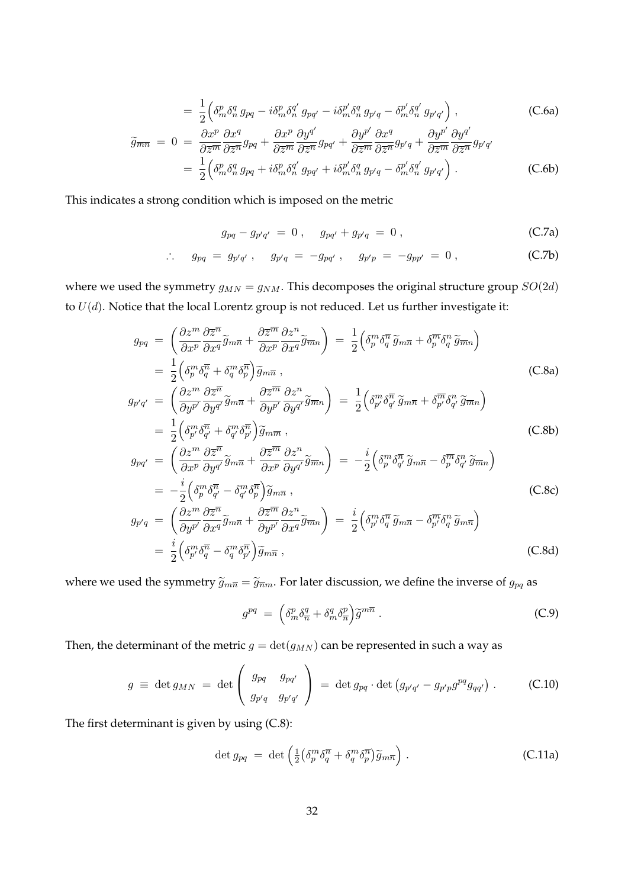$$
= \frac{1}{2}\Big( \delta^p_m \delta^q_n \, g_{pq} - i \delta^p_m \delta^{q'}_n \, g_{pq'} - i \delta^{p'}_m \delta^q_n \, g_{p'q} - \delta^{p'}_m \delta^{q'}_n \, g_{p'q'} \Big) \, , \tag{C.6a}
$$

$$
\begin{aligned}
\widetilde{g}_{\overline{m}\overline{n}} \ = \ 0 \ &= \ \frac{\partial x^p}{\partial \overline{z}^{\overline{m}}} \frac{\partial x^q}{\partial \overline{z}^{\overline{n}}} g_{pq} + \frac{\partial x^p}{\partial \overline{z}^{\overline{m}}} \frac{\partial y^{q'}}{\partial \overline{z}^{\overline{n}}} g_{pq'} + \frac{\partial y^{p'}}{\partial \overline{z}^{\overline{m}}} \frac{\partial x^q}{\partial \overline{z}^{\overline{n}}} g_{p'q} + \frac{\partial y^{p'}}{\partial \overline{z}^{\overline{m}}} \frac{\partial y^{q'}}{\partial \overline{z}^{\overline{n}}} g_{p'q'} \\
&= \ \frac{1}{2}\Big( \delta^p_m \delta^q_n \, g_{pq} + i \delta^p_m \delta^{q'}_n \, g_{pq'} + i \delta^{p'}_m \delta^q_n \, g_{p'q} - \delta^{p'}_m \delta^{q'}_n \, g_{p'q'} \Big) \, .
\end{aligned} \tag{C.6b}
$$

This indicates a strong condition which is imposed on the metric

$$
g_{pq} - g_{p'q'} \ = \ 0 \, , \quad g_{pq'} + g_{p'q} \ = \ 0 \, , \tag{C.7a}
$$

$$
\therefore \quad g_{pq} \ = \ g_{p'q'} \, , \quad g_{p'q} \ = \ -g_{pq'} \, , \quad g_{p'p} \ = \ -g_{pp'} \ = \ 0 \, , \tag{C.7b}
$$

where we used the symmetry $g_{MN} = g_{NM}$. This decomposes the original structure group $SO(2d)$ to $U(d)$. Notice that the local Lorentz group is not reduced. Let us further investigate it:

$$
\begin{aligned}
g_{pq} \ &= \ \left( \frac{\partial z^m}{\partial x^p} \frac{\partial \overline{z}^{\overline{n}}}{\partial x^q} \widetilde{g}_{m\overline{n}} + \frac{\partial \overline{z}^{\overline{m}}}{\partial x^p} \frac{\partial z^n}{\partial x^q} \widetilde{g}_{\overline{m}n} \right) \ = \ \frac{1}{2}\Big( \delta^m_p \delta^{\overline{n}}_q \, \widetilde{g}_{m\overline{n}} + \delta^{\overline{m}}_p \delta^n_q \, \widetilde{g}_{\overline{m}n} \Big) \\
&= \ \frac{1}{2}\Big( \delta^m_p \delta^{\overline{n}}_q + \delta^m_q \delta^{\overline{n}}_p \Big) \widetilde{g}_{m\overline{n}} \, ,
\end{aligned} \tag{C.8a}
$$

$$
\begin{aligned}
g_{p'q'} \ &= \ \left( \frac{\partial z^m}{\partial y^{p'}} \frac{\partial \overline{z}^{\overline{n}}}{\partial y^{q'}} \widetilde{g}_{m\overline{n}} + \frac{\partial \overline{z}^{\overline{m}}}{\partial y^{p'}} \frac{\partial z^n}{\partial y^{q'}} \widetilde{g}_{\overline{m}n} \right) \ = \ \frac{1}{2}\Big( \delta^m_{p'} \delta^{\overline{n}}_{q'} \, \widetilde{g}_{m\overline{n}} + \delta^{\overline{m}}_{p'} \delta^n_{q'} \, \widetilde{g}_{\overline{m}n} \Big) \\
&= \ \frac{1}{2}\Big( \delta^m_{p'} \delta^{\overline{n}}_{q'} + \delta^m_{q'} \delta^{\overline{n}}_{p'} \Big) \widetilde{g}_{m\overline{m}} \, ,
\end{aligned} \tag{C.8b}
$$

$$
\begin{aligned}
g_{pq'} \ &= \ \left( \frac{\partial z^m}{\partial x^p} \frac{\partial \overline{z}^{\overline{n}}}{\partial y^{q'}} \widetilde{g}_{m\overline{n}} + \frac{\partial \overline{z}^{\overline{m}}}{\partial x^p} \frac{\partial z^n}{\partial y^{q'}} \widetilde{g}_{\overline{m}n} \right) \ = \ -\frac{i}{2}\Big( \delta^m_p \delta^{\overline{n}}_{q'} \, \widetilde{g}_{m\overline{n}} - \delta^{\overline{m}}_p \delta^n_{q'} \, \widetilde{g}_{\overline{m}n} \Big) \\
&= \ -\frac{i}{2}\Big( \delta^m_p \delta^{\overline{n}}_{q'} - \delta^m_{q'} \delta^{\overline{n}}_p \Big) \widetilde{g}_{m\overline{n}} \, ,
\end{aligned} \tag{C.8c}
$$

$$
\begin{aligned}
g_{p'q} \ &= \ \left( \frac{\partial z^m}{\partial y^{p'}} \frac{\partial \overline{z}^{\overline{n}}}{\partial x^q} \widetilde{g}_{m\overline{n}} + \frac{\partial \overline{z}^{\overline{m}}}{\partial y^{p'}} \frac{\partial z^n}{\partial x^q} \widetilde{g}_{\overline{m}n} \right) \ = \ \frac{i}{2}\Big( \delta^m_{p'} \delta^{\overline{n}}_q \, \widetilde{g}_{m\overline{n}} - \delta^{\overline{m}}_{p'} \delta^n_q \, \widetilde{g}_{m\overline{n}} \Big) \\
&= \ \frac{i}{2}\Big( \delta^m_{p'} \delta^{\overline{n}}_q - \delta^m_q \delta^{\overline{n}}_{p'} \Big) \widetilde{g}_{m\overline{n}} \, ,
\end{aligned} \tag{C.8d}
$$

where we used the symmetry $\widetilde{g}_{m\overline{n}} = \widetilde{g}_{\overline{n}m}$. For later discussion, we define the inverse of $g_{pq}$ as

$$
g^{pq} \ = \ \Big( \delta^p_m \delta^q_{\overline{n}} + \delta^q_m \delta^p_{\overline{n}} \Big) \widetilde{g}^{m\overline{n}} \, . \tag{C.9}
$$

Then, the determinant of the metric $g = \det(g_{MN})$ can be represented in such a way as

$$
g \ \equiv \ \det g_{MN} \ = \ \det \left( \begin{array}{cc} g_{pq} & g_{pq'} \\ g_{p'q} & g_{p'q'} \end{array} \right) \ = \ \det g_{pq} \cdot \det \big( g_{p'q'} - g_{p'p} g^{pq} g_{qq'} \big) \, . \tag{C.10}
$$

The first determinant is given by using (C.8):

$$
\det g_{pq} \ = \ \det \left( \tfrac{1}{2} \big( \delta^m_p \delta^{\overline{n}}_q + \delta^m_q \delta^{\overline{n}}_p \big) \widetilde{g}_{m\overline{n}} \right) \, . \tag{C.11a}
$$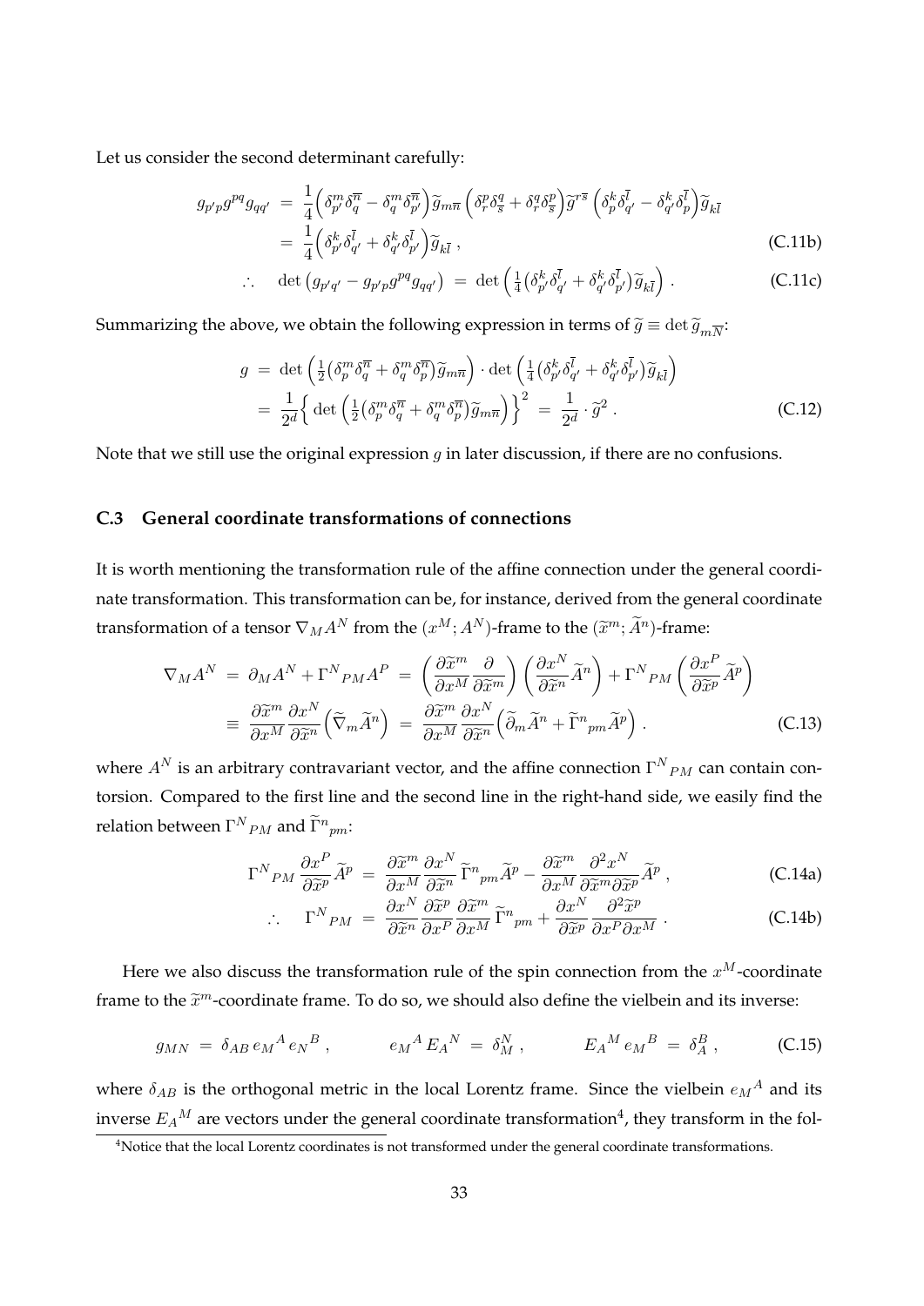Let us consider the second determinant carefully:

$$
\begin{aligned}
g_{p'p} g^{pq} g_{qq'} &= \frac{1}{4}\Big(\delta^m_{p'}\delta^{\overline{n}}_q - \delta^m_q \delta^{\overline{n}}_{p'}\Big)\widetilde{g}_{m\overline{n}} \Big(\delta^p_r \delta^q_{\overline{s}} + \delta^q_r \delta^p_{\overline{s}}\Big)\widetilde{g}^{r\overline{s}} \Big(\delta^k_p \delta^{\overline{l}}_{q'} - \delta^k_{q'}\delta^{\overline{l}}_p\Big)\widetilde{g}_{k\overline{l}} \\
&= \frac{1}{4}\Big(\delta^k_{p'}\delta^{\overline{l}}_{q'} + \delta^k_{q'}\delta^{\overline{l}}_{p'}\Big)\widetilde{g}_{k\overline{l}} \,, \qquad \text{(C.11b)}
\end{aligned}
$$

$$
\therefore \quad \det\big(g_{p'q'} - g_{p'p} g^{pq} g_{qq'}\big) \;=\; \det\Big(\tfrac{1}{4}\big(\delta^k_{p'}\delta^{\overline{l}}_{q'} + \delta^k_{q'}\delta^{\overline{l}}_{p'}\big)\widetilde{g}_{k\overline{l}}\Big) \,. \qquad \text{(C.11c)}
$$

Summarizing the above, we obtain the following expression in terms of $\widetilde{g} \equiv \det \widetilde{g}_{m\overline{N}}$:

$$
\begin{aligned}
g &= \det\Big(\tfrac{1}{2}\big(\delta^m_p \delta^{\overline{n}}_q + \delta^m_q \delta^{\overline{n}}_p\big)\widetilde{g}_{m\overline{n}}\Big) \cdot \det\Big(\tfrac{1}{4}\big(\delta^k_{p'}\delta^{\overline{l}}_{q'} + \delta^k_{q'}\delta^{\overline{l}}_{p'}\big)\widetilde{g}_{k\overline{l}}\Big) \\
&= \frac{1}{2^d}\Big\{ \det\Big(\tfrac{1}{2}\big(\delta^m_p \delta^{\overline{n}}_q + \delta^m_q \delta^{\overline{n}}_p\big)\widetilde{g}_{m\overline{n}}\Big)\Big\}^2 \;=\; \frac{1}{2^d}\cdot \widetilde{g}^2 \,. \qquad \text{(C.12)}
\end{aligned}
$$

Note that we still use the original expression $g$ in later discussion, if there are no confusions.

### C.3 General coordinate transformations of connections

It is worth mentioning the transformation rule of the affine connection under the general coordinate transformation. This transformation can be, for instance, derived from the general coordinate transformation of a tensor $\nabla_M A^N$ from the $(x^M; A^N)$-frame to the $(\widetilde{x}^m; \widetilde{A}^n)$-frame:

$$
\begin{aligned}
\nabla_M A^N &= \partial_M A^N + \Gamma^N{}_{PM} A^P \;=\; \Big(\frac{\partial \widetilde{x}^m}{\partial x^M}\frac{\partial}{\partial \widetilde{x}^m}\Big)\Big(\frac{\partial x^N}{\partial \widetilde{x}^n}\widetilde{A}^n\Big) + \Gamma^N{}_{PM}\Big(\frac{\partial x^P}{\partial \widetilde{x}^p}\widetilde{A}^p\Big) \\
&\equiv \frac{\partial \widetilde{x}^m}{\partial x^M}\frac{\partial x^N}{\partial \widetilde{x}^n}\Big(\widetilde{\nabla}_m \widetilde{A}^n\Big) \;=\; \frac{\partial \widetilde{x}^m}{\partial x^M}\frac{\partial x^N}{\partial \widetilde{x}^n}\Big(\widetilde{\partial}_m \widetilde{A}^n + \widetilde{\Gamma}^n{}_{pm}\widetilde{A}^p\Big) \,. \qquad \text{(C.13)}
\end{aligned}
$$

where $A^N$ is an arbitrary contravariant vector, and the affine connection $\Gamma^N{}_{PM}$ can contain contorsion. Compared to the first line and the second line in the right-hand side, we easily find the relation between $\Gamma^N{}_{PM}$ and $\widetilde{\Gamma}^n{}_{pm}$:

$$
\Gamma^N{}_{PM}\frac{\partial x^P}{\partial \widetilde{x}^p}\widetilde{A}^p \;=\; \frac{\partial \widetilde{x}^m}{\partial x^M}\frac{\partial x^N}{\partial \widetilde{x}^n}\widetilde{\Gamma}^n{}_{pm}\widetilde{A}^p - \frac{\partial \widetilde{x}^m}{\partial x^M}\frac{\partial^2 x^N}{\partial \widetilde{x}^m \partial \widetilde{x}^p}\widetilde{A}^p \,, \qquad \text{(C.14a)}
$$

$$
\therefore \quad \Gamma^N{}_{PM} \;=\; \frac{\partial x^N}{\partial \widetilde{x}^n}\frac{\partial \widetilde{x}^p}{\partial x^P}\frac{\partial \widetilde{x}^m}{\partial x^M}\widetilde{\Gamma}^n{}_{pm} + \frac{\partial x^N}{\partial \widetilde{x}^p}\frac{\partial^2 \widetilde{x}^p}{\partial x^P \partial x^M} \,. \qquad \text{(C.14b)}
$$

Here we also discuss the transformation rule of the spin connection from the $x^M$-coordinate frame to the $\widetilde{x}^m$-coordinate frame. To do so, we should also define the vielbein and its inverse:

$$
g_{MN} \;=\; \delta_{AB}\, e_M{}^A\, e_N{}^B \,, \qquad e_M{}^A\, E_A{}^N \;=\; \delta^N_M \,, \qquad E_A{}^M\, e_M{}^B \;=\; \delta^B_A \,, \qquad \text{(C.15)}
$$

where $\delta_{AB}$ is the orthogonal metric in the local Lorentz frame. Since the vielbein $e_M{}^A$ and its inverse $E_A{}^M$ are vectors under the general coordinate transformation[4], they transform in the fol-

[4] Notice that the local Lorentz coordinates is not transformed under the general coordinate transformations.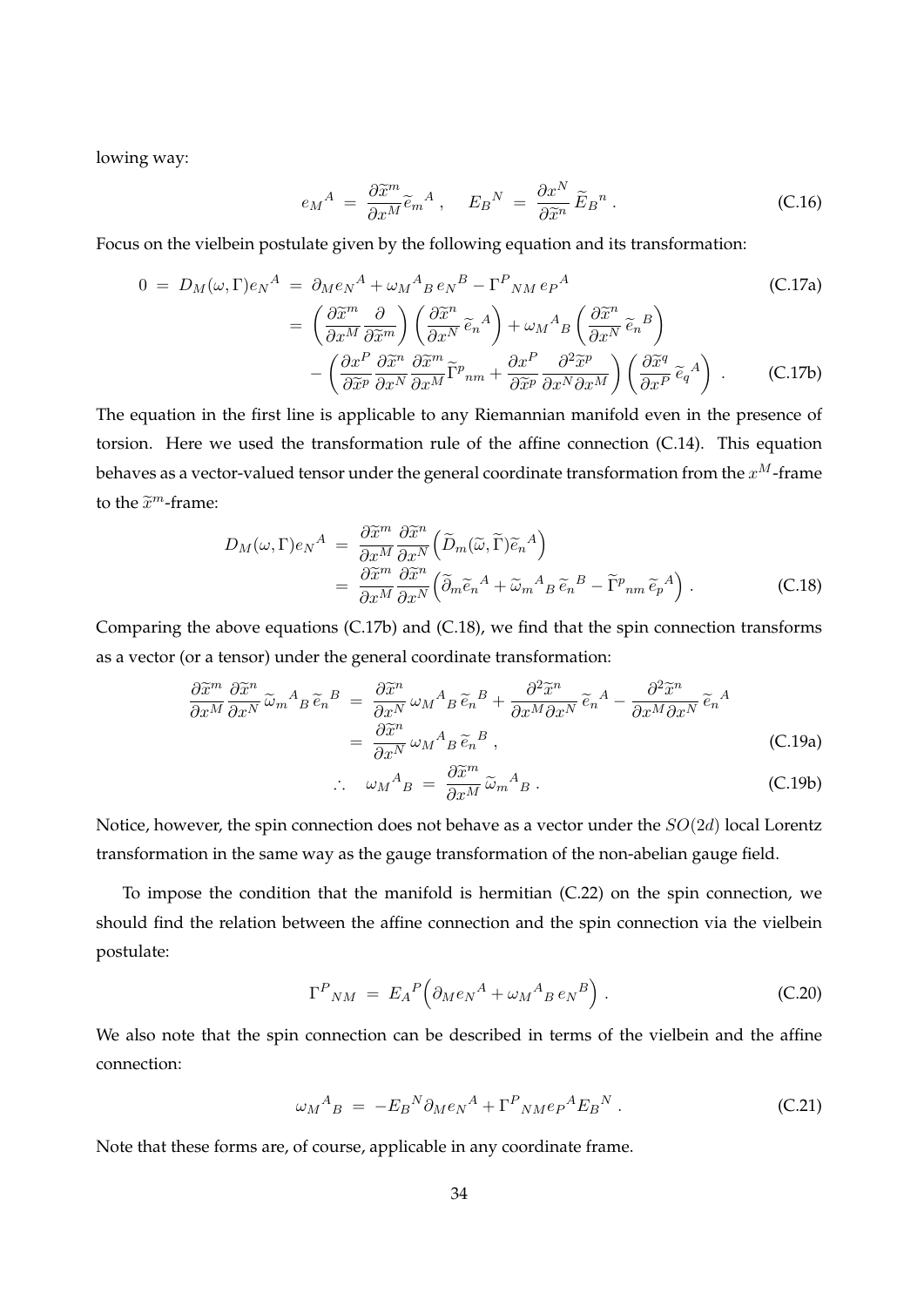lowing way:

$$
e_M{}^A \;=\; \frac{\partial \widetilde{x}^m}{\partial x^M} \widetilde{e}_m{}^A \, , \qquad E_B{}^N \;=\; \frac{\partial x^N}{\partial \widetilde{x}^n} \, \widetilde{E}_B{}^n \, . \tag{C.16}
$$

Focus on the vielbein postulate given by the following equation and its transformation:

$$
0 \;=\; D_M(\omega, \Gamma) e_N{}^A \;=\; \partial_M e_N{}^A + \omega_M{}^A{}_B \, e_N{}^B - \Gamma^P{}_{NM} \, e_P{}^A \tag{C.17a}
$$

$$
\begin{aligned}
&= \left( \frac{\partial \widetilde{x}^m}{\partial x^M} \frac{\partial}{\partial \widetilde{x}^m} \right) \left( \frac{\partial \widetilde{x}^n}{\partial x^N} \, \widetilde{e}_n{}^A \right) + \omega_M{}^A{}_B \left( \frac{\partial \widetilde{x}^n}{\partial x^N} \, \widetilde{e}_n{}^B \right) \\
&\quad - \left( \frac{\partial x^P}{\partial \widetilde{x}^p} \frac{\partial \widetilde{x}^n}{\partial x^N} \frac{\partial \widetilde{x}^m}{\partial x^M} \widetilde{\Gamma}^p{}_{nm} + \frac{\partial x^P}{\partial \widetilde{x}^p} \frac{\partial^2 \widetilde{x}^p}{\partial x^N \partial x^M} \right) \left( \frac{\partial \widetilde{x}^q}{\partial x^P} \, \widetilde{e}_q{}^A \right) \, .
\end{aligned} \tag{C.17b}
$$

The equation in the first line is applicable to any Riemannian manifold even in the presence of torsion. Here we used the transformation rule of the affine connection (C.14). This equation behaves as a vector-valued tensor under the general coordinate transformation from the $x^M$-frame to the $\widetilde{x}^m$-frame:

$$
\begin{aligned}
D_M(\omega, \Gamma) e_N{}^A \;&=\; \frac{\partial \widetilde{x}^m}{\partial x^M} \frac{\partial \widetilde{x}^n}{\partial x^N} \Big( \widetilde{D}_m(\widetilde{\omega}, \widetilde{\Gamma}) \widetilde{e}_n{}^A \Big) \\
&=\; \frac{\partial \widetilde{x}^m}{\partial x^M} \frac{\partial \widetilde{x}^n}{\partial x^N} \Big( \widetilde{\partial}_m \widetilde{e}_n{}^A + \widetilde{\omega}_m{}^A{}_B \, \widetilde{e}_n{}^B - \widetilde{\Gamma}^p{}_{nm} \, \widetilde{e}_p{}^A \Big) \, .
\end{aligned} \tag{C.18}
$$

Comparing the above equations (C.17b) and (C.18), we find that the spin connection transforms as a vector (or a tensor) under the general coordinate transformation:

$$
\begin{aligned}
\frac{\partial \widetilde{x}^m}{\partial x^M} \frac{\partial \widetilde{x}^n}{\partial x^N} \, \widetilde{\omega}_m{}^A{}_B \, \widetilde{e}_n{}^B \;&=\; \frac{\partial \widetilde{x}^n}{\partial x^N} \, \omega_M{}^A{}_B \, \widetilde{e}_n{}^B + \frac{\partial^2 \widetilde{x}^n}{\partial x^M \partial x^N} \, \widetilde{e}_n{}^A - \frac{\partial^2 \widetilde{x}^n}{\partial x^M \partial x^N} \, \widetilde{e}_n{}^A \\
&=\; \frac{\partial \widetilde{x}^n}{\partial x^N} \, \omega_M{}^A{}_B \, \widetilde{e}_n{}^B \, ,
\end{aligned} \tag{C.19a}
$$

$$
\therefore \quad \omega_M{}^A{}_B \;=\; \frac{\partial \widetilde{x}^m}{\partial x^M} \, \widetilde{\omega}_m{}^A{}_B \, . \tag{C.19b}
$$

Notice, however, the spin connection does not behave as a vector under the $SO(2d)$ local Lorentz transformation in the same way as the gauge transformation of the non-abelian gauge field.

To impose the condition that the manifold is hermitian (C.22) on the spin connection, we should find the relation between the affine connection and the spin connection via the vielbein postulate:

$$
\Gamma^P{}_{NM} \;=\; E_A{}^P \Big( \partial_M e_N{}^A + \omega_M{}^A{}_B \, e_N{}^B \Big) \, . \tag{C.20}
$$

We also note that the spin connection can be described in terms of the vielbein and the affine connection:

$$
\omega_M{}^A{}_B \;=\; - E_B{}^N \partial_M e_N{}^A + \Gamma^P{}_{NM} e_P{}^A E_B{}^N \, . \tag{C.21}
$$

Note that these forms are, of course, applicable in any coordinate frame.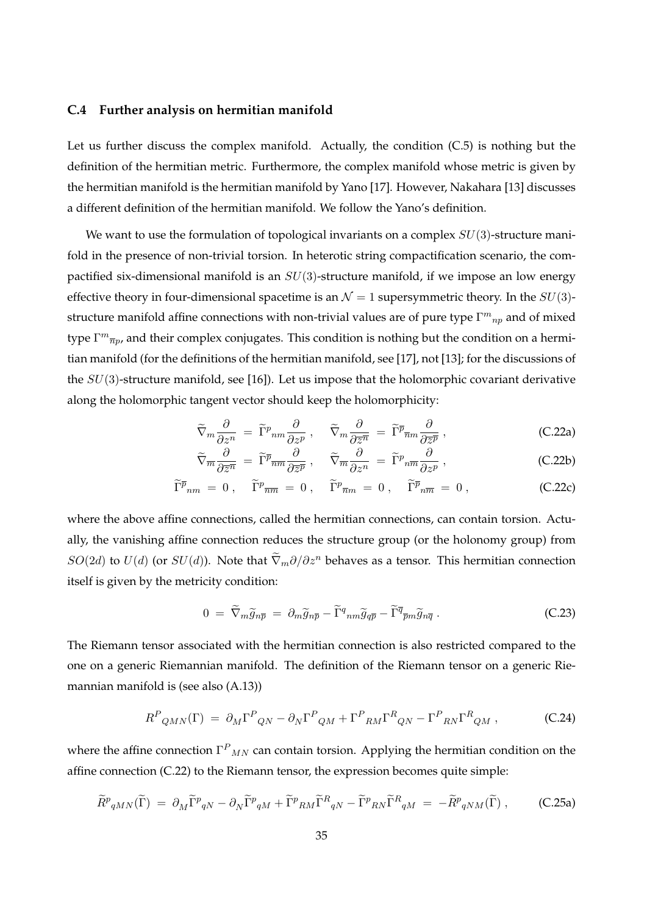### C.4 Further analysis on hermitian manifold

Let us further discuss the complex manifold. Actually, the condition (C.5) is nothing but the definition of the hermitian metric. Furthermore, the complex manifold whose metric is given by the hermitian manifold is the hermitian manifold by Yano [17]. However, Nakahara [13] discusses a different definition of the hermitian manifold. We follow the Yano's definition.

We want to use the formulation of topological invariants on a complex $SU(3)$-structure manifold in the presence of non-trivial torsion. In heterotic string compactification scenario, the compactified six-dimensional manifold is an $SU(3)$-structure manifold, if we impose an low energy effective theory in four-dimensional spacetime is an $\mathcal{N}=1$ supersymmetric theory. In the $SU(3)$-structure manifold affine connections with non-trivial values are of pure type $\Gamma^m{}_{np}$ and of mixed type $\Gamma^m{}_{\overline{n}p}$, and their complex conjugates. This condition is nothing but the condition on a hermitian manifold (for the definitions of the hermitian manifold, see [17], not [13]; for the discussions of the $SU(3)$-structure manifold, see [16]). Let us impose that the holomorphic covariant derivative along the holomorphic tangent vector should keep the holomorphicity:

$$
\widetilde{\nabla}_m \frac{\partial}{\partial z^n} \ = \ \widetilde{\Gamma}^p{}_{nm} \frac{\partial}{\partial z^p} \, , \quad \widetilde{\nabla}_m \frac{\partial}{\partial \overline{z}^{\overline{n}}} \ = \ \widetilde{\Gamma}^{\overline{p}}{}_{\overline{n}m} \frac{\partial}{\partial \overline{z}^{\overline{p}}} \, , \tag{C.22a}
$$

$$
\widetilde{\nabla}_{\overline{m}} \frac{\partial}{\partial \overline{z}^{\overline{n}}} \ = \ \widetilde{\Gamma}^{\overline{p}}{}_{\overline{n}\overline{m}} \frac{\partial}{\partial \overline{z}^{\overline{p}}} \, , \quad \widetilde{\nabla}_{\overline{m}} \frac{\partial}{\partial z^n} \ = \ \widetilde{\Gamma}^p{}_{n\overline{m}} \frac{\partial}{\partial z^p} \, , \tag{C.22b}
$$

$$
\widetilde{\Gamma}^{\overline{p}}{}_{nm} \ = \ 0 \, , \quad \widetilde{\Gamma}^p{}_{\overline{n}\overline{m}} \ = \ 0 \, , \quad \widetilde{\Gamma}^p{}_{\overline{n}m} \ = \ 0 \, , \quad \widetilde{\Gamma}^{\overline{p}}{}_{n\overline{m}} \ = \ 0 \, , \tag{C.22c}
$$

where the above affine connections, called the hermitian connections, can contain torsion. Actually, the vanishing affine connection reduces the structure group (or the holonomy group) from $SO(2d)$ to $U(d)$ (or $SU(d)$). Note that $\widetilde{\nabla}_m \partial/\partial z^n$ behaves as a tensor. This hermitian connection itself is given by the metricity condition:

$$
0 \ = \ \widetilde{\nabla}_m \widetilde{g}_{n\overline{p}} \ = \ \partial_m \widetilde{g}_{n\overline{p}} - \widetilde{\Gamma}^q{}_{nm} \widetilde{g}_{q\overline{p}} - \widetilde{\Gamma}^{\overline{q}}{}_{\overline{p}m} \widetilde{g}_{n\overline{q}} \, . \tag{C.23}
$$

The Riemann tensor associated with the hermitian connection is also restricted compared to the one on a generic Riemannian manifold. The definition of the Riemann tensor on a generic Riemannian manifold is (see also (A.13))

$$
R^P{}_{QMN}(\Gamma) \ = \ \partial_M \Gamma^P{}_{QN} - \partial_N \Gamma^P{}_{QM} + \Gamma^P{}_{RM} \Gamma^R{}_{QN} - \Gamma^P{}_{RN} \Gamma^R{}_{QM} \, , \tag{C.24}
$$

where the affine connection $\Gamma^P{}_{MN}$ can contain torsion. Applying the hermitian condition on the affine connection (C.22) to the Riemann tensor, the expression becomes quite simple:

$$
\widetilde{R}^p{}_{qMN}(\widetilde{\Gamma}) \ = \ \partial_M \widetilde{\Gamma}^p{}_{qN} - \partial_N \widetilde{\Gamma}^p{}_{qM} + \widetilde{\Gamma}^p{}_{RM} \widetilde{\Gamma}^R{}_{qN} - \widetilde{\Gamma}^p{}_{RN} \widetilde{\Gamma}^R{}_{qM} \ = \ - \widetilde{R}^p{}_{qNM}(\widetilde{\Gamma}) \, , \tag{C.25a}
$$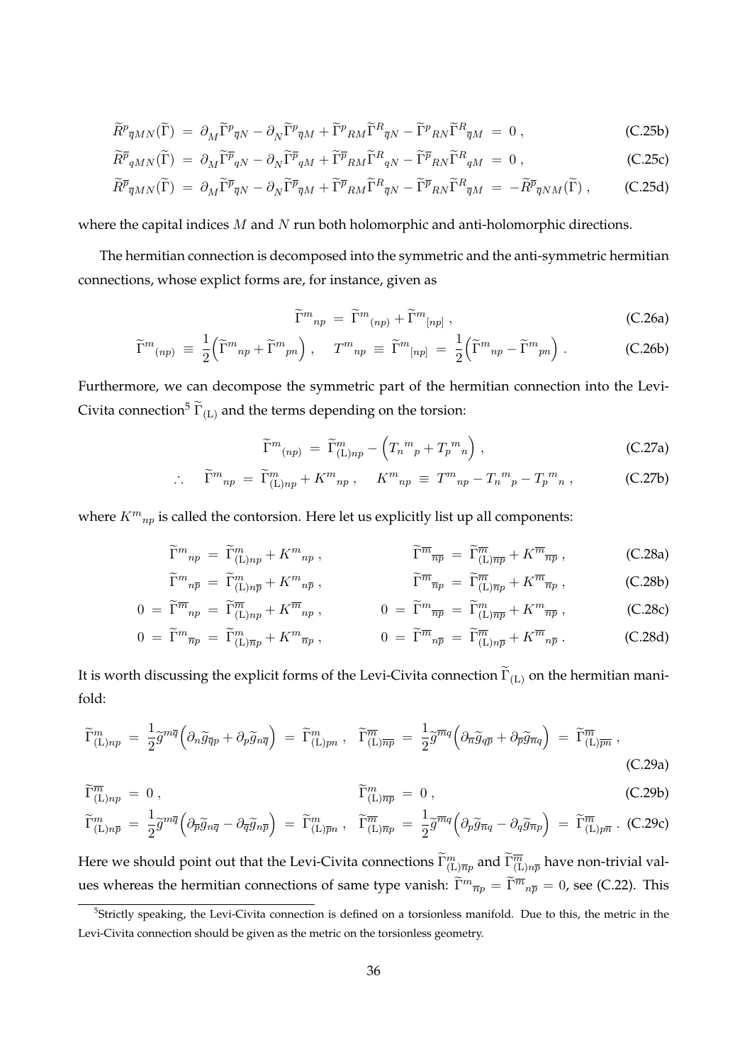$$\widetilde{R}^{p}{}_{\overline{q}MN}(\widetilde{\Gamma}) \ = \ \partial_M \widetilde{\Gamma}^{p}{}_{\overline{q}N} - \partial_N \widetilde{\Gamma}^{p}{}_{\overline{q}M} + \widetilde{\Gamma}^{p}{}_{RM} \widetilde{\Gamma}^{R}{}_{\overline{q}N} - \widetilde{\Gamma}^{p}{}_{RN} \widetilde{\Gamma}^{R}{}_{\overline{q}M} \ = \ 0 \ , \tag{C.25b}$$

$$\widetilde{R}^{\overline{p}}{}_{qMN}(\widetilde{\Gamma}) \ = \ \partial_M \widetilde{\Gamma}^{\overline{p}}{}_{qN} - \partial_N \widetilde{\Gamma}^{\overline{p}}{}_{qM} + \widetilde{\Gamma}^{\overline{p}}{}_{RM} \widetilde{\Gamma}^{R}{}_{qN} - \widetilde{\Gamma}^{\overline{p}}{}_{RN} \widetilde{\Gamma}^{R}{}_{qM} \ = \ 0 \ , \tag{C.25c}$$

$$\widetilde{R}^{\overline{p}}{}_{\overline{q}MN}(\widetilde{\Gamma}) \ = \ \partial_M \widetilde{\Gamma}^{\overline{p}}{}_{\overline{q}N} - \partial_N \widetilde{\Gamma}^{\overline{p}}{}_{\overline{q}M} + \widetilde{\Gamma}^{\overline{p}}{}_{RM} \widetilde{\Gamma}^{R}{}_{\overline{q}N} - \widetilde{\Gamma}^{\overline{p}}{}_{RN} \widetilde{\Gamma}^{R}{}_{\overline{q}M} \ = \ - \widetilde{R}^{\overline{p}}{}_{\overline{q}NM}(\widetilde{\Gamma}) \ , \tag{C.25d}$$

where the capital indices $M$ and $N$ run both holomorphic and anti-holomorphic directions.

The hermitian connection is decomposed into the symmetric and the anti-symmetric hermitian connections, whose explict forms are, for instance, given as

$$\widetilde{\Gamma}^{m}{}_{np} \ = \ \widetilde{\Gamma}^{m}{}_{(np)} + \widetilde{\Gamma}^{m}{}_{[np]} \ , \tag{C.26a}$$

$$\widetilde{\Gamma}^{m}{}_{(np)} \ \equiv \ \frac{1}{2} \Big( \widetilde{\Gamma}^{m}{}_{np} + \widetilde{\Gamma}^{m}{}_{pn} \Big) \ , \qquad T^{m}{}_{np} \ \equiv \ \widetilde{\Gamma}^{m}{}_{[np]} \ = \ \frac{1}{2} \Big( \widetilde{\Gamma}^{m}{}_{np} - \widetilde{\Gamma}^{m}{}_{pn} \Big) \ . \tag{C.26b}$$

Furthermore, we can decompose the symmetric part of the hermitian connection into the Levi-Civita connection[5] $\widetilde{\Gamma}_{(\mathrm{L})}$ and the terms depending on the torsion:

$$\widetilde{\Gamma}^{m}{}_{(np)} \ = \ \widetilde{\Gamma}^{m}_{(\mathrm{L})np} - \Big( T_n{}^m{}_p + T_p{}^m{}_n \Big) \ , \tag{C.27a}$$

$$\therefore \quad \widetilde{\Gamma}^{m}{}_{np} \ = \ \widetilde{\Gamma}^{m}_{(\mathrm{L})np} + K^{m}{}_{np} \ , \qquad K^{m}{}_{np} \ \equiv \ T^{m}{}_{np} - T_n{}^m{}_p - T_p{}^m{}_n \ , \tag{C.27b}$$

where $K^{m}{}_{np}$ is called the contorsion. Here let us explicitly list up all components:

$$\widetilde{\Gamma}^{m}{}_{np} \ = \ \widetilde{\Gamma}^{m}_{(\mathrm{L})np} + K^{m}{}_{np} \ , \qquad \widetilde{\Gamma}^{\overline{m}}{}_{\overline{n}\overline{p}} \ = \ \widetilde{\Gamma}^{\overline{m}}_{(\mathrm{L})\overline{n}\overline{p}} + K^{\overline{m}}{}_{\overline{n}\overline{p}} \ , \tag{C.28a}$$

$$\widetilde{\Gamma}^{m}{}_{n\overline{p}} \ = \ \widetilde{\Gamma}^{m}_{(\mathrm{L})n\overline{p}} + K^{m}{}_{n\overline{p}} \ , \qquad \widetilde{\Gamma}^{\overline{m}}{}_{\overline{n}p} \ = \ \widetilde{\Gamma}^{\overline{m}}_{(\mathrm{L})\overline{n}p} + K^{\overline{m}}{}_{\overline{n}p} \ , \tag{C.28b}$$

$$0 \ = \ \widetilde{\Gamma}^{\overline{m}}{}_{np} \ = \ \widetilde{\Gamma}^{\overline{m}}_{(\mathrm{L})np} + K^{\overline{m}}{}_{np} \ , \qquad 0 \ = \ \widetilde{\Gamma}^{m}{}_{\overline{n}\overline{p}} \ = \ \widetilde{\Gamma}^{m}_{(\mathrm{L})\overline{n}\overline{p}} + K^{m}{}_{\overline{n}\overline{p}} \ , \tag{C.28c}$$

$$0 \ = \ \widetilde{\Gamma}^{m}{}_{\overline{n}p} \ = \ \widetilde{\Gamma}^{m}_{(\mathrm{L})\overline{n}p} + K^{m}{}_{\overline{n}p} \ , \qquad 0 \ = \ \widetilde{\Gamma}^{\overline{m}}{}_{n\overline{p}} \ = \ \widetilde{\Gamma}^{\overline{m}}_{(\mathrm{L})n\overline{p}} + K^{\overline{m}}{}_{n\overline{p}} \ . \tag{C.28d}$$

It is worth discussing the explicit forms of the Levi-Civita connection $\widetilde{\Gamma}_{(\mathrm{L})}$ on the hermitian manifold:

$$\widetilde{\Gamma}^{m}_{(\mathrm{L})np} \ = \ \frac{1}{2} \widetilde{g}^{m\overline{q}} \Big( \partial_n \widetilde{g}_{\overline{q}p} + \partial_p \widetilde{g}_{n\overline{q}} \Big) \ = \ \widetilde{\Gamma}^{m}_{(\mathrm{L})pn} \ , \quad \widetilde{\Gamma}^{\overline{m}}_{(\mathrm{L})\overline{n}\overline{p}} \ = \ \frac{1}{2} \widetilde{g}^{\overline{m}q} \Big( \partial_{\overline{n}} \widetilde{g}_{q\overline{p}} + \partial_{\overline{p}} \widetilde{g}_{\overline{n}q} \Big) \ = \ \widetilde{\Gamma}^{\overline{m}}_{(\mathrm{L})\overline{p}\overline{n}} \ , \tag{C.29a}$$

$$\widetilde{\Gamma}^{\overline{m}}_{(\mathrm{L})np} \ = \ 0 \ , \qquad \widetilde{\Gamma}^{m}_{(\mathrm{L})\overline{n}\overline{p}} \ = \ 0 \ , \tag{C.29b}$$

$$\widetilde{\Gamma}^{m}_{(\mathrm{L})n\overline{p}} \ = \ \frac{1}{2} \widetilde{g}^{m\overline{q}} \Big( \partial_{\overline{p}} \widetilde{g}_{n\overline{q}} - \partial_{\overline{q}} \widetilde{g}_{n\overline{p}} \Big) \ = \ \widetilde{\Gamma}^{m}_{(\mathrm{L})\overline{p}n} \ , \quad \widetilde{\Gamma}^{\overline{m}}_{(\mathrm{L})\overline{n}p} \ = \ \frac{1}{2} \widetilde{g}^{\overline{m}q} \Big( \partial_p \widetilde{g}_{\overline{n}q} - \partial_q \widetilde{g}_{\overline{n}p} \Big) \ = \ \widetilde{\Gamma}^{\overline{m}}_{(\mathrm{L})p\overline{n}} \ . \tag{C.29c}$$

Here we should point out that the Levi-Civita connections $\widetilde{\Gamma}^{m}_{(\mathrm{L})\overline{n}p}$ and $\widetilde{\Gamma}^{\overline{m}}_{(\mathrm{L})n\overline{p}}$ have non-trivial values whereas the hermitian connections of same type vanish: $\widetilde{\Gamma}^{m}{}_{\overline{n}p} = \widetilde{\Gamma}^{\overline{m}}{}_{n\overline{p}} = 0$, see (C.22). This

[5] Strictly speaking, the Levi-Civita connection is defined on a torsionless manifold. Due to this, the metric in the Levi-Civita connection should be given as the metric on the torsionless geometry.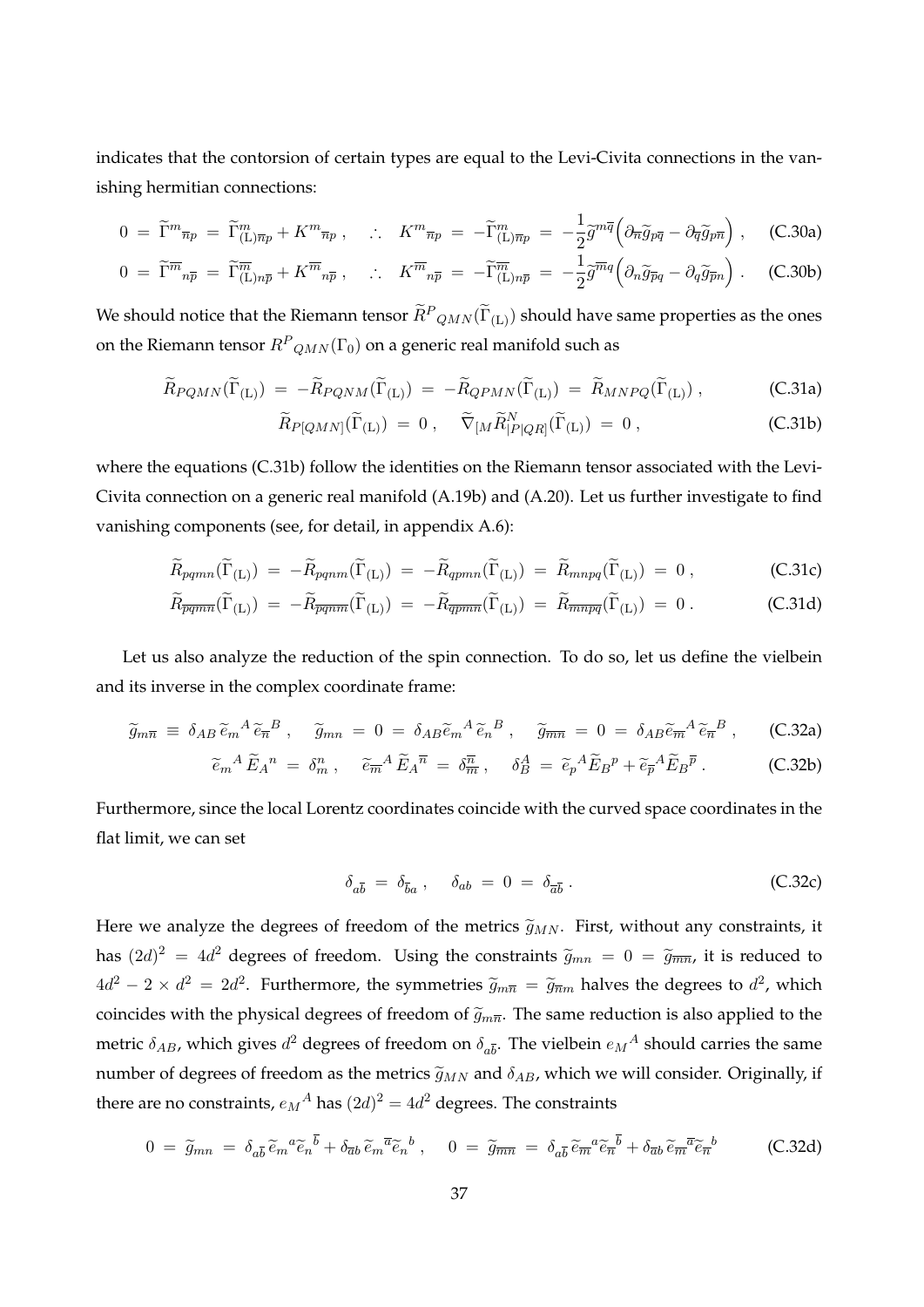indicates that the contorsion of certain types are equal to the Levi-Civita connections in the vanishing hermitian connections:

$$0 \;=\; \widetilde{\Gamma}^{m}{}_{\overline{n}p} \;=\; \widetilde{\Gamma}^{m}_{(\mathrm{L})\overline{n}p} + K^{m}{}_{\overline{n}p} \,, \quad \therefore \quad K^{m}{}_{\overline{n}p} \;=\; -\widetilde{\Gamma}^{m}_{(\mathrm{L})\overline{n}p} \;=\; -\frac{1}{2}\widetilde{g}^{m\overline{q}}\Big(\partial_{\overline{n}}\widetilde{g}_{p\overline{q}} - \partial_{\overline{q}}\widetilde{g}_{p\overline{n}}\Big) \,, \tag{C.30a}$$

$$0 \;=\; \widetilde{\Gamma}^{\overline{m}}{}_{n\overline{p}} \;=\; \widetilde{\Gamma}^{\overline{m}}_{(\mathrm{L})n\overline{p}} + K^{\overline{m}}{}_{n\overline{p}} \,, \quad \therefore \quad K^{\overline{m}}{}_{n\overline{p}} \;=\; -\widetilde{\Gamma}^{\overline{m}}_{(\mathrm{L})n\overline{p}} \;=\; -\frac{1}{2}\widetilde{g}^{\overline{m}q}\Big(\partial_{n}\widetilde{g}_{\overline{p}q} - \partial_{q}\widetilde{g}_{\overline{p}n}\Big) \,. \tag{C.30b}$$

We should notice that the Riemann tensor $\widetilde{R}^{P}{}_{QMN}(\widetilde{\Gamma}_{(\mathrm{L})})$ should have same properties as the ones on the Riemann tensor $R^{P}{}_{QMN}(\Gamma_0)$ on a generic real manifold such as

$$\widetilde{R}_{PQMN}(\widetilde{\Gamma}_{(\mathrm{L})}) \;=\; -\widetilde{R}_{PQNM}(\widetilde{\Gamma}_{(\mathrm{L})}) \;=\; -\widetilde{R}_{QPMN}(\widetilde{\Gamma}_{(\mathrm{L})}) \;=\; \widetilde{R}_{MNPQ}(\widetilde{\Gamma}_{(\mathrm{L})}) \,, \tag{C.31a}$$

$$\widetilde{R}_{P[QMN]}(\widetilde{\Gamma}_{(\mathrm{L})}) \;=\; 0 \,, \quad \widetilde{\nabla}_{[M}\widetilde{R}^{N}_{|P|QR]}(\widetilde{\Gamma}_{(\mathrm{L})}) \;=\; 0 \,, \tag{C.31b}$$

where the equations (C.31b) follow the identities on the Riemann tensor associated with the Levi-Civita connection on a generic real manifold (A.19b) and (A.20). Let us further investigate to find vanishing components (see, for detail, in appendix A.6):

$$\widetilde{R}_{pqmn}(\widetilde{\Gamma}_{(\mathrm{L})}) \;=\; -\widetilde{R}_{pqnm}(\widetilde{\Gamma}_{(\mathrm{L})}) \;=\; -\widetilde{R}_{qpmn}(\widetilde{\Gamma}_{(\mathrm{L})}) \;=\; \widetilde{R}_{mnpq}(\widetilde{\Gamma}_{(\mathrm{L})}) \;=\; 0 \,, \tag{C.31c}$$

$$\widetilde{R}_{\overline{pqmn}}(\widetilde{\Gamma}_{(\mathrm{L})}) \;=\; -\widetilde{R}_{\overline{pqnm}}(\widetilde{\Gamma}_{(\mathrm{L})}) \;=\; -\widetilde{R}_{\overline{qpmn}}(\widetilde{\Gamma}_{(\mathrm{L})}) \;=\; \widetilde{R}_{\overline{mnpq}}(\widetilde{\Gamma}_{(\mathrm{L})}) \;=\; 0 \,. \tag{C.31d}$$

Let us also analyze the reduction of the spin connection. To do so, let us define the vielbein and its inverse in the complex coordinate frame:

$$\widetilde{g}_{m\overline{n}} \;\equiv\; \delta_{AB}\,\widetilde{e}_{m}{}^{A}\,\widetilde{e}_{\overline{n}}{}^{B} \,, \quad \widetilde{g}_{mn} \;=\; 0 \;=\; \delta_{AB}\widetilde{e}_{m}{}^{A}\,\widetilde{e}_{n}{}^{B} \,, \quad \widetilde{g}_{\overline{mn}} \;=\; 0 \;=\; \delta_{AB}\widetilde{e}_{\overline{m}}{}^{A}\,\widetilde{e}_{\overline{n}}{}^{B} \,, \tag{C.32a}$$

$$\widetilde{e}_{m}{}^{A}\,\widetilde{E}_{A}{}^{n} \;=\; \delta^{n}_{m} \,, \quad \widetilde{e}_{\overline{m}}{}^{A}\,\widetilde{E}_{A}{}^{\overline{n}} \;=\; \delta^{\overline{n}}_{\overline{m}} \,, \quad \delta^{A}_{B} \;=\; \widetilde{e}_{p}{}^{A}\widetilde{E}_{B}{}^{p} + \widetilde{e}_{\overline{p}}{}^{A}\widetilde{E}_{B}{}^{\overline{p}} \,. \tag{C.32b}$$

Furthermore, since the local Lorentz coordinates coincide with the curved space coordinates in the flat limit, we can set

$$\delta_{a\overline{b}} \;=\; \delta_{\overline{b}a} \,, \quad \delta_{ab} \;=\; 0 \;=\; \delta_{\overline{ab}} \,. \tag{C.32c}$$

Here we analyze the degrees of freedom of the metrics $\widetilde{g}_{MN}$. First, without any constraints, it has $(2d)^2 = 4d^2$ degrees of freedom. Using the constraints $\widetilde{g}_{mn} = 0 = \widetilde{g}_{\overline{mn}}$, it is reduced to $4d^2 - 2\times d^2 = 2d^2$. Furthermore, the symmetries $\widetilde{g}_{m\overline{n}} = \widetilde{g}_{\overline{n}m}$ halves the degrees to $d^2$, which coincides with the physical degrees of freedom of $\widetilde{g}_{m\overline{n}}$. The same reduction is also applied to the metric $\delta_{AB}$, which gives $d^2$ degrees of freedom on $\delta_{a\overline{b}}$. The vielbein $e_M{}^A$ should carries the same number of degrees of freedom as the metrics $\widetilde{g}_{MN}$ and $\delta_{AB}$, which we will consider. Originally, if there are no constraints, $e_M{}^A$ has $(2d)^2 = 4d^2$ degrees. The constraints

$$0 \;=\; \widetilde{g}_{mn} \;=\; \delta_{a\overline{b}}\,\widetilde{e}_{m}{}^{a}\widetilde{e}_{n}{}^{\overline{b}} + \delta_{\overline{a}b}\,\widetilde{e}_{m}{}^{\overline{a}}\widetilde{e}_{n}{}^{b} \,, \quad 0 \;=\; \widetilde{g}_{\overline{mn}} \;=\; \delta_{a\overline{b}}\,\widetilde{e}_{\overline{m}}{}^{a}\widetilde{e}_{\overline{n}}{}^{\overline{b}} + \delta_{\overline{a}b}\,\widetilde{e}_{\overline{m}}{}^{\overline{a}}\widetilde{e}_{\overline{n}}{}^{b} \tag{C.32d}$$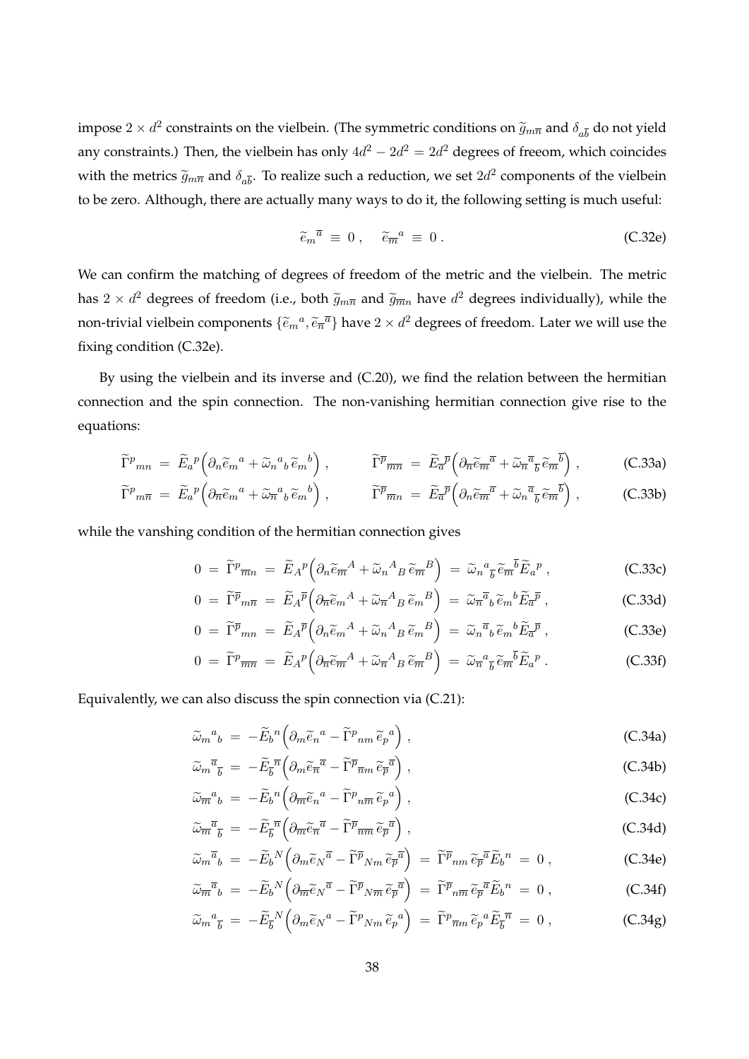impose $2 \times d^2$ constraints on the vielbein. (The symmetric conditions on $\widetilde{g}_{m\overline{n}}$ and $\delta_{a\overline{b}}$ do not yield any constraints.) Then, the vielbein has only $4d^2 - 2d^2 = 2d^2$ degrees of freeom, which coincides with the metrics $\widetilde{g}_{m\overline{n}}$ and $\delta_{a\overline{b}}$. To realize such a reduction, we set $2d^2$ components of the vielbein to be zero. Although, there are actually many ways to do it, the following setting is much useful:

$$\widetilde{e}_m{}^{\overline{a}} \equiv 0 \, , \quad \widetilde{e}_{\overline{m}}{}^a \equiv 0 \, . \tag{C.32e}$$

We can confirm the matching of degrees of freedom of the metric and the vielbein. The metric has $2 \times d^2$ degrees of freedom (i.e., both $\widetilde{g}_{m\overline{n}}$ and $\widetilde{g}_{\overline{m}n}$ have $d^2$ degrees individually), while the non-trivial vielbein components $\{\widetilde{e}_m{}^a, \widetilde{e}_{\overline{n}}{}^{\overline{a}}\}$ have $2 \times d^2$ degrees of freedom. Later we will use the fixing condition (C.32e).

By using the vielbein and its inverse and (C.20), we find the relation between the hermitian connection and the spin connection. The non-vanishing hermitian connection give rise to the equations:

$$\widetilde{\Gamma}^p{}_{mn} = \widetilde{E}_a{}^p \Big( \partial_n \widetilde{e}_m{}^a + \widetilde{\omega}_n{}^a{}_b \, \widetilde{e}_m{}^b \Big) \, , \qquad \widetilde{\Gamma}^{\overline{p}}{}_{\overline{m}\overline{n}} = \widetilde{E}_{\overline{a}}{}^{\overline{p}} \Big( \partial_{\overline{n}} \widetilde{e}_{\overline{m}}{}^{\overline{a}} + \widetilde{\omega}_{\overline{n}}{}^{\overline{a}}{}_{\overline{b}} \, \widetilde{e}_{\overline{m}}{}^{\overline{b}} \Big) \, , \tag{C.33a}$$

$$\widetilde{\Gamma}^p{}_{m\overline{n}} = \widetilde{E}_a{}^p \Big( \partial_{\overline{n}} \widetilde{e}_m{}^a + \widetilde{\omega}_{\overline{n}}{}^a{}_b \, \widetilde{e}_m{}^b \Big) \, , \qquad \widetilde{\Gamma}^{\overline{p}}{}_{\overline{m}n} = \widetilde{E}_{\overline{a}}{}^{\overline{p}} \Big( \partial_n \widetilde{e}_{\overline{m}}{}^{\overline{a}} + \widetilde{\omega}_n{}^{\overline{a}}{}_{\overline{b}} \, \widetilde{e}_{\overline{m}}{}^{\overline{b}} \Big) \, , \tag{C.33b}$$

while the vanshing condition of the hermitian connection gives

$$0 = \widetilde{\Gamma}^p{}_{\overline{m}n} = \widetilde{E}_A{}^p \Big( \partial_n \widetilde{e}_{\overline{m}}{}^A + \widetilde{\omega}_n{}^A{}_B \, \widetilde{e}_{\overline{m}}{}^B \Big) = \widetilde{\omega}_n{}^a{}_{\overline{b}} \, \widetilde{e}_{\overline{m}}{}^{\overline{b}} \widetilde{E}_a{}^p \, , \tag{C.33c}$$

$$0 = \widetilde{\Gamma}^{\overline{p}}{}_{m\overline{n}} = \widetilde{E}_A{}^{\overline{p}} \Big( \partial_{\overline{n}} \widetilde{e}_m{}^A + \widetilde{\omega}_{\overline{n}}{}^A{}_B \, \widetilde{e}_m{}^B \Big) = \widetilde{\omega}_{\overline{n}}{}^{\overline{a}}{}_b \, \widetilde{e}_m{}^b \widetilde{E}_{\overline{a}}{}^{\overline{p}} \, , \tag{C.33d}$$

$$0 = \widetilde{\Gamma}^{\overline{p}}{}_{mn} = \widetilde{E}_A{}^{\overline{p}} \Big( \partial_n \widetilde{e}_m{}^A + \widetilde{\omega}_n{}^A{}_B \, \widetilde{e}_m{}^B \Big) = \widetilde{\omega}_n{}^{\overline{a}}{}_b \, \widetilde{e}_m{}^b \widetilde{E}_{\overline{a}}{}^{\overline{p}} \, , \tag{C.33e}$$

$$0 = \widetilde{\Gamma}^p{}_{\overline{m}\overline{n}} = \widetilde{E}_A{}^p \Big( \partial_{\overline{n}} \widetilde{e}_{\overline{m}}{}^A + \widetilde{\omega}_{\overline{n}}{}^A{}_B \, \widetilde{e}_{\overline{m}}{}^B \Big) = \widetilde{\omega}_{\overline{n}}{}^a{}_{\overline{b}} \, \widetilde{e}_{\overline{m}}{}^{\overline{b}} \widetilde{E}_a{}^p \, . \tag{C.33f}$$

Equivalently, we can also discuss the spin connection via (C.21):

$$\widetilde{\omega}_m{}^a{}_b = -\widetilde{E}_b{}^n \Big( \partial_m \widetilde{e}_n{}^a - \widetilde{\Gamma}^p{}_{nm} \, \widetilde{e}_p{}^a \Big) \, , \tag{C.34a}$$

$$\widetilde{\omega}_m{}^{\overline{a}}{}_{\overline{b}} = -\widetilde{E}_{\overline{b}}{}^{\overline{n}} \Big( \partial_m \widetilde{e}_{\overline{n}}{}^{\overline{a}} - \widetilde{\Gamma}^{\overline{p}}{}_{\overline{n}m} \, \widetilde{e}_{\overline{p}}{}^{\overline{a}} \Big) \, , \tag{C.34b}$$

$$\widetilde{\omega}_{\overline{m}}{}^a{}_b = -\widetilde{E}_b{}^n \Big( \partial_{\overline{m}} \widetilde{e}_n{}^a - \widetilde{\Gamma}^p{}_{n\overline{m}} \, \widetilde{e}_p{}^a \Big) \, , \tag{C.34c}$$

$$\widetilde{\omega}_{\overline{m}}{}^{\overline{a}}{}_{\overline{b}} = -\widetilde{E}_{\overline{b}}{}^{\overline{n}} \Big( \partial_{\overline{m}} \widetilde{e}_{\overline{n}}{}^{\overline{a}} - \widetilde{\Gamma}^{\overline{p}}{}_{\overline{n}\overline{m}} \, \widetilde{e}_{\overline{p}}{}^{\overline{a}} \Big) \, , \tag{C.34d}$$

$$\widetilde{\omega}_m{}^{\overline{a}}{}_b = -\widetilde{E}_b{}^N \Big( \partial_m \widetilde{e}_N{}^{\overline{a}} - \widetilde{\Gamma}^{\overline{p}}{}_{Nm} \, \widetilde{e}_{\overline{p}}{}^{\overline{a}} \Big) = \widetilde{\Gamma}^{\overline{p}}{}_{nm} \, \widetilde{e}_{\overline{p}}{}^{\overline{a}} \widetilde{E}_b{}^n = 0 \, , \tag{C.34e}$$

$$\widetilde{\omega}_{\overline{m}}{}^{\overline{a}}{}_b = -\widetilde{E}_b{}^N \Big( \partial_{\overline{m}} \widetilde{e}_N{}^{\overline{a}} - \widetilde{\Gamma}^{\overline{p}}{}_{N\overline{m}} \, \widetilde{e}_{\overline{p}}{}^{\overline{a}} \Big) = \widetilde{\Gamma}^{\overline{p}}{}_{n\overline{m}} \, \widetilde{e}_{\overline{p}}{}^{\overline{a}} \widetilde{E}_b{}^n = 0 \, , \tag{C.34f}$$

$$\widetilde{\omega}_m{}^a{}_{\overline{b}} = -\widetilde{E}_{\overline{b}}{}^N \Big( \partial_m \widetilde{e}_N{}^a - \widetilde{\Gamma}^p{}_{Nm} \, \widetilde{e}_p{}^a \Big) = \widetilde{\Gamma}^p{}_{\overline{n}m} \, \widetilde{e}_p{}^a \widetilde{E}_{\overline{b}}{}^{\overline{n}} = 0 \, , \tag{C.34g}$$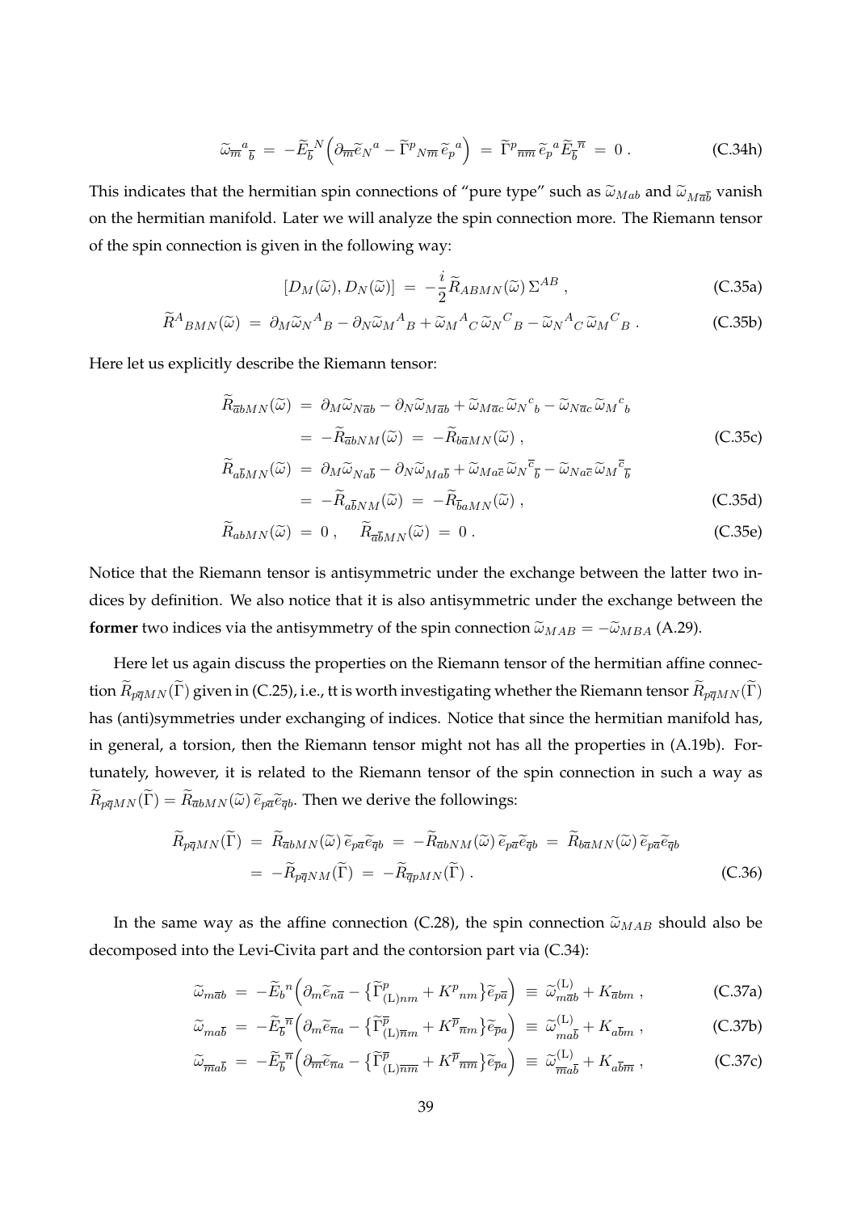$$
\widetilde{\omega}_{\overline{m}}{}^{a}{}_{\overline{b}} \ = \ -\widetilde{E}_{\overline{b}}{}^{N} \Big( \partial_{\overline{m}} \widetilde{e}_{N}{}^{a} - \widetilde{\Gamma}^{p}{}_{N\overline{m}} \, \widetilde{e}_{p}{}^{a} \Big) \ = \ \widetilde{\Gamma}^{p}{}_{\overline{n}\overline{m}} \, \widetilde{e}_{p}{}^{a} \widetilde{E}_{\overline{b}}{}^{\overline{n}} \ = \ 0 \; . \tag{C.34h}
$$

This indicates that the hermitian spin connections of "pure type" such as $\widetilde{\omega}_{Mab}$ and $\widetilde{\omega}_{M\overline{a}\overline{b}}$ vanish on the hermitian manifold. Later we will analyze the spin connection more. The Riemann tensor of the spin connection is given in the following way:

$$
[D_M(\widetilde{\omega}), D_N(\widetilde{\omega})] \ = \ -\frac{i}{2} \widetilde{R}_{ABMN}(\widetilde{\omega}) \, \Sigma^{AB} \; , \tag{C.35a}
$$

$$
\widetilde{R}^{A}{}_{BMN}(\widetilde{\omega}) \ = \ \partial_M \widetilde{\omega}_N{}^{A}{}_{B} - \partial_N \widetilde{\omega}_M{}^{A}{}_{B} + \widetilde{\omega}_M{}^{A}{}_{C} \, \widetilde{\omega}_N{}^{C}{}_{B} - \widetilde{\omega}_N{}^{A}{}_{C} \, \widetilde{\omega}_M{}^{C}{}_{B} \; . \tag{C.35b}
$$

Here let us explicitly describe the Riemann tensor:

$$
\begin{aligned}
\widetilde{R}_{\overline{a}bMN}(\widetilde{\omega}) \ &= \ \partial_M \widetilde{\omega}_{N\overline{a}b} - \partial_N \widetilde{\omega}_{M\overline{a}b} + \widetilde{\omega}_{M\overline{a}c} \, \widetilde{\omega}_N{}^{c}{}_{b} - \widetilde{\omega}_{N\overline{a}c} \, \widetilde{\omega}_M{}^{c}{}_{b} \\
&= \ -\widetilde{R}_{\overline{a}bNM}(\widetilde{\omega}) \ = \ -\widetilde{R}_{b\overline{a}MN}(\widetilde{\omega}) \; ,
\end{aligned} \tag{C.35c}
$$

$$
\begin{aligned}
\widetilde{R}_{a\overline{b}MN}(\widetilde{\omega}) \ &= \ \partial_M \widetilde{\omega}_{Na\overline{b}} - \partial_N \widetilde{\omega}_{Ma\overline{b}} + \widetilde{\omega}_{Ma\overline{c}} \, \widetilde{\omega}_N{}^{\overline{c}}{}_{\overline{b}} - \widetilde{\omega}_{Na\overline{c}} \, \widetilde{\omega}_M{}^{\overline{c}}{}_{\overline{b}} \\
&= \ -\widetilde{R}_{a\overline{b}NM}(\widetilde{\omega}) \ = \ -\widetilde{R}_{\overline{b}aMN}(\widetilde{\omega}) \; ,
\end{aligned} \tag{C.35d}
$$

$$
\widetilde{R}_{abMN}(\widetilde{\omega}) \ = \ 0 \; , \quad \widetilde{R}_{\overline{a}\overline{b}MN}(\widetilde{\omega}) \ = \ 0 \; . \tag{C.35e}
$$

Notice that the Riemann tensor is antisymmetric under the exchange between the latter two indices by definition. We also notice that it is also antisymmetric under the exchange between the **former** two indices via the antisymmetry of the spin connection $\widetilde{\omega}_{MAB} = -\widetilde{\omega}_{MBA}$ (A.29).

Here let us again discuss the properties on the Riemann tensor of the hermitian affine connection $\widetilde{R}_{p\overline{q}MN}(\widetilde{\Gamma})$ given in (C.25), i.e., tt is worth investigating whether the Riemann tensor $\widetilde{R}_{p\overline{q}MN}(\widetilde{\Gamma})$ has (anti)symmetries under exchanging of indices. Notice that since the hermitian manifold has, in general, a torsion, then the Riemann tensor might not has all the properties in (A.19b). Fortunately, however, it is related to the Riemann tensor of the spin connection in such a way as $\widetilde{R}_{p\overline{q}MN}(\widetilde{\Gamma}) = \widetilde{R}_{\overline{a}bMN}(\widetilde{\omega}) \, \widetilde{e}_{p\overline{a}} \widetilde{e}_{\overline{q}b}$. Then we derive the followings:

$$
\begin{aligned}
\widetilde{R}_{p\overline{q}MN}(\widetilde{\Gamma}) \ &= \ \widetilde{R}_{\overline{a}bMN}(\widetilde{\omega}) \, \widetilde{e}_{p\overline{a}} \widetilde{e}_{\overline{q}b} \ = \ -\widetilde{R}_{\overline{a}bNM}(\widetilde{\omega}) \, \widetilde{e}_{p\overline{a}} \widetilde{e}_{\overline{q}b} \ = \ \widetilde{R}_{b\overline{a}MN}(\widetilde{\omega}) \, \widetilde{e}_{p\overline{a}} \widetilde{e}_{\overline{q}b} \\
&= \ -\widetilde{R}_{p\overline{q}NM}(\widetilde{\Gamma}) \ = \ -\widetilde{R}_{\overline{q}pMN}(\widetilde{\Gamma}) \; .
\end{aligned} \tag{C.36}
$$

In the same way as the affine connection (C.28), the spin connection $\widetilde{\omega}_{MAB}$ should also be decomposed into the Levi-Civita part and the contorsion part via (C.34):

$$
\widetilde{\omega}_{m\overline{a}b} \ = \ -\widetilde{E}_{b}{}^{n} \Big( \partial_m \widetilde{e}_{n\overline{a}} - \big\{ \widetilde{\Gamma}^{p}_{(\mathrm{L})nm} + K^{p}{}_{nm} \big\} \widetilde{e}_{p\overline{a}} \Big) \ \equiv \ \widetilde{\omega}^{(\mathrm{L})}_{m\overline{a}b} + K_{\overline{a}bm} \; , \tag{C.37a}
$$

$$
\widetilde{\omega}_{ma\overline{b}} \ = \ -\widetilde{E}_{\overline{b}}{}^{\overline{n}} \Big( \partial_m \widetilde{e}_{\overline{n}a} - \big\{ \widetilde{\Gamma}^{\overline{p}}_{(\mathrm{L})\overline{n}m} + K^{\overline{p}}{}_{\overline{n}m} \big\} \widetilde{e}_{\overline{p}a} \Big) \ \equiv \ \widetilde{\omega}^{(\mathrm{L})}_{ma\overline{b}} + K_{a\overline{b}m} \; , \tag{C.37b}
$$

$$
\widetilde{\omega}_{\overline{m}a\overline{b}} \ = \ -\widetilde{E}_{\overline{b}}{}^{\overline{n}} \Big( \partial_{\overline{m}} \widetilde{e}_{\overline{n}a} - \big\{ \widetilde{\Gamma}^{\overline{p}}_{(\mathrm{L})\overline{n}\overline{m}} + K^{\overline{p}}{}_{\overline{n}\overline{m}} \big\} \widetilde{e}_{\overline{p}a} \Big) \ \equiv \ \widetilde{\omega}^{(\mathrm{L})}_{\overline{m}a\overline{b}} + K_{a\overline{b}\overline{m}} \; , \tag{C.37c}
$$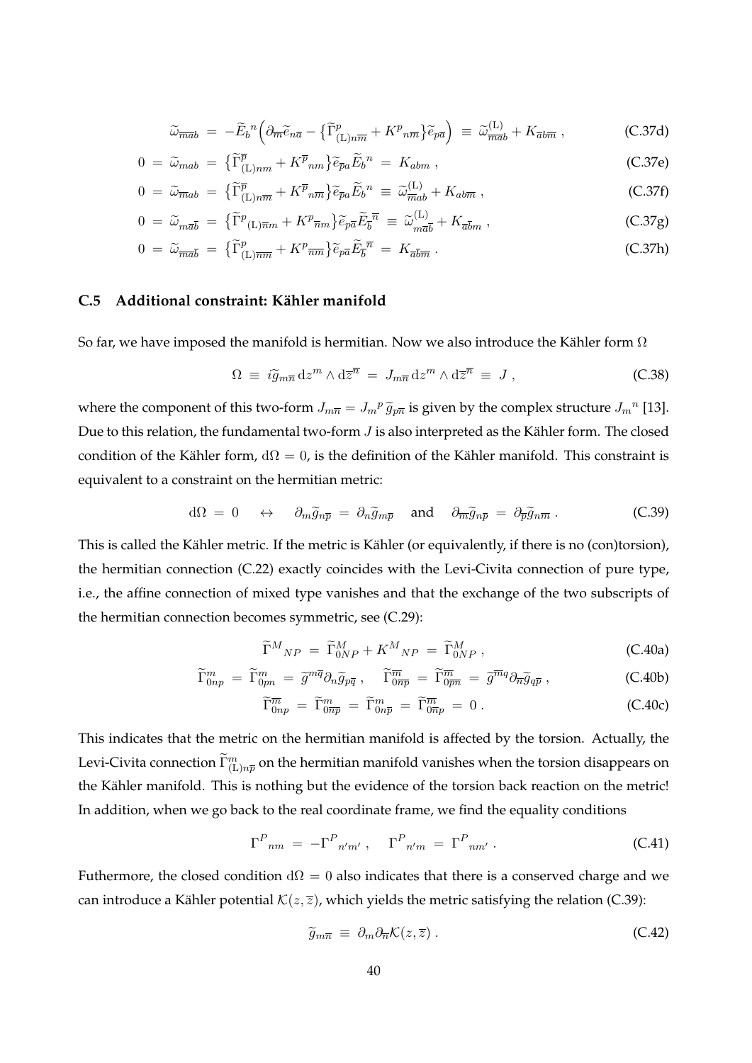$$\widetilde{\omega}_{\overline{m}\overline{a}b} \;=\; -\widetilde{E}_b{}^n \Big( \partial_{\overline{m}} \widetilde{e}_{n\overline{a}} - \big\{ \widetilde{\Gamma}^p_{(\mathrm{L})n\overline{m}} + K^p{}_{n\overline{m}} \big\} \widetilde{e}_{p\overline{a}} \Big) \;\equiv\; \widetilde{\omega}^{(\mathrm{L})}_{\overline{m}\overline{a}b} + K_{\overline{a}b\overline{m}} \;, \tag{C.37d}$$

$$0 \;=\; \widetilde{\omega}_{mab} \;=\; \big\{ \widetilde{\Gamma}^{\overline{p}}_{(\mathrm{L})nm} + K^{\overline{p}}{}_{nm} \big\} \widetilde{e}_{\overline{p}a} \widetilde{E}_b{}^n \;=\; K_{abm} \;, \tag{C.37e}$$

$$0 \;=\; \widetilde{\omega}_{\overline{m}ab} \;=\; \big\{ \widetilde{\Gamma}^{\overline{p}}_{(\mathrm{L})n\overline{m}} + K^{\overline{p}}{}_{n\overline{m}} \big\} \widetilde{e}_{\overline{p}a} \widetilde{E}_b{}^n \;\equiv\; \widetilde{\omega}^{(\mathrm{L})}_{\overline{m}ab} + K_{ab\overline{m}} \;, \tag{C.37f}$$

$$0 \;=\; \widetilde{\omega}_{m\overline{a}\overline{b}} \;=\; \big\{ \widetilde{\Gamma}^p{}_{(\mathrm{L})\overline{n}m} + K^p{}_{\overline{n}m} \big\} \widetilde{e}_{p\overline{a}} \widetilde{E}_{\overline{b}}{}^{\overline{n}} \;\equiv\; \widetilde{\omega}^{(\mathrm{L})}_{m\overline{a}\overline{b}} + K_{\overline{a}\overline{b}m} \;, \tag{C.37g}$$

$$0 \;=\; \widetilde{\omega}_{\overline{m}\overline{a}\overline{b}} \;=\; \big\{ \widetilde{\Gamma}^p_{(\mathrm{L})\overline{n}\overline{m}} + K^p{}_{\overline{n}\overline{m}} \big\} \widetilde{e}_{p\overline{a}} \widetilde{E}_{\overline{b}}{}^{\overline{n}} \;=\; K_{\overline{a}\overline{b}\overline{m}} \;. \tag{C.37h}$$

### C.5 Additional constraint: Kähler manifold

So far, we have imposed the manifold is hermitian. Now we also introduce the Kähler form $\Omega$

$$\Omega \;\equiv\; i\widetilde{g}_{m\overline{n}} \, \mathrm{d}z^m \wedge \mathrm{d}\overline{z}^{\overline{n}} \;=\; J_{m\overline{n}} \, \mathrm{d}z^m \wedge \mathrm{d}\overline{z}^{\overline{n}} \;\equiv\; J \;, \tag{C.38}$$

where the component of this two-form $J_{m\overline{n}} = J_m{}^p \, \widetilde{g}_{p\overline{n}}$ is given by the complex structure $J_m{}^n$ [13]. Due to this relation, the fundamental two-form $J$ is also interpreted as the Kähler form. The closed condition of the Kähler form, $\mathrm{d}\Omega = 0$, is the definition of the Kähler manifold. This constraint is equivalent to a constraint on the hermitian metric:

$$\mathrm{d}\Omega \;=\; 0 \quad \leftrightarrow \quad \partial_m \widetilde{g}_{n\overline{p}} \;=\; \partial_n \widetilde{g}_{m\overline{p}} \quad \text{and} \quad \partial_{\overline{m}} \widetilde{g}_{n\overline{p}} \;=\; \partial_{\overline{p}} \widetilde{g}_{n\overline{m}} \;. \tag{C.39}$$

This is called the Kähler metric. If the metric is Kähler (or equivalently, if there is no (con)torsion), the hermitian connection (C.22) exactly coincides with the Levi-Civita connection of pure type, i.e., the affine connection of mixed type vanishes and that the exchange of the two subscripts of the hermitian connection becomes symmetric, see (C.29):

$$\widetilde{\Gamma}^M{}_{NP} \;=\; \widetilde{\Gamma}^M_{0NP} + K^M{}_{NP} \;=\; \widetilde{\Gamma}^M_{0NP} \;, \tag{C.40a}$$

$$\widetilde{\Gamma}^m_{0np} \;=\; \widetilde{\Gamma}^m_{0pn} \;=\; \widetilde{g}^{m\overline{q}} \partial_n \widetilde{g}_{p\overline{q}} \;, \quad \widetilde{\Gamma}^{\overline{m}}_{0\overline{n}\overline{p}} \;=\; \widetilde{\Gamma}^{\overline{m}}_{0\overline{p}\overline{n}} \;=\; \widetilde{g}^{\overline{m}q} \partial_{\overline{n}} \widetilde{g}_{q\overline{p}} \;, \tag{C.40b}$$

$$\widetilde{\Gamma}^{\overline{m}}_{0np} \;=\; \widetilde{\Gamma}^m_{0\overline{n}\overline{p}} \;=\; \widetilde{\Gamma}^m_{0n\overline{p}} \;=\; \widetilde{\Gamma}^{\overline{m}}_{0\overline{n}p} \;=\; 0 \;. \tag{C.40c}$$

This indicates that the metric on the hermitian manifold is affected by the torsion. Actually, the Levi-Civita connection $\widetilde{\Gamma}^m_{(\mathrm{L})n\overline{p}}$ on the hermitian manifold vanishes when the torsion disappears on the Kähler manifold. This is nothing but the evidence of the torsion back reaction on the metric! In addition, when we go back to the real coordinate frame, we find the equality conditions

$$\Gamma^P{}_{nm} \;=\; -\Gamma^P{}_{n'm'} \;, \quad \Gamma^P{}_{n'm} \;=\; \Gamma^P{}_{nm'} \;. \tag{C.41}$$

Futhermore, the closed condition $\mathrm{d}\Omega = 0$ also indicates that there is a conserved charge and we can introduce a Kähler potential $\mathcal{K}(z, \overline{z})$, which yields the metric satisfying the relation (C.39):

$$\widetilde{g}_{m\overline{n}} \;\equiv\; \partial_m \partial_{\overline{n}} \mathcal{K}(z, \overline{z}) \;. \tag{C.42}$$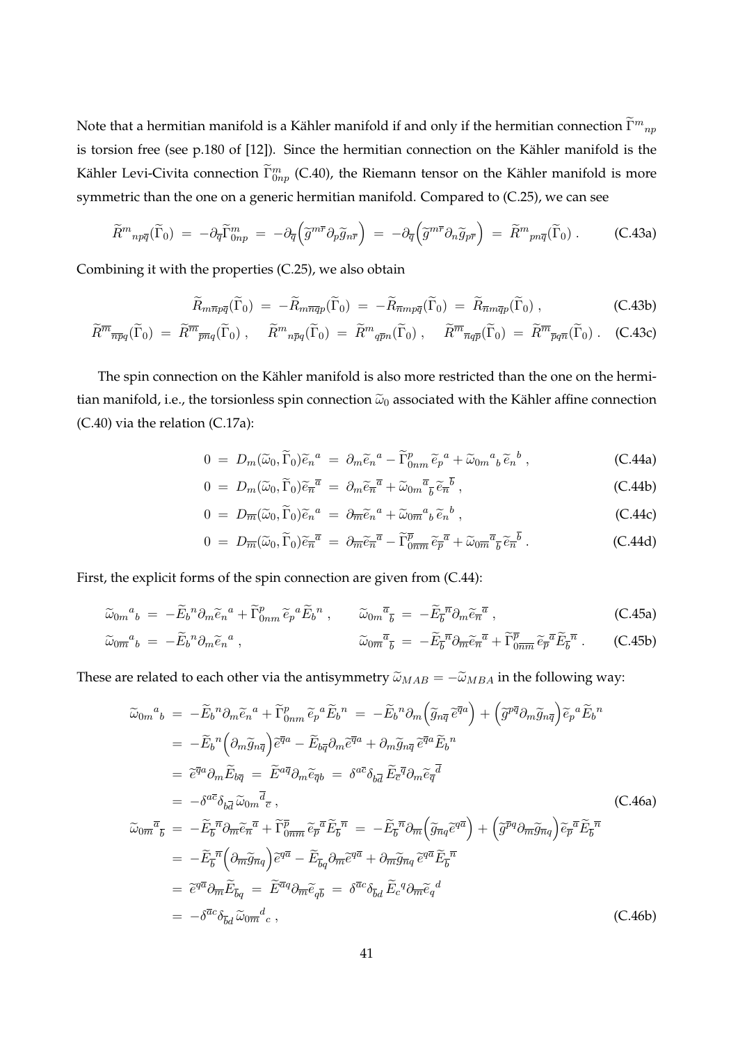Note that a hermitian manifold is a Kähler manifold if and only if the hermitian connection $\widetilde{\Gamma}^m{}_{np}$ is torsion free (see p.180 of [12]). Since the hermitian connection on the Kähler manifold is the Kähler Levi-Civita connection $\widetilde{\Gamma}^m_{0np}$ (C.40), the Riemann tensor on the Kähler manifold is more symmetric than the one on a generic hermitian manifold. Compared to (C.25), we can see

$$\widetilde{R}^m{}_{np\overline{q}}(\widetilde{\Gamma}_0) \;=\; -\partial_{\overline{q}}\widetilde{\Gamma}^m_{0np} \;=\; -\partial_{\overline{q}}\Big(\widetilde{g}^{m\overline{r}}\partial_p\widetilde{g}_{n\overline{r}}\Big) \;=\; -\partial_{\overline{q}}\Big(\widetilde{g}^{m\overline{r}}\partial_n\widetilde{g}_{p\overline{r}}\Big) \;=\; \widetilde{R}^m{}_{pn\overline{q}}(\widetilde{\Gamma}_0) \,. \tag{C.43a}$$

Combining it with the properties (C.25), we also obtain

$$\widetilde{R}_{m\overline{n}p\overline{q}}(\widetilde{\Gamma}_0) \;=\; -\widetilde{R}_{m\overline{n}\overline{q}p}(\widetilde{\Gamma}_0) \;=\; -\widetilde{R}_{\overline{n}mp\overline{q}}(\widetilde{\Gamma}_0) \;=\; \widetilde{R}_{\overline{n}m\overline{q}p}(\widetilde{\Gamma}_0) \,, \tag{C.43b}$$

$$\widetilde{R}^{\overline{m}}{}_{\overline{n}\overline{p}q}(\widetilde{\Gamma}_0) \;=\; \widetilde{R}^{\overline{m}}{}_{\overline{p}\overline{n}q}(\widetilde{\Gamma}_0) \,, \qquad \widetilde{R}^m{}_{n\overline{p}q}(\widetilde{\Gamma}_0) \;=\; \widetilde{R}^m{}_{q\overline{p}n}(\widetilde{\Gamma}_0) \,, \qquad \widetilde{R}^{\overline{m}}{}_{\overline{n}q\overline{p}}(\widetilde{\Gamma}_0) \;=\; \widetilde{R}^{\overline{m}}{}_{\overline{p}q\overline{n}}(\widetilde{\Gamma}_0) \,. \tag{C.43c}$$

The spin connection on the Kähler manifold is also more restricted than the one on the hermitian manifold, i.e., the torsionless spin connection $\widetilde{\omega}_0$ associated with the Kähler affine connection (C.40) via the relation (C.17a):

$$0 \;=\; D_m(\widetilde{\omega}_0, \widetilde{\Gamma}_0)\widetilde{e}_n{}^a \;=\; \partial_m\widetilde{e}_n{}^a - \widetilde{\Gamma}^p_{0nm}\,\widetilde{e}_p{}^a + \widetilde{\omega}_{0m}{}^a{}_b\,\widetilde{e}_n{}^b \,, \tag{C.44a}$$

$$0 \;=\; D_m(\widetilde{\omega}_0, \widetilde{\Gamma}_0)\widetilde{e}_{\overline{n}}{}^{\overline{a}} \;=\; \partial_m\widetilde{e}_{\overline{n}}{}^{\overline{a}} + \widetilde{\omega}_{0m}{}^{\overline{a}}{}_{\overline{b}}\,\widetilde{e}_{\overline{n}}{}^{\overline{b}} \,, \tag{C.44b}$$

$$0 \;=\; D_{\overline{m}}(\widetilde{\omega}_0, \widetilde{\Gamma}_0)\widetilde{e}_n{}^a \;=\; \partial_{\overline{m}}\widetilde{e}_n{}^a + \widetilde{\omega}_{0\overline{m}}{}^a{}_b\,\widetilde{e}_n{}^b \,, \tag{C.44c}$$

$$0 \;=\; D_{\overline{m}}(\widetilde{\omega}_0, \widetilde{\Gamma}_0)\widetilde{e}_{\overline{n}}{}^{\overline{a}} \;=\; \partial_{\overline{m}}\widetilde{e}_{\overline{n}}{}^{\overline{a}} - \widetilde{\Gamma}^{\overline{p}}_{0\overline{n}\overline{m}}\,\widetilde{e}_{\overline{p}}{}^{\overline{a}} + \widetilde{\omega}_{0\overline{m}}{}^{\overline{a}}{}_{\overline{b}}\,\widetilde{e}_{\overline{n}}{}^{\overline{b}} \,. \tag{C.44d}$$

First, the explicit forms of the spin connection are given from (C.44):

$$\widetilde{\omega}_{0m}{}^a{}_b \;=\; -\widetilde{E}_b{}^n\partial_m\widetilde{e}_n{}^a + \widetilde{\Gamma}^p_{0nm}\,\widetilde{e}_p{}^a\widetilde{E}_b{}^n \,, \qquad \widetilde{\omega}_{0m}{}^{\overline{a}}{}_{\overline{b}} \;=\; -\widetilde{E}_{\overline{b}}{}^{\overline{n}}\partial_m\widetilde{e}_{\overline{n}}{}^{\overline{a}} \,, \tag{C.45a}$$

$$\widetilde{\omega}_{0\overline{m}}{}^a{}_b \;=\; -\widetilde{E}_b{}^n\partial_{\overline{m}}\widetilde{e}_n{}^a \,, \qquad \widetilde{\omega}_{0\overline{m}}{}^{\overline{a}}{}_{\overline{b}} \;=\; -\widetilde{E}_{\overline{b}}{}^{\overline{n}}\partial_{\overline{m}}\widetilde{e}_{\overline{n}}{}^{\overline{a}} + \widetilde{\Gamma}^{\overline{p}}_{0\overline{n}\overline{m}}\,\widetilde{e}_{\overline{p}}{}^{\overline{a}}\widetilde{E}_{\overline{b}}{}^{\overline{n}} \,. \tag{C.45b}$$

These are related to each other via the antisymmetry $\widetilde{\omega}_{MAB} = -\widetilde{\omega}_{MBA}$ in the following way:

$$\begin{aligned}
\widetilde{\omega}_{0m}{}^a{}_b \;&=\; -\widetilde{E}_b{}^n\partial_m\widetilde{e}_n{}^a + \widetilde{\Gamma}^p_{0nm}\,\widetilde{e}_p{}^a\widetilde{E}_b{}^n \;=\; -\widetilde{E}_b{}^n\partial_m\Big(\widetilde{g}_{n\overline{q}}\,\widetilde{e}^{\overline{q}a}\Big) + \Big(\widetilde{g}^{p\overline{q}}\partial_m\widetilde{g}_{n\overline{q}}\Big)\widetilde{e}_p{}^a\widetilde{E}_b{}^n \\
&=\; -\widetilde{E}_b{}^n\Big(\partial_m\widetilde{g}_{n\overline{q}}\Big)\widetilde{e}^{\overline{q}a} - \widetilde{E}_{b\overline{q}}\partial_m\widetilde{e}^{\overline{q}a} + \partial_m\widetilde{g}_{n\overline{q}}\,\widetilde{e}^{\overline{q}a}\widetilde{E}_b{}^n \\
&=\; \widetilde{e}^{\overline{q}a}\partial_m\widetilde{E}_{b\overline{q}} \;=\; \widetilde{E}^{a\overline{q}}\partial_m\widetilde{e}_{\overline{q}b} \;=\; \delta^{a\overline{c}}\delta_{b\overline{d}}\,\widetilde{E}_{\overline{c}}{}^{\overline{q}}\partial_m\widetilde{e}_{\overline{q}}{}^{\overline{d}} \\
&=\; -\delta^{a\overline{c}}\delta_{b\overline{d}}\,\widetilde{\omega}_{0m}{}^{\overline{d}}{}_{\overline{c}} \,,
\end{aligned} \tag{C.46a}$$

$$\begin{aligned}
\widetilde{\omega}_{0\overline{m}}{}^{\overline{a}}{}_{\overline{b}} \;&=\; -\widetilde{E}_{\overline{b}}{}^{\overline{n}}\partial_{\overline{m}}\widetilde{e}_{\overline{n}}{}^{\overline{a}} + \widetilde{\Gamma}^{\overline{p}}_{0\overline{n}\overline{m}}\,\widetilde{e}_{\overline{p}}{}^{\overline{a}}\widetilde{E}_{\overline{b}}{}^{\overline{n}} \;=\; -\widetilde{E}_{\overline{b}}{}^{\overline{n}}\partial_{\overline{m}}\Big(\widetilde{g}_{\overline{n}q}\widetilde{e}^{q\overline{a}}\Big) + \Big(\widetilde{g}^{\overline{p}q}\partial_{\overline{m}}\widetilde{g}_{\overline{n}q}\Big)\widetilde{e}_{\overline{p}}{}^{\overline{a}}\widetilde{E}_{\overline{b}}{}^{\overline{n}} \\
&=\; -\widetilde{E}_{\overline{b}}{}^{\overline{n}}\Big(\partial_{\overline{m}}\widetilde{g}_{\overline{n}q}\Big)\widetilde{e}^{q\overline{a}} - \widetilde{E}_{\overline{b}q}\partial_{\overline{m}}\widetilde{e}^{q\overline{a}} + \partial_{\overline{m}}\widetilde{g}_{\overline{n}q}\,\widetilde{e}^{q\overline{a}}\widetilde{E}_{\overline{b}}{}^{\overline{n}} \\
&=\; \widetilde{e}^{q\overline{a}}\partial_{\overline{m}}\widetilde{E}_{\overline{b}q} \;=\; \widetilde{E}^{\overline{a}q}\partial_{\overline{m}}\widetilde{e}_{q\overline{b}} \;=\; \delta^{\overline{a}c}\delta_{\overline{b}d}\,\widetilde{E}_c{}^q\partial_{\overline{m}}\widetilde{e}_q{}^d \\
&=\; -\delta^{\overline{a}c}\delta_{\overline{b}d}\,\widetilde{\omega}_{0\overline{m}}{}^d{}_c \,,
\end{aligned} \tag{C.46b}$$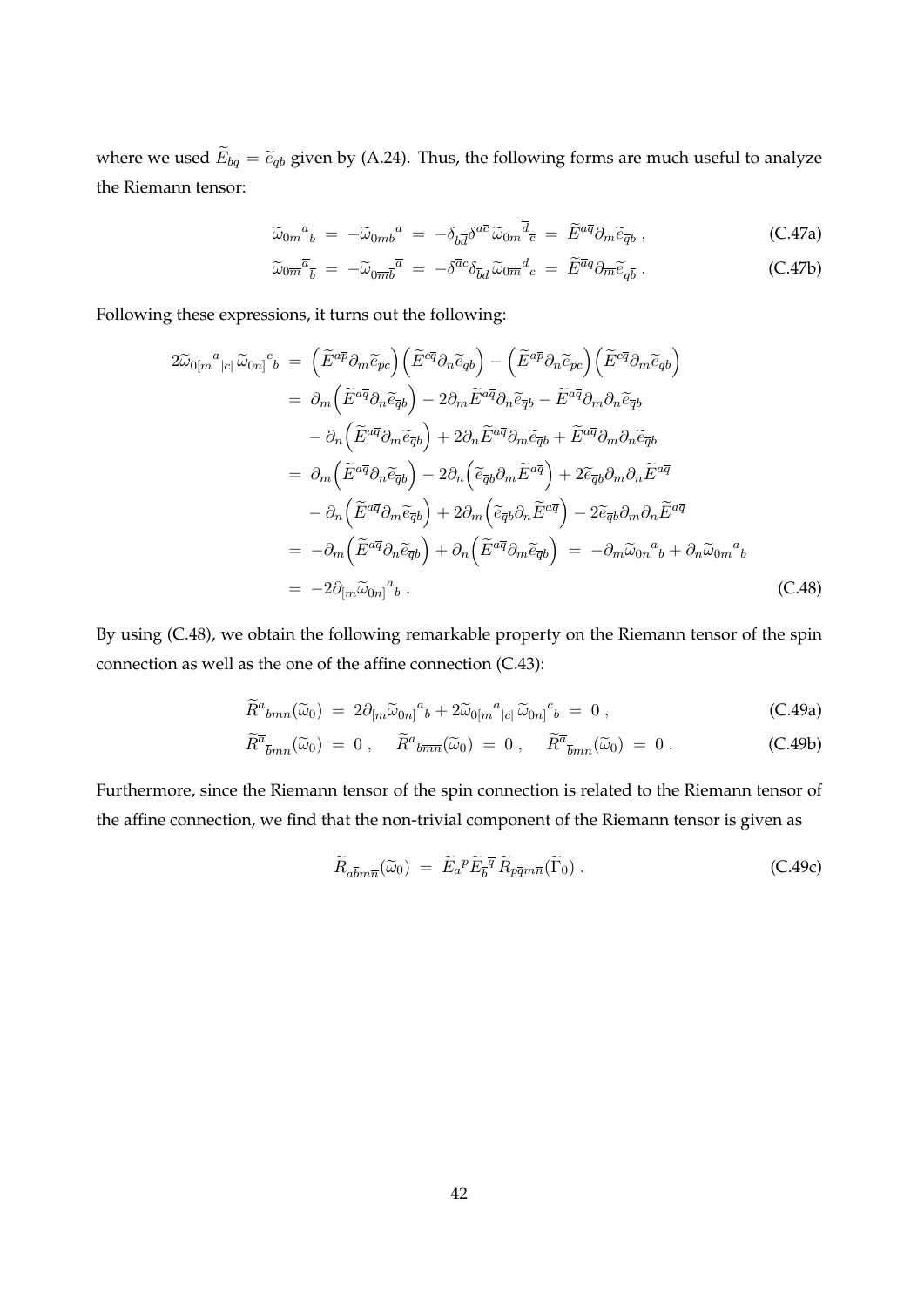where we used $\widetilde{E}_{b\overline{q}} = \widetilde{e}_{\overline{q}b}$ given by (A.24). Thus, the following forms are much useful to analyze the Riemann tensor:

$$\widetilde{\omega}_{0m}{}^{a}{}_{b} \;=\; -\widetilde{\omega}_{0mb}{}^{a} \;=\; -\delta_{b\overline{d}}\delta^{a\overline{c}}\,\widetilde{\omega}_{0m}{}^{\overline{d}}{}_{\overline{c}} \;=\; \widetilde{E}^{a\overline{q}}\partial_m \widetilde{e}_{\overline{q}b} \,, \tag{C.47a}$$

$$\widetilde{\omega}_{0\overline{m}}{}^{\overline{a}}{}_{\overline{b}} \;=\; -\widetilde{\omega}_{0\overline{m}\overline{b}}{}^{\overline{a}} \;=\; -\delta^{\overline{a}c}\delta_{\overline{b}d}\,\widetilde{\omega}_{0\overline{m}}{}^{d}{}_{c} \;=\; \widetilde{E}^{\overline{a}q}\partial_{\overline{m}}\widetilde{e}_{q\overline{b}} \,. \tag{C.47b}$$

Following these expressions, it turns out the following:

$$\begin{aligned}
2\widetilde{\omega}_{0[m}{}^{a}{}_{|c|}\,\widetilde{\omega}_{0n]}{}^{c}{}_{b} \;&=\; \Big(\widetilde{E}^{a\overline{p}}\partial_m \widetilde{e}_{\overline{p}c}\Big)\Big(\widetilde{E}^{c\overline{q}}\partial_n \widetilde{e}_{\overline{q}b}\Big) - \Big(\widetilde{E}^{a\overline{p}}\partial_n \widetilde{e}_{\overline{p}c}\Big)\Big(\widetilde{E}^{c\overline{q}}\partial_m \widetilde{e}_{\overline{q}b}\Big) \\
&=\; \partial_m\Big(\widetilde{E}^{a\overline{q}}\partial_n \widetilde{e}_{\overline{q}b}\Big) - 2\partial_m \widetilde{E}^{a\overline{q}}\partial_n \widetilde{e}_{\overline{q}b} - \widetilde{E}^{a\overline{q}}\partial_m\partial_n \widetilde{e}_{\overline{q}b} \\
&\qquad - \partial_n\Big(\widetilde{E}^{a\overline{q}}\partial_m \widetilde{e}_{\overline{q}b}\Big) + 2\partial_n \widetilde{E}^{a\overline{q}}\partial_m \widetilde{e}_{\overline{q}b} + \widetilde{E}^{a\overline{q}}\partial_m\partial_n \widetilde{e}_{\overline{q}b} \\
&=\; \partial_m\Big(\widetilde{E}^{a\overline{q}}\partial_n \widetilde{e}_{\overline{q}b}\Big) - 2\partial_n\Big(\widetilde{e}_{\overline{q}b}\partial_m \widetilde{E}^{a\overline{q}}\Big) + 2\widetilde{e}_{\overline{q}b}\partial_m\partial_n \widetilde{E}^{a\overline{q}} \\
&\qquad - \partial_n\Big(\widetilde{E}^{a\overline{q}}\partial_m \widetilde{e}_{\overline{q}b}\Big) + 2\partial_m\Big(\widetilde{e}_{\overline{q}b}\partial_n \widetilde{E}^{a\overline{q}}\Big) - 2\widetilde{e}_{\overline{q}b}\partial_m\partial_n \widetilde{E}^{a\overline{q}} \\
&=\; -\partial_m\Big(\widetilde{E}^{a\overline{q}}\partial_n \widetilde{e}_{\overline{q}b}\Big) + \partial_n\Big(\widetilde{E}^{a\overline{q}}\partial_m \widetilde{e}_{\overline{q}b}\Big) \;=\; -\partial_m \widetilde{\omega}_{0n}{}^{a}{}_{b} + \partial_n \widetilde{\omega}_{0m}{}^{a}{}_{b} \\
&=\; -2\partial_{[m}\widetilde{\omega}_{0n]}{}^{a}{}_{b} \,.
\end{aligned} \tag{C.48}$$

By using (C.48), we obtain the following remarkable property on the Riemann tensor of the spin connection as well as the one of the affine connection (C.43):

$$\widetilde{R}^{a}{}_{bmn}(\widetilde{\omega}_0) \;=\; 2\partial_{[m}\widetilde{\omega}_{0n]}{}^{a}{}_{b} + 2\widetilde{\omega}_{0[m}{}^{a}{}_{|c|}\,\widetilde{\omega}_{0n]}{}^{c}{}_{b} \;=\; 0 \,, \tag{C.49a}$$

$$\widetilde{R}^{\overline{a}}{}_{\overline{b}mn}(\widetilde{\omega}_0) \;=\; 0 \,, \qquad \widetilde{R}^{a}{}_{b\overline{m}\overline{n}}(\widetilde{\omega}_0) \;=\; 0 \,, \qquad \widetilde{R}^{\overline{a}}{}_{\overline{b}\overline{m}\overline{n}}(\widetilde{\omega}_0) \;=\; 0 \,. \tag{C.49b}$$

Furthermore, since the Riemann tensor of the spin connection is related to the Riemann tensor of the affine connection, we find that the non-trivial component of the Riemann tensor is given as

$$\widetilde{R}_{a\overline{b}m\overline{n}}(\widetilde{\omega}_0) \;=\; \widetilde{E}_{a}{}^{p}\widetilde{E}_{\overline{b}}{}^{\overline{q}}\,\widetilde{R}_{p\overline{q}m\overline{n}}(\widetilde{\Gamma}_0) \,. \tag{C.49c}$$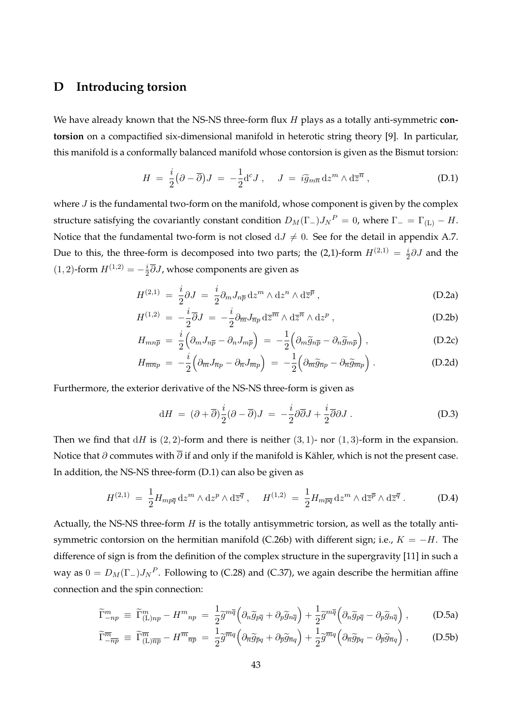## D Introducing torsion

We have already known that the NS-NS three-form flux $H$ plays as a totally anti-symmetric **contorsion** on a compactified six-dimensional manifold in heterotic string theory [9]. In particular, this manifold is a conformally balanced manifold whose contorsion is given as the Bismut torsion:

$$H \;=\; \frac{i}{2}\big(\partial - \overline{\partial}\big) J \;=\; -\frac{1}{2} \mathrm{d}^c J \, , \qquad J \;=\; i \widetilde{g}_{m\overline{n}} \, \mathrm{d} z^m \wedge \mathrm{d} \overline{z}^{\overline{n}} \, , \tag{D.1}$$

where $J$ is the fundamental two-form on the manifold, whose component is given by the complex structure satisfying the covariantly constant condition $D_M(\Gamma_-) J_N{}^P = 0$, where $\Gamma_- = \Gamma_{(\mathrm{L})} - H$. Notice that the fundamental two-form is not closed $\mathrm{d}J \neq 0$. See for the detail in appendix A.7. Due to this, the three-form is decomposed into two parts; the (2,1)-form $H^{(2,1)} = \frac{i}{2}\partial J$ and the $(1,2)$-form $H^{(1,2)} = -\frac{i}{2}\overline{\partial} J$, whose components are given as

$$H^{(2,1)} \;=\; \frac{i}{2} \partial J \;=\; \frac{i}{2} \partial_m J_{n\overline{p}} \, \mathrm{d}z^m \wedge \mathrm{d}z^n \wedge \mathrm{d}\overline{z}^{\overline{p}} \, , \tag{D.2a}$$

$$H^{(1,2)} \;=\; -\frac{i}{2} \overline{\partial} J \;=\; -\frac{i}{2} \partial_{\overline{m}} J_{\overline{n}p} \, \mathrm{d}\overline{z}^{\overline{m}} \wedge \mathrm{d}\overline{z}^{\overline{n}} \wedge \mathrm{d}z^p \, , \tag{D.2b}$$

$$H_{mn\overline{p}} \;=\; \frac{i}{2} \Big( \partial_m J_{n\overline{p}} - \partial_n J_{m\overline{p}} \Big) \;=\; -\frac{1}{2} \Big( \partial_m \widetilde{g}_{n\overline{p}} - \partial_n \widetilde{g}_{m\overline{p}} \Big) \, , \tag{D.2c}$$

$$H_{\overline{m}\overline{n}p} \;=\; -\frac{i}{2} \Big( \partial_{\overline{m}} J_{\overline{n}p} - \partial_{\overline{n}} J_{\overline{m}p} \Big) \;=\; -\frac{1}{2} \Big( \partial_{\overline{m}} \widetilde{g}_{\overline{n}p} - \partial_{\overline{n}} \widetilde{g}_{\overline{m}p} \Big) \, . \tag{D.2d}$$

Furthermore, the exterior derivative of the NS-NS three-form is given as

$$\mathrm{d}H \;=\; (\partial + \overline{\partial}) \frac{i}{2} (\partial - \overline{\partial}) J \;=\; -\frac{i}{2} \partial \overline{\partial} J + \frac{i}{2} \overline{\partial} \partial J \, . \tag{D.3}$$

Then we find that $\mathrm{d}H$ is $(2,2)$-form and there is neither $(3,1)$- nor $(1,3)$-form in the expansion. Notice that $\partial$ commutes with $\overline{\partial}$ if and only if the manifold is Kähler, which is not the present case. In addition, the NS-NS three-form (D.1) can also be given as

$$H^{(2,1)} \;=\; \frac{1}{2} H_{mp\overline{q}} \, \mathrm{d}z^m \wedge \mathrm{d}z^p \wedge \mathrm{d}\overline{z}^{\overline{q}} \, , \qquad H^{(1,2)} \;=\; \frac{1}{2} H_{m\overline{p}\overline{q}} \, \mathrm{d}z^m \wedge \mathrm{d}\overline{z}^{\overline{p}} \wedge \mathrm{d}\overline{z}^{\overline{q}} \, . \tag{D.4}$$

Actually, the NS-NS three-form $H$ is the totally antisymmetric torsion, as well as the totally antisymmetric contorsion on the hermitian manifold (C.26b) with different sign; i.e., $K = -H$. The difference of sign is from the definition of the complex structure in the supergravity [11] in such a way as $0 = D_M(\Gamma_-) J_N{}^P$. Following to (C.28) and (C.37), we again describe the hermitian affine connection and the spin connection:

$$\widetilde{\Gamma}^m_{-np} \;\equiv\; \widetilde{\Gamma}^m_{(\mathrm{L})np} - H^m{}_{np} \;=\; \frac{1}{2} \widetilde{g}^{m\overline{q}} \Big( \partial_n \widetilde{g}_{p\overline{q}} + \partial_p \widetilde{g}_{n\overline{q}} \Big) + \frac{1}{2} \widetilde{g}^{m\overline{q}} \Big( \partial_n \widetilde{g}_{p\overline{q}} - \partial_p \widetilde{g}_{n\overline{q}} \Big) \, , \tag{D.5a}$$

$$\widetilde{\Gamma}^{\overline{m}}_{-\overline{n}\overline{p}} \;\equiv\; \widetilde{\Gamma}^{\overline{m}}_{(\mathrm{L})\overline{n}\overline{p}} - H^{\overline{m}}{}_{\overline{n}\overline{p}} \;=\; \frac{1}{2} \widetilde{g}^{\overline{m}q} \Big( \partial_{\overline{n}} \widetilde{g}_{\overline{p}q} + \partial_{\overline{p}} \widetilde{g}_{\overline{n}q} \Big) + \frac{1}{2} \widetilde{g}^{\overline{m}q} \Big( \partial_{\overline{n}} \widetilde{g}_{\overline{p}q} - \partial_{\overline{p}} \widetilde{g}_{\overline{n}q} \Big) \, , \tag{D.5b}$$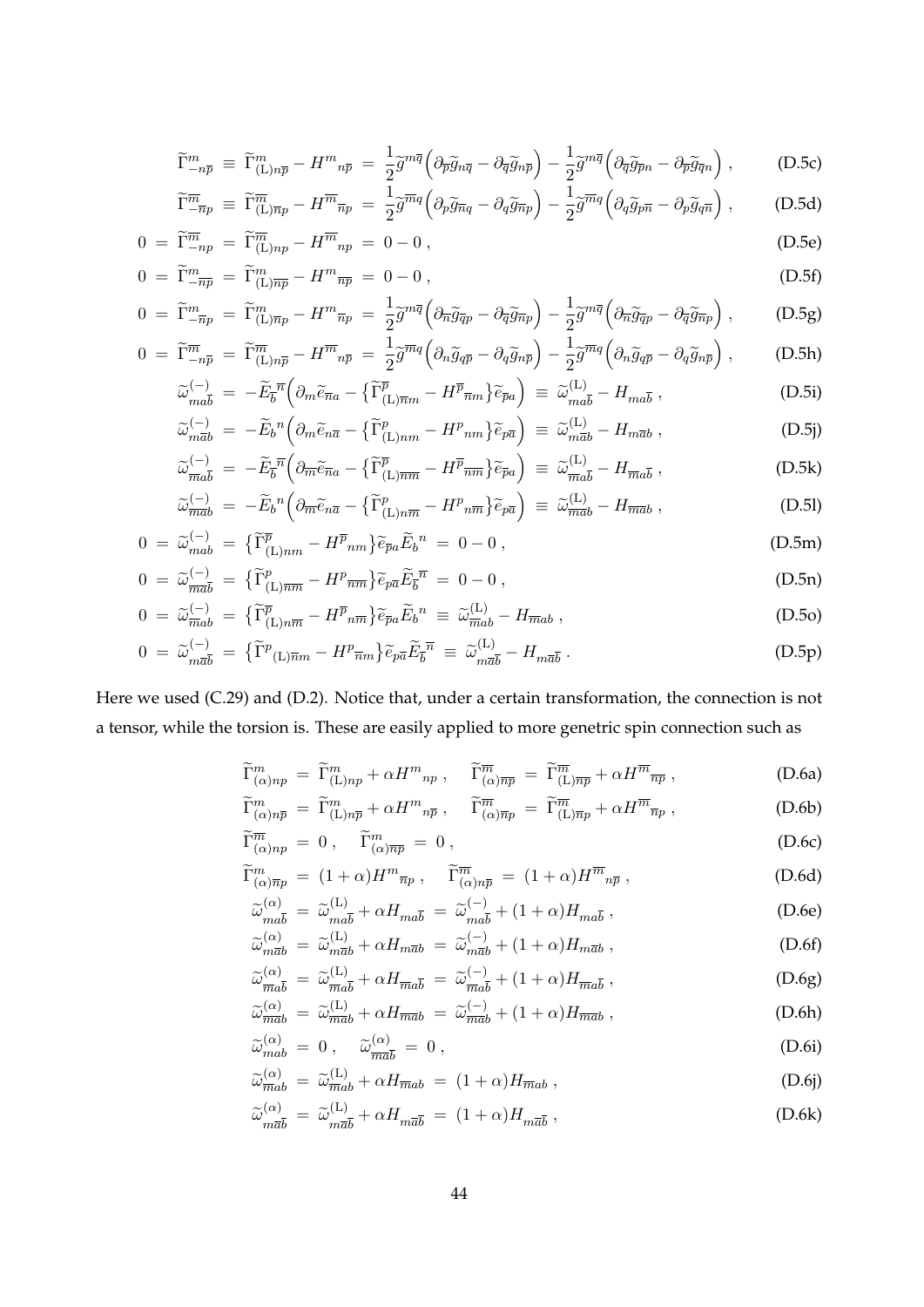$$\widetilde{\Gamma}^{m}_{-n\overline{p}} \equiv \widetilde{\Gamma}^{m}_{(\mathrm{L})n\overline{p}} - H^{m}{}_{n\overline{p}} = \frac{1}{2}\widetilde{g}^{m\overline{q}}\Big(\partial_{\overline{p}}\widetilde{g}_{n\overline{q}} - \partial_{\overline{q}}\widetilde{g}_{n\overline{p}}\Big) - \frac{1}{2}\widetilde{g}^{m\overline{q}}\Big(\partial_{\overline{q}}\widetilde{g}_{\overline{p}n} - \partial_{\overline{p}}\widetilde{g}_{\overline{q}n}\Big) \,, \tag{D.5c}$$

$$\widetilde{\Gamma}^{\overline{m}}_{-\overline{n}p} \equiv \widetilde{\Gamma}^{\overline{m}}_{(\mathrm{L})\overline{n}p} - H^{\overline{m}}{}_{\overline{n}p} = \frac{1}{2}\widetilde{g}^{\overline{m}q}\Big(\partial_{p}\widetilde{g}_{\overline{n}q} - \partial_{q}\widetilde{g}_{\overline{n}p}\Big) - \frac{1}{2}\widetilde{g}^{\overline{m}q}\Big(\partial_{q}\widetilde{g}_{p\overline{n}} - \partial_{p}\widetilde{g}_{q\overline{n}}\Big) \,, \tag{D.5d}$$

$$0 = \widetilde{\Gamma}^{\overline{m}}_{-np} = \widetilde{\Gamma}^{\overline{m}}_{(\mathrm{L})np} - H^{\overline{m}}{}_{np} = 0 - 0 \,, \tag{D.5e}$$

$$0 = \widetilde{\Gamma}^{m}_{-\overline{n}\overline{p}} = \widetilde{\Gamma}^{m}_{(\mathrm{L})\overline{n}\overline{p}} - H^{m}{}_{\overline{n}\overline{p}} = 0 - 0 \,, \tag{D.5f}$$

$$0 = \widetilde{\Gamma}^{m}_{-\overline{n}p} = \widetilde{\Gamma}^{m}_{(\mathrm{L})\overline{n}p} - H^{m}{}_{\overline{n}p} = \frac{1}{2}\widetilde{g}^{m\overline{q}}\Big(\partial_{\overline{n}}\widetilde{g}_{\overline{q}p} - \partial_{\overline{q}}\widetilde{g}_{\overline{n}p}\Big) - \frac{1}{2}\widetilde{g}^{m\overline{q}}\Big(\partial_{\overline{n}}\widetilde{g}_{\overline{q}p} - \partial_{\overline{q}}\widetilde{g}_{\overline{n}p}\Big) \,, \tag{D.5g}$$

$$0 = \widetilde{\Gamma}^{\overline{m}}_{-n\overline{p}} = \widetilde{\Gamma}^{\overline{m}}_{(\mathrm{L})n\overline{p}} - H^{\overline{m}}{}_{n\overline{p}} = \frac{1}{2}\widetilde{g}^{\overline{m}q}\Big(\partial_{n}\widetilde{g}_{q\overline{p}} - \partial_{q}\widetilde{g}_{n\overline{p}}\Big) - \frac{1}{2}\widetilde{g}^{\overline{m}q}\Big(\partial_{n}\widetilde{g}_{q\overline{p}} - \partial_{q}\widetilde{g}_{n\overline{p}}\Big) \,, \tag{D.5h}$$

$$\widetilde{\omega}^{(-)}_{ma\overline{b}} = -\widetilde{E}_{\overline{b}}{}^{\overline{n}}\Big(\partial_{m}\widetilde{e}_{\overline{n}a} - \big\{\widetilde{\Gamma}^{\overline{p}}_{(\mathrm{L})\overline{n}m} - H^{\overline{p}}{}_{\overline{n}m}\big\}\widetilde{e}_{\overline{p}a}\Big) \equiv \widetilde{\omega}^{(\mathrm{L})}_{ma\overline{b}} - H_{ma\overline{b}} \,, \tag{D.5i}$$

$$\widetilde{\omega}^{(-)}_{m\overline{a}b} = -\widetilde{E}_{b}{}^{n}\Big(\partial_{m}\widetilde{e}_{n\overline{a}} - \big\{\widetilde{\Gamma}^{p}_{(\mathrm{L})nm} - H^{p}{}_{nm}\big\}\widetilde{e}_{p\overline{a}}\Big) \equiv \widetilde{\omega}^{(\mathrm{L})}_{m\overline{a}b} - H_{m\overline{a}b} \,, \tag{D.5j}$$

$$\widetilde{\omega}^{(-)}_{\overline{m}a\overline{b}} = -\widetilde{E}_{\overline{b}}{}^{\overline{n}}\Big(\partial_{\overline{m}}\widetilde{e}_{\overline{n}a} - \big\{\widetilde{\Gamma}^{\overline{p}}_{(\mathrm{L})\overline{n}\overline{m}} - H^{\overline{p}}{}_{\overline{n}\overline{m}}\big\}\widetilde{e}_{\overline{p}a}\Big) \equiv \widetilde{\omega}^{(\mathrm{L})}_{\overline{m}a\overline{b}} - H_{\overline{m}a\overline{b}} \,, \tag{D.5k}$$

$$\widetilde{\omega}^{(-)}_{\overline{m}\overline{a}b} = -\widetilde{E}_{b}{}^{n}\Big(\partial_{\overline{m}}\widetilde{e}_{n\overline{a}} - \big\{\widetilde{\Gamma}^{p}_{(\mathrm{L})n\overline{m}} - H^{p}{}_{n\overline{m}}\big\}\widetilde{e}_{p\overline{a}}\Big) \equiv \widetilde{\omega}^{(\mathrm{L})}_{\overline{m}\overline{a}b} - H_{\overline{m}\overline{a}b} \,, \tag{D.5l}$$

$$0 = \widetilde{\omega}^{(-)}_{mab} = \big\{\widetilde{\Gamma}^{\overline{p}}_{(\mathrm{L})nm} - H^{\overline{p}}{}_{nm}\big\}\widetilde{e}_{\overline{p}a}\widetilde{E}_{b}{}^{n} = 0 - 0 \,, \tag{D.5m}$$

$$0 = \widetilde{\omega}^{(-)}_{\overline{m}\overline{a}\overline{b}} = \big\{\widetilde{\Gamma}^{p}_{(\mathrm{L})\overline{n}\overline{m}} - H^{p}{}_{\overline{n}\overline{m}}\big\}\widetilde{e}_{p\overline{a}}\widetilde{E}_{\overline{b}}{}^{\overline{n}} = 0 - 0 \,, \tag{D.5n}$$

$$0 = \widetilde{\omega}^{(-)}_{\overline{m}ab} = \big\{\widetilde{\Gamma}^{\overline{p}}_{(\mathrm{L})n\overline{m}} - H^{\overline{p}}{}_{n\overline{m}}\big\}\widetilde{e}_{\overline{p}a}\widetilde{E}_{b}{}^{n} \equiv \widetilde{\omega}^{(\mathrm{L})}_{\overline{m}ab} - H_{\overline{m}ab} \,, \tag{D.5o}$$

$$0 = \widetilde{\omega}^{(-)}_{m\overline{a}\overline{b}} = \big\{\widetilde{\Gamma}^{p}{}_{(\mathrm{L})\overline{n}m} - H^{p}{}_{\overline{n}m}\big\}\widetilde{e}_{p\overline{a}}\widetilde{E}_{\overline{b}}{}^{\overline{n}} \equiv \widetilde{\omega}^{(\mathrm{L})}_{m\overline{a}\overline{b}} - H_{m\overline{a}\overline{b}} \,. \tag{D.5p}$$

Here we used (C.29) and (D.2). Notice that, under a certain transformation, the connection is not a tensor, while the torsion is. These are easily applied to more genetric spin connection such as

$$\widetilde{\Gamma}^{m}_{(\alpha)np} = \widetilde{\Gamma}^{m}_{(\mathrm{L})np} + \alpha H^{m}{}_{np} \,, \quad \widetilde{\Gamma}^{\overline{m}}_{(\alpha)\overline{n}\overline{p}} = \widetilde{\Gamma}^{\overline{m}}_{(\mathrm{L})\overline{n}\overline{p}} + \alpha H^{\overline{m}}{}_{\overline{n}\overline{p}} \,, \tag{D.6a}$$

$$\widetilde{\Gamma}^{m}_{(\alpha)n\overline{p}} = \widetilde{\Gamma}^{m}_{(\mathrm{L})n\overline{p}} + \alpha H^{m}{}_{n\overline{p}} \,, \quad \widetilde{\Gamma}^{\overline{m}}_{(\alpha)\overline{n}p} = \widetilde{\Gamma}^{\overline{m}}_{(\mathrm{L})\overline{n}p} + \alpha H^{\overline{m}}{}_{\overline{n}p} \,, \tag{D.6b}$$

$$\widetilde{\Gamma}^{\overline{m}}_{(\alpha)np} = 0 \,, \quad \widetilde{\Gamma}^{m}_{(\alpha)\overline{n}\overline{p}} = 0 \,, \tag{D.6c}$$

$$\widetilde{\Gamma}^{m}_{(\alpha)\overline{n}p} = (1+\alpha)H^{m}{}_{\overline{n}p} \,, \quad \widetilde{\Gamma}^{\overline{m}}_{(\alpha)n\overline{p}} = (1+\alpha)H^{\overline{m}}{}_{n\overline{p}} \,, \tag{D.6d}$$

$$\widetilde{\omega}^{(\alpha)}_{ma\overline{b}} = \widetilde{\omega}^{(\mathrm{L})}_{ma\overline{b}} + \alpha H_{ma\overline{b}} = \widetilde{\omega}^{(-)}_{ma\overline{b}} + (1+\alpha)H_{ma\overline{b}} \,, \tag{D.6e}$$

$$\widetilde{\omega}^{(\alpha)}_{m\overline{a}b} = \widetilde{\omega}^{(\mathrm{L})}_{m\overline{a}b} + \alpha H_{m\overline{a}b} = \widetilde{\omega}^{(-)}_{m\overline{a}b} + (1+\alpha)H_{m\overline{a}b} \,, \tag{D.6f}$$

$$\widetilde{\omega}^{(\alpha)}_{\overline{m}a\overline{b}} = \widetilde{\omega}^{(\mathrm{L})}_{\overline{m}a\overline{b}} + \alpha H_{\overline{m}a\overline{b}} = \widetilde{\omega}^{(-)}_{\overline{m}a\overline{b}} + (1+\alpha)H_{\overline{m}a\overline{b}} \,, \tag{D.6g}$$

$$\widetilde{\omega}^{(\alpha)}_{\overline{m}\overline{a}b} = \widetilde{\omega}^{(\mathrm{L})}_{\overline{m}\overline{a}b} + \alpha H_{\overline{m}\overline{a}b} = \widetilde{\omega}^{(-)}_{\overline{m}\overline{a}b} + (1+\alpha)H_{\overline{m}\overline{a}b} \,, \tag{D.6h}$$

$$\widetilde{\omega}^{(\alpha)}_{mab} = 0 \,, \quad \widetilde{\omega}^{(\alpha)}_{\overline{m}\overline{a}\overline{b}} = 0 \,, \tag{D.6i}$$

$$\widetilde{\omega}^{(\alpha)}_{\overline{m}ab} = \widetilde{\omega}^{(\mathrm{L})}_{\overline{m}ab} + \alpha H_{\overline{m}ab} = (1+\alpha)H_{\overline{m}ab} \,, \tag{D.6j}$$

$$\widetilde{\omega}^{(\alpha)}_{m\overline{a}\overline{b}} = \widetilde{\omega}^{(\mathrm{L})}_{m\overline{a}\overline{b}} + \alpha H_{m\overline{a}\overline{b}} = (1+\alpha)H_{m\overline{a}\overline{b}} \,, \tag{D.6k}$$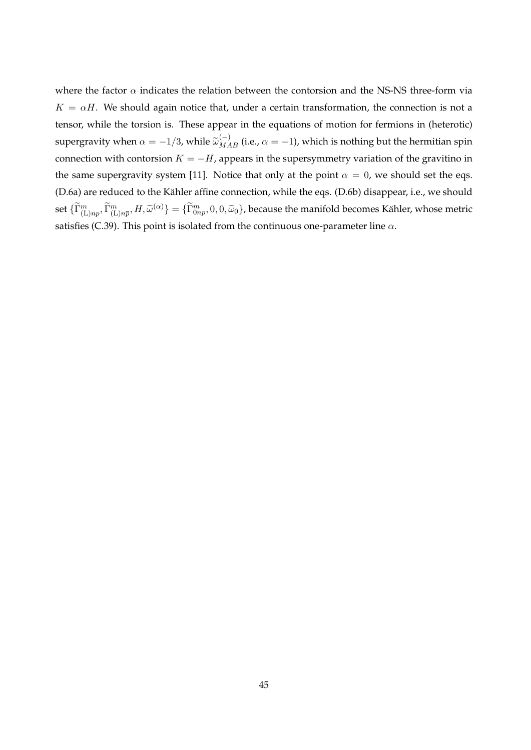where the factor $\alpha$ indicates the relation between the contorsion and the NS-NS three-form via $K = \alpha H$. We should again notice that, under a certain transformation, the connection is not a tensor, while the torsion is. These appear in the equations of motion for fermions in (heterotic) supergravity when $\alpha = -1/3$, while $\widetilde{\omega}^{(-)}_{MAB}$ (i.e., $\alpha = -1$), which is nothing but the hermitian spin connection with contorsion $K = -H$, appears in the supersymmetry variation of the gravitino in the same supergravity system [11]. Notice that only at the point $\alpha = 0$, we should set the eqs. (D.6a) are reduced to the Kähler affine connection, while the eqs. (D.6b) disappear, i.e., we should set $\{\widetilde{\Gamma}^m_{(\mathrm{L})np}, \widetilde{\Gamma}^m_{(\mathrm{L})n\overline{p}}, H, \widetilde{\omega}^{(\alpha)}\} = \{\widetilde{\Gamma}^m_{0np}, 0, 0, \widetilde{\omega}_0\}$, because the manifold becomes Kähler, whose metric satisfies (C.39). This point is isolated from the continuous one-parameter line $\alpha$.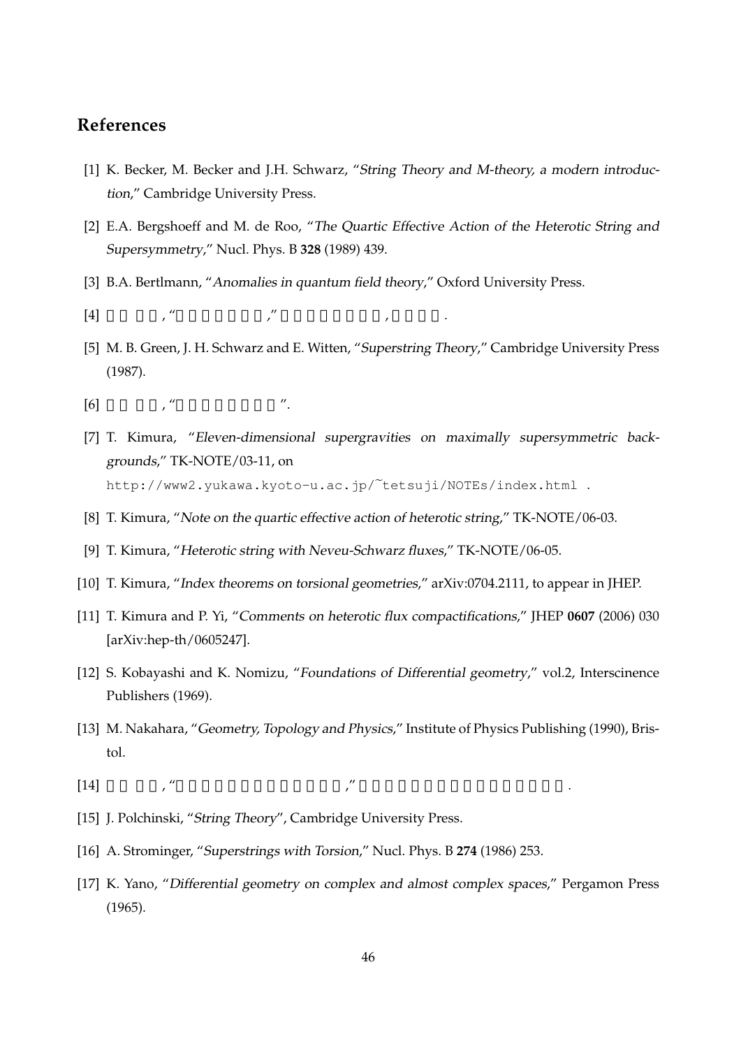## References

[1] K. Becker, M. Becker and J.H. Schwarz, "*String Theory and M-theory, a modern introduction*," Cambridge University Press.

[2] E.A. Bergshoeff and M. de Roo, "*The Quartic Effective Action of the Heterotic String and Supersymmetry*," Nucl. Phys. B **328** (1989) 439.

[3] B.A. Bertlmann, "*Anomalies in quantum field theory*," Oxford University Press.

[4] , " ," , .

[5] M. B. Green, J. H. Schwarz and E. Witten, "*Superstring Theory*," Cambridge University Press (1987).

[6] , " ".

[7] T. Kimura, "*Eleven-dimensional supergravities on maximally supersymmetric backgrounds*," TK-NOTE/03-11, on `http://www2.yukawa.kyoto-u.ac.jp/~tetsuji/NOTEs/index.html` .

[8] T. Kimura, "*Note on the quartic effective action of heterotic string*," TK-NOTE/06-03.

[9] T. Kimura, "*Heterotic string with Neveu-Schwarz fluxes*," TK-NOTE/06-05.

[10] T. Kimura, "*Index theorems on torsional geometries*," arXiv:0704.2111, to appear in JHEP.

[11] T. Kimura and P. Yi, "*Comments on heterotic flux compactifications*," JHEP **0607** (2006) 030 [arXiv:hep-th/0605247].

[12] S. Kobayashi and K. Nomizu, "*Foundations of Differential geometry*," vol.2, Interscinence Publishers (1969).

[13] M. Nakahara, "*Geometry, Topology and Physics*," Institute of Physics Publishing (1990), Bristol.

[14] , " ," .

[15] J. Polchinski, "*String Theory*", Cambridge University Press.

[16] A. Strominger, "*Superstrings with Torsion*," Nucl. Phys. B **274** (1986) 253.

[17] K. Yano, "*Differential geometry on complex and almost complex spaces*," Pergamon Press (1965).